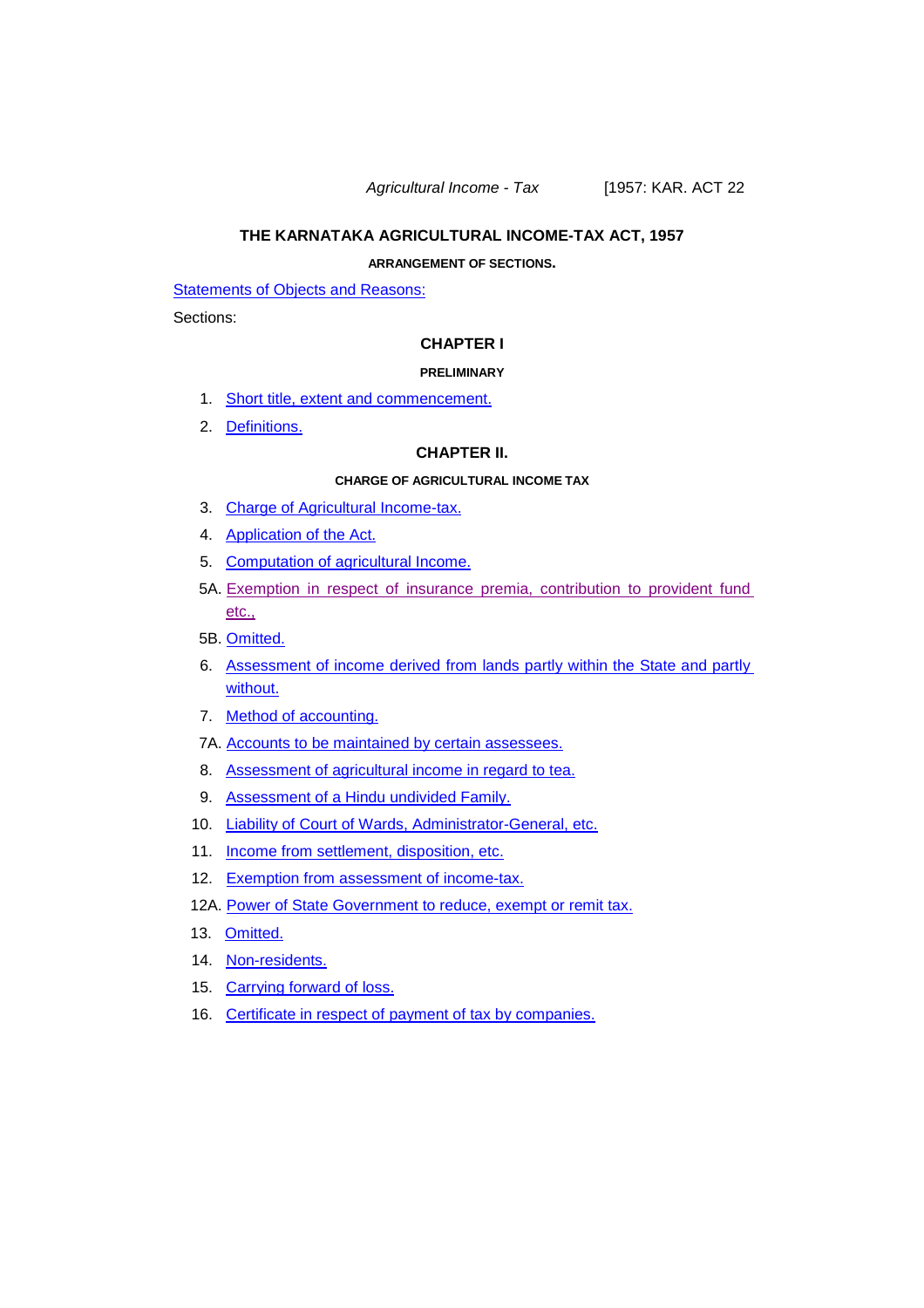*Agricultural Income - Tax* [1957: KAR. ACT 22

# THE KARNATAKA AGRICULTURAL INCOME-TAX ACT, 1957

**ARRANGEMENT OF SECTIONS.**

Statements of Objects and Reasons:

Sections:

## CHAPTER I

**PRELIMINARY**

1. Short title, extent and commencement.
2. Definitions.

## CHAPTER II.

**CHARGE OF AGRICULTURAL INCOME TAX**

3. Charge of Agricultural Income-tax.
4. Application of the Act.
5. Computation of agricultural Income.

5A. Exemption in respect of insurance premia, contribution to provident fund etc.,

5B. Omitted.

6. Assessment of income derived from lands partly within the State and partly without.
7. Method of accounting.

7A. Accounts to be maintained by certain assessees.

8. Assessment of agricultural income in regard to tea.
9. Assessment of a Hindu undivided Family.
10. Liability of Court of Wards, Administrator-General, etc.
11. Income from settlement, disposition, etc.
12. Exemption from assessment of income-tax.

12A. Power of State Government to reduce, exempt or remit tax.

13. Omitted.
14. Non-residents.
15. Carrying forward of loss.
16. Certificate in respect of payment of tax by companies.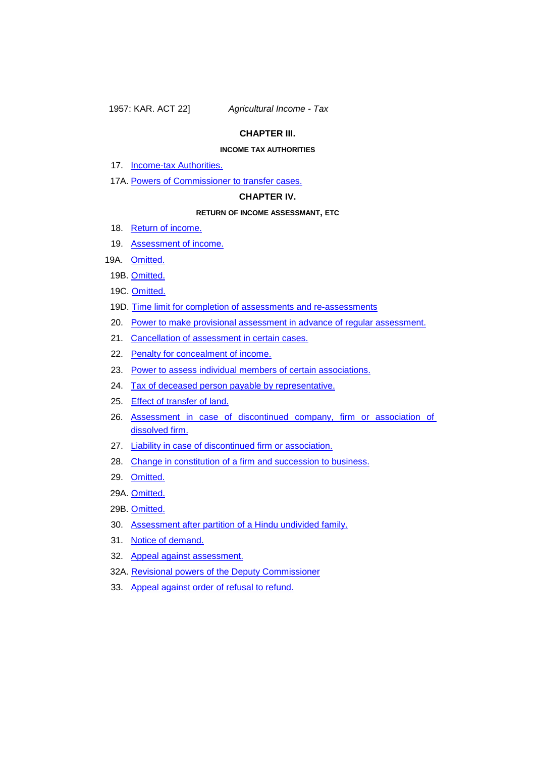## CHAPTER III.

### INCOME TAX AUTHORITIES

17. Income-tax Authorities.

17A. Powers of Commissioner to transfer cases.

## CHAPTER IV.

### RETURN OF INCOME ASSESSMANT, ETC

18. Return of income.

19. Assessment of income.

19A. Omitted.

19B. Omitted.

19C. Omitted.

19D. Time limit for completion of assessments and re-assessments

20. Power to make provisional assessment in advance of regular assessment.

21. Cancellation of assessment in certain cases.

22. Penalty for concealment of income.

23. Power to assess individual members of certain associations.

24. Tax of deceased person payable by representative.

25. Effect of transfer of land.

26. Assessment in case of discontinued company, firm or association of dissolved firm.

27. Liability in case of discontinued firm or association.

28. Change in constitution of a firm and succession to business.

29. Omitted.

29A. Omitted.

29B. Omitted.

30. Assessment after partition of a Hindu undivided family.

31. Notice of demand.

32. Appeal against assessment.

32A. Revisional powers of the Deputy Commissioner

33. Appeal against order of refusal to refund.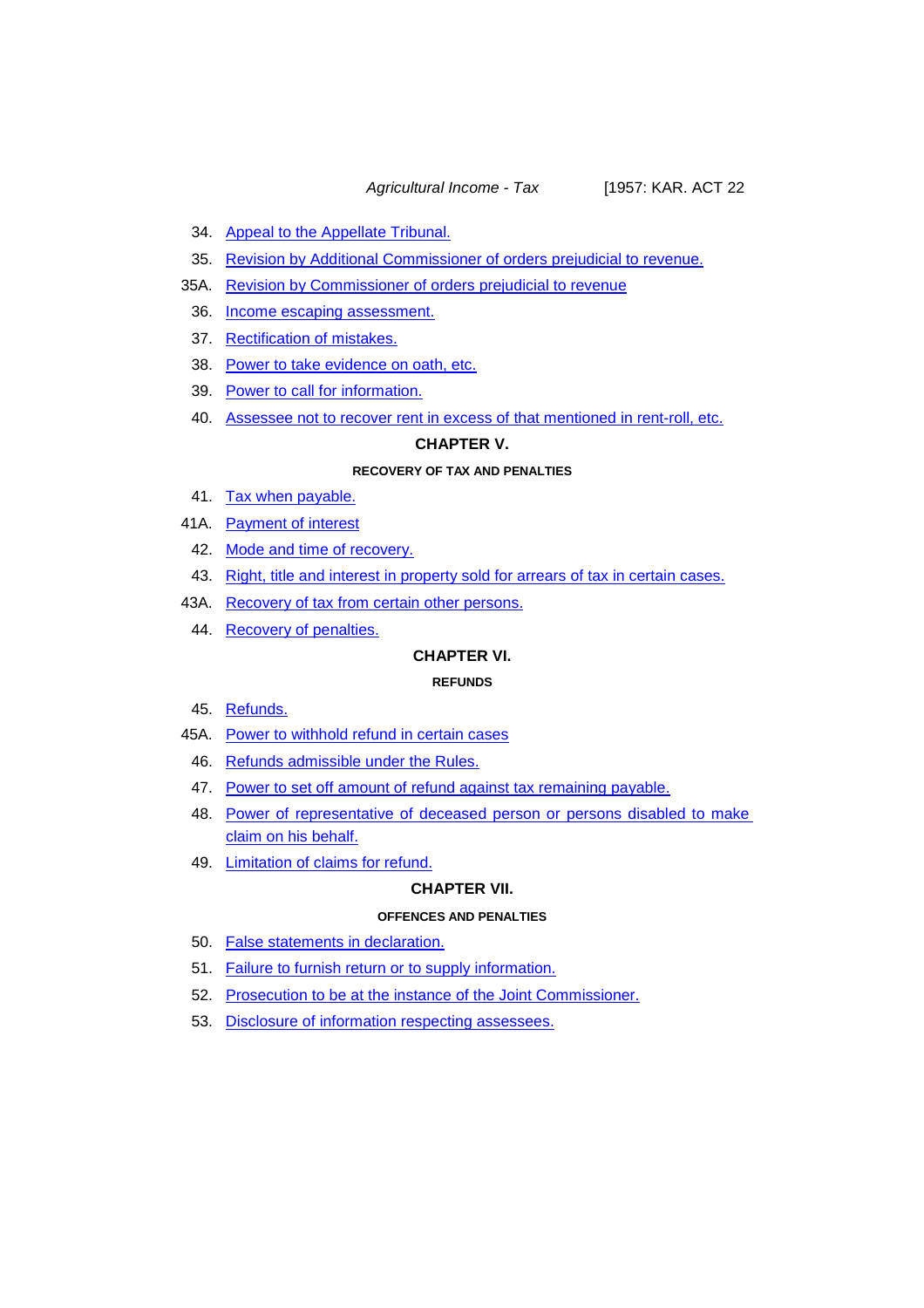34. Appeal to the Appellate Tribunal.
35. Revision by Additional Commissioner of orders prejudicial to revenue.
35A. Revision by Commissioner of orders prejudicial to revenue
36. Income escaping assessment.
37. Rectification of mistakes.
38. Power to take evidence on oath, etc.
39. Power to call for information.
40. Assessee not to recover rent in excess of that mentioned in rent-roll, etc.

## CHAPTER V.

### RECOVERY OF TAX AND PENALTIES

41. Tax when payable.
41A. Payment of interest
42. Mode and time of recovery.
43. Right, title and interest in property sold for arrears of tax in certain cases.
43A. Recovery of tax from certain other persons.
44. Recovery of penalties.

## CHAPTER VI.

### REFUNDS

45. Refunds.
45A. Power to withhold refund in certain cases
46. Refunds admissible under the Rules.
47. Power to set off amount of refund against tax remaining payable.
48. Power of representative of deceased person or persons disabled to make claim on his behalf.
49. Limitation of claims for refund.

## CHAPTER VII.

### OFFENCES AND PENALTIES

50. False statements in declaration.
51. Failure to furnish return or to supply information.
52. Prosecution to be at the instance of the Joint Commissioner.
53. Disclosure of information respecting assessees.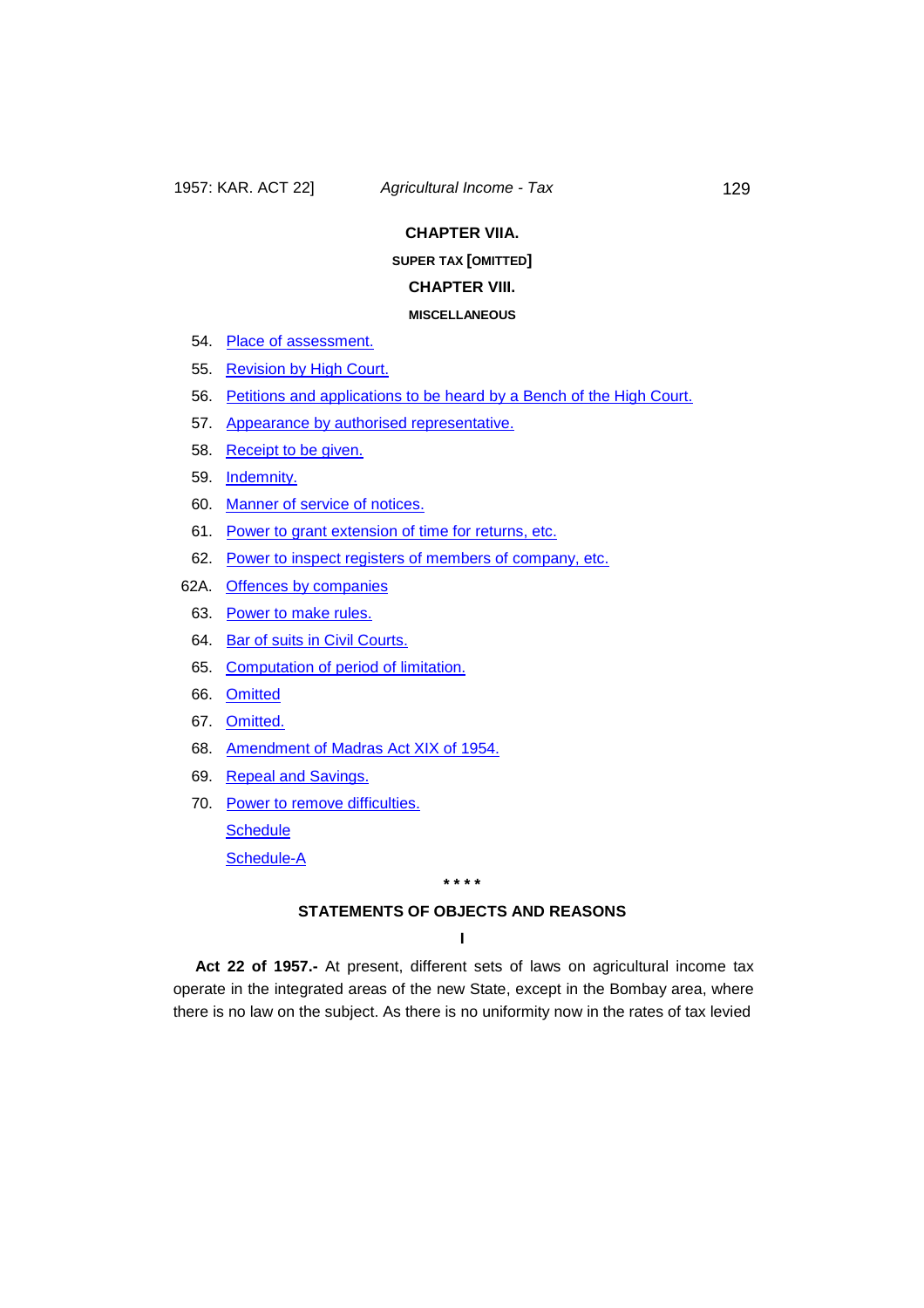## CHAPTER VIIA.

### SUPER TAX [OMITTED]

## CHAPTER VIII.

### MISCELLANEOUS

54. Place of assessment.
55. Revision by High Court.
56. Petitions and applications to be heard by a Bench of the High Court.
57. Appearance by authorised representative.
58. Receipt to be given.
59. Indemnity.
60. Manner of service of notices.
61. Power to grant extension of time for returns, etc.
62. Power to inspect registers of members of company, etc.

62A. Offences by companies

63. Power to make rules.
64. Bar of suits in Civil Courts.
65. Computation of period of limitation.
66. Omitted
67. Omitted.
68. Amendment of Madras Act XIX of 1954.
69. Repeal and Savings.
70. Power to remove difficulties.

Schedule

Schedule-A

\* \* \* \*

## STATEMENTS OF OBJECTS AND REASONS

### I

**Act 22 of 1957.-** At present, different sets of laws on agricultural income tax operate in the integrated areas of the new State, except in the Bombay area, where there is no law on the subject. As there is no uniformity now in the rates of tax levied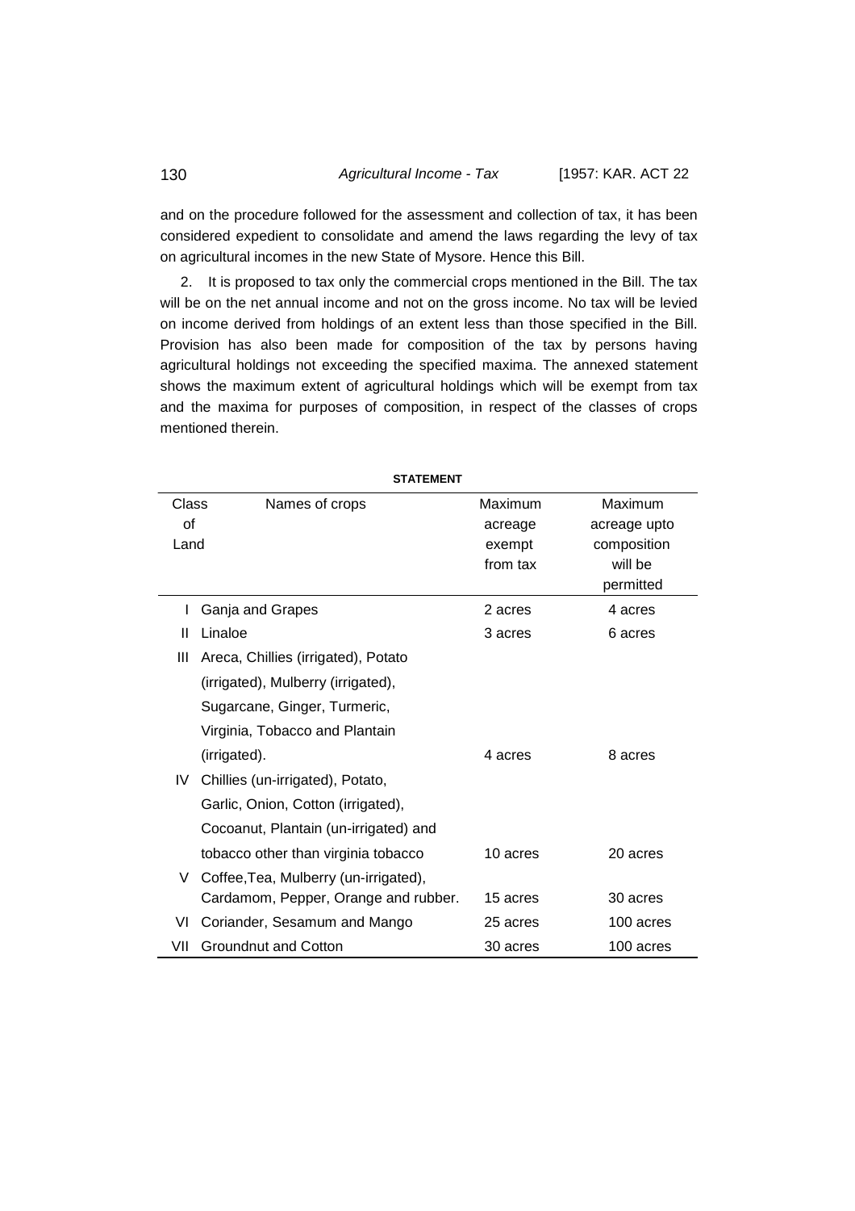and on the procedure followed for the assessment and collection of tax, it has been considered expedient to consolidate and amend the laws regarding the levy of tax on agricultural incomes in the new State of Mysore. Hence this Bill.

2. It is proposed to tax only the commercial crops mentioned in the Bill. The tax will be on the net annual income and not on the gross income. No tax will be levied on income derived from holdings of an extent less than those specified in the Bill. Provision has also been made for composition of the tax by persons having agricultural holdings not exceeding the specified maxima. The annexed statement shows the maximum extent of agricultural holdings which will be exempt from tax and the maxima for purposes of composition, in respect of the classes of crops mentioned therein.

**STATEMENT**

| Class of Land | Names of crops | Maximum acreage exempt from tax | Maximum acreage upto composition will be permitted |
|---|---|---|---|
| I | Ganja and Grapes | 2 acres | 4 acres |
| II | Linaloe | 3 acres | 6 acres |
| III | Areca, Chillies (irrigated), Potato (irrigated), Mulberry (irrigated), Sugarcane, Ginger, Turmeric, Virginia, Tobacco and Plantain (irrigated). | 4 acres | 8 acres |
| IV | Chillies (un-irrigated), Potato, Garlic, Onion, Cotton (irrigated), Cocoanut, Plantain (un-irrigated) and tobacco other than virginia tobacco | 10 acres | 20 acres |
| V | Coffee,Tea, Mulberry (un-irrigated), Cardamom, Pepper, Orange and rubber. | 15 acres | 30 acres |
| VI | Coriander, Sesamum and Mango | 25 acres | 100 acres |
| VII | Groundnut and Cotton | 30 acres | 100 acres |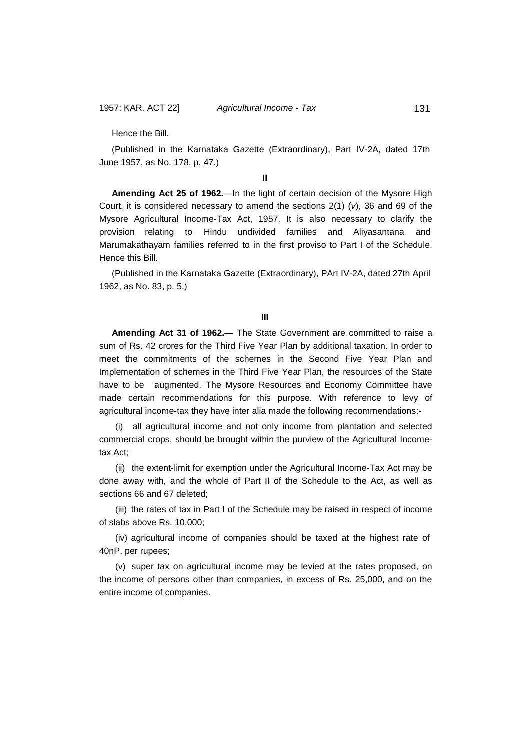Hence the Bill.

(Published in the Karnataka Gazette (Extraordinary), Part IV-2A, dated 17th June 1957, as No. 178, p. 47.)

**II**

**Amending Act 25 of 1962.**—In the light of certain decision of the Mysore High Court, it is considered necessary to amend the sections 2(1) (*v*), 36 and 69 of the Mysore Agricultural Income-Tax Act, 1957. It is also necessary to clarify the provision relating to Hindu undivided families and Aliyasantana and Marumakathayam families referred to in the first proviso to Part I of the Schedule. Hence this Bill.

(Published in the Karnataka Gazette (Extraordinary), PArt IV-2A, dated 27th April 1962, as No. 83, p. 5.)

**III**

**Amending Act 31 of 1962.**— The State Government are committed to raise a sum of Rs. 42 crores for the Third Five Year Plan by additional taxation. In order to meet the commitments of the schemes in the Second Five Year Plan and Implementation of schemes in the Third Five Year Plan, the resources of the State have to be augmented. The Mysore Resources and Economy Committee have made certain recommendations for this purpose. With reference to levy of agricultural income-tax they have inter alia made the following recommendations:-

(i) all agricultural income and not only income from plantation and selected commercial crops, should be brought within the purview of the Agricultural Income-tax Act;

(ii) the extent-limit for exemption under the Agricultural Income-Tax Act may be done away with, and the whole of Part II of the Schedule to the Act, as well as sections 66 and 67 deleted;

(iii) the rates of tax in Part I of the Schedule may be raised in respect of income of slabs above Rs. 10,000;

(iv) agricultural income of companies should be taxed at the highest rate of 40nP. per rupees;

(v) super tax on agricultural income may be levied at the rates proposed, on the income of persons other than companies, in excess of Rs. 25,000, and on the entire income of companies.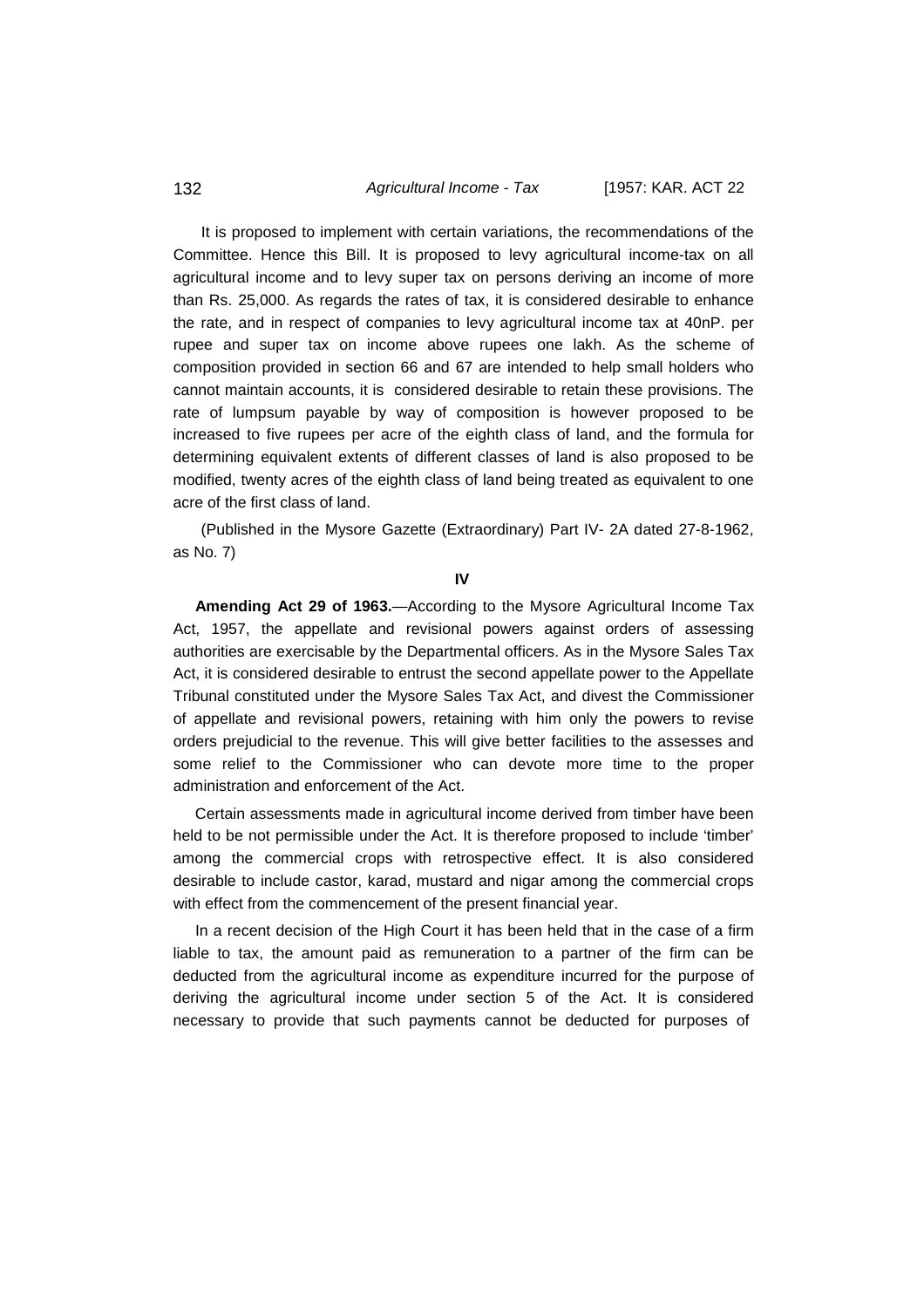It is proposed to implement with certain variations, the recommendations of the Committee. Hence this Bill. It is proposed to levy agricultural income-tax on all agricultural income and to levy super tax on persons deriving an income of more than Rs. 25,000. As regards the rates of tax, it is considered desirable to enhance the rate, and in respect of companies to levy agricultural income tax at 40nP. per rupee and super tax on income above rupees one lakh. As the scheme of composition provided in section 66 and 67 are intended to help small holders who cannot maintain accounts, it is considered desirable to retain these provisions. The rate of lumpsum payable by way of composition is however proposed to be increased to five rupees per acre of the eighth class of land, and the formula for determining equivalent extents of different classes of land is also proposed to be modified, twenty acres of the eighth class of land being treated as equivalent to one acre of the first class of land.

(Published in the Mysore Gazette (Extraordinary) Part IV- 2A dated 27-8-1962, as No. 7)

**IV**

**Amending Act 29 of 1963.**—According to the Mysore Agricultural Income Tax Act, 1957, the appellate and revisional powers against orders of assessing authorities are exercisable by the Departmental officers. As in the Mysore Sales Tax Act, it is considered desirable to entrust the second appellate power to the Appellate Tribunal constituted under the Mysore Sales Tax Act, and divest the Commissioner of appellate and revisional powers, retaining with him only the powers to revise orders prejudicial to the revenue. This will give better facilities to the assesses and some relief to the Commissioner who can devote more time to the proper administration and enforcement of the Act.

Certain assessments made in agricultural income derived from timber have been held to be not permissible under the Act. It is therefore proposed to include 'timber' among the commercial crops with retrospective effect. It is also considered desirable to include castor, karad, mustard and nigar among the commercial crops with effect from the commencement of the present financial year.

In a recent decision of the High Court it has been held that in the case of a firm liable to tax, the amount paid as remuneration to a partner of the firm can be deducted from the agricultural income as expenditure incurred for the purpose of deriving the agricultural income under section 5 of the Act. It is considered necessary to provide that such payments cannot be deducted for purposes of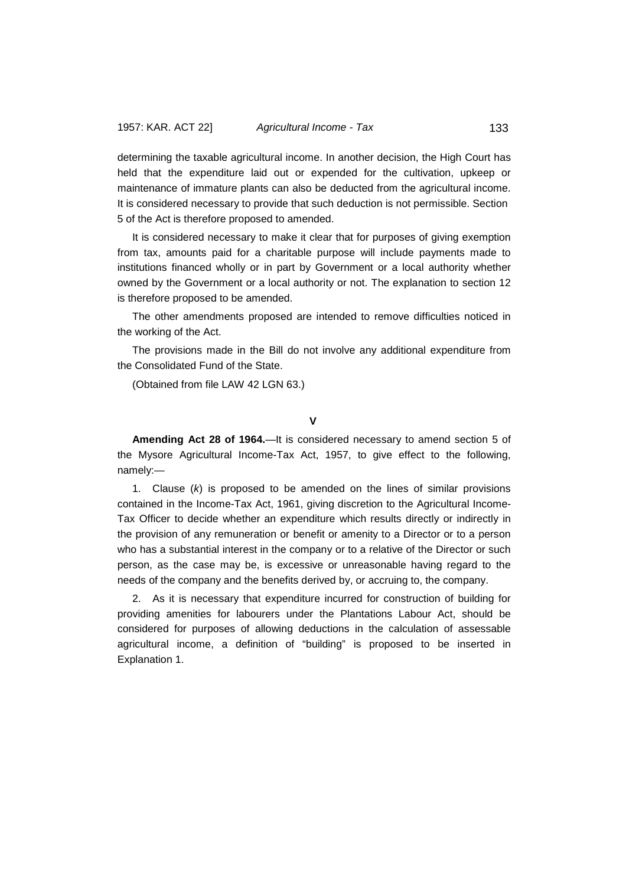determining the taxable agricultural income. In another decision, the High Court has held that the expenditure laid out or expended for the cultivation, upkeep or maintenance of immature plants can also be deducted from the agricultural income. It is considered necessary to provide that such deduction is not permissible. Section 5 of the Act is therefore proposed to amended.

It is considered necessary to make it clear that for purposes of giving exemption from tax, amounts paid for a charitable purpose will include payments made to institutions financed wholly or in part by Government or a local authority whether owned by the Government or a local authority or not. The explanation to section 12 is therefore proposed to be amended.

The other amendments proposed are intended to remove difficulties noticed in the working of the Act.

The provisions made in the Bill do not involve any additional expenditure from the Consolidated Fund of the State.

(Obtained from file LAW 42 LGN 63.)

**V**

**Amending Act 28 of 1964.**—It is considered necessary to amend section 5 of the Mysore Agricultural Income-Tax Act, 1957, to give effect to the following, namely:—

1. Clause (*k*) is proposed to be amended on the lines of similar provisions contained in the Income-Tax Act, 1961, giving discretion to the Agricultural Income-Tax Officer to decide whether an expenditure which results directly or indirectly in the provision of any remuneration or benefit or amenity to a Director or to a person who has a substantial interest in the company or to a relative of the Director or such person, as the case may be, is excessive or unreasonable having regard to the needs of the company and the benefits derived by, or accruing to, the company.

2. As it is necessary that expenditure incurred for construction of building for providing amenities for labourers under the Plantations Labour Act, should be considered for purposes of allowing deductions in the calculation of assessable agricultural income, a definition of "building" is proposed to be inserted in Explanation 1.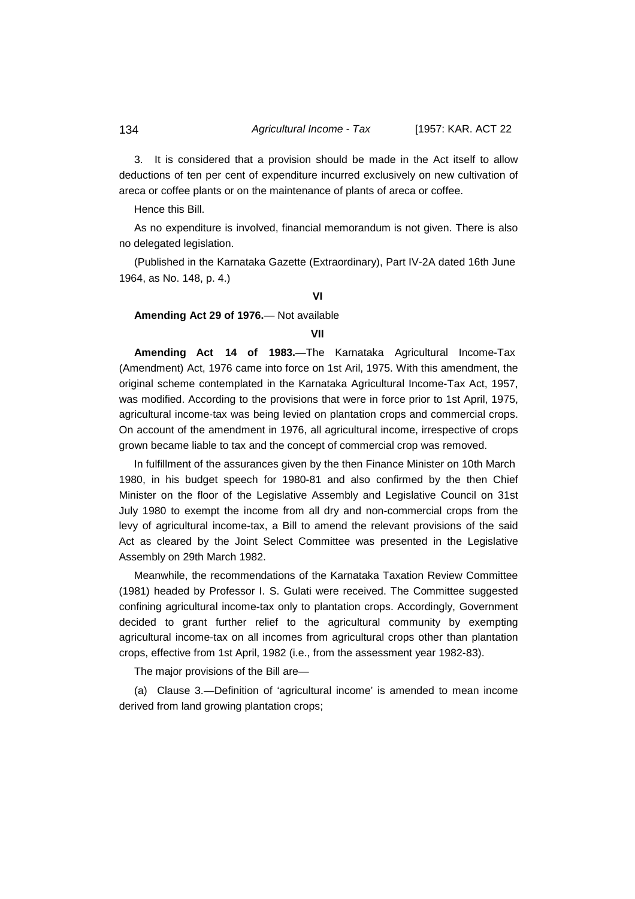3. It is considered that a provision should be made in the Act itself to allow deductions of ten per cent of expenditure incurred exclusively on new cultivation of areca or coffee plants or on the maintenance of plants of areca or coffee.

Hence this Bill.

As no expenditure is involved, financial memorandum is not given. There is also no delegated legislation.

(Published in the Karnataka Gazette (Extraordinary), Part IV-2A dated 16th June 1964, as No. 148, p. 4.)

**VI**

**Amending Act 29 of 1976.**— Not available

**VII**

**Amending Act 14 of 1983.**—The Karnataka Agricultural Income-Tax (Amendment) Act, 1976 came into force on 1st Aril, 1975. With this amendment, the original scheme contemplated in the Karnataka Agricultural Income-Tax Act, 1957, was modified. According to the provisions that were in force prior to 1st April, 1975, agricultural income-tax was being levied on plantation crops and commercial crops. On account of the amendment in 1976, all agricultural income, irrespective of crops grown became liable to tax and the concept of commercial crop was removed.

In fulfillment of the assurances given by the then Finance Minister on 10th March 1980, in his budget speech for 1980-81 and also confirmed by the then Chief Minister on the floor of the Legislative Assembly and Legislative Council on 31st July 1980 to exempt the income from all dry and non-commercial crops from the levy of agricultural income-tax, a Bill to amend the relevant provisions of the said Act as cleared by the Joint Select Committee was presented in the Legislative Assembly on 29th March 1982.

Meanwhile, the recommendations of the Karnataka Taxation Review Committee (1981) headed by Professor I. S. Gulati were received. The Committee suggested confining agricultural income-tax only to plantation crops. Accordingly, Government decided to grant further relief to the agricultural community by exempting agricultural income-tax on all incomes from agricultural crops other than plantation crops, effective from 1st April, 1982 (i.e., from the assessment year 1982-83).

The major provisions of the Bill are—

(a) Clause 3.—Definition of 'agricultural income' is amended to mean income derived from land growing plantation crops;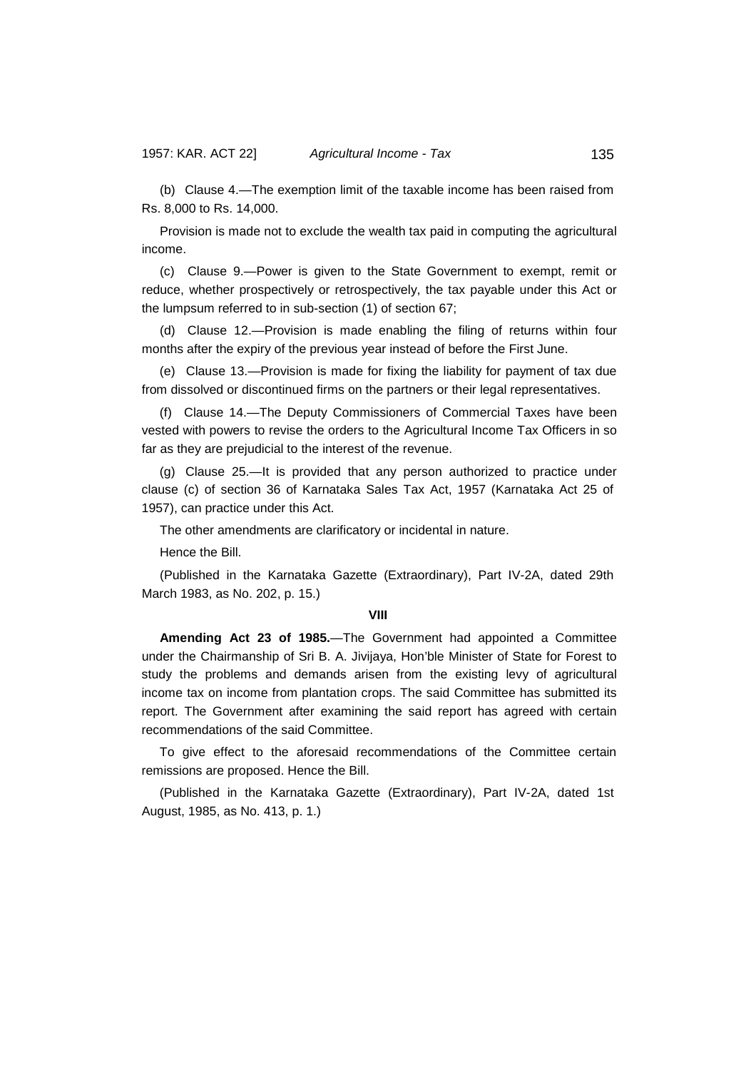(b) Clause 4.—The exemption limit of the taxable income has been raised from Rs. 8,000 to Rs. 14,000.

Provision is made not to exclude the wealth tax paid in computing the agricultural income.

(c) Clause 9.—Power is given to the State Government to exempt, remit or reduce, whether prospectively or retrospectively, the tax payable under this Act or the lumpsum referred to in sub-section (1) of section 67;

(d) Clause 12.—Provision is made enabling the filing of returns within four months after the expiry of the previous year instead of before the First June.

(e) Clause 13.—Provision is made for fixing the liability for payment of tax due from dissolved or discontinued firms on the partners or their legal representatives.

(f) Clause 14.—The Deputy Commissioners of Commercial Taxes have been vested with powers to revise the orders to the Agricultural Income Tax Officers in so far as they are prejudicial to the interest of the revenue.

(g) Clause 25.—It is provided that any person authorized to practice under clause (c) of section 36 of Karnataka Sales Tax Act, 1957 (Karnataka Act 25 of 1957), can practice under this Act.

The other amendments are clarificatory or incidental in nature.

Hence the Bill.

(Published in the Karnataka Gazette (Extraordinary), Part IV-2A, dated 29th March 1983, as No. 202, p. 15.)

**VIII**

**Amending Act 23 of 1985.**—The Government had appointed a Committee under the Chairmanship of Sri B. A. Jivijaya, Hon'ble Minister of State for Forest to study the problems and demands arisen from the existing levy of agricultural income tax on income from plantation crops. The said Committee has submitted its report. The Government after examining the said report has agreed with certain recommendations of the said Committee.

To give effect to the aforesaid recommendations of the Committee certain remissions are proposed. Hence the Bill.

(Published in the Karnataka Gazette (Extraordinary), Part IV-2A, dated 1st August, 1985, as No. 413, p. 1.)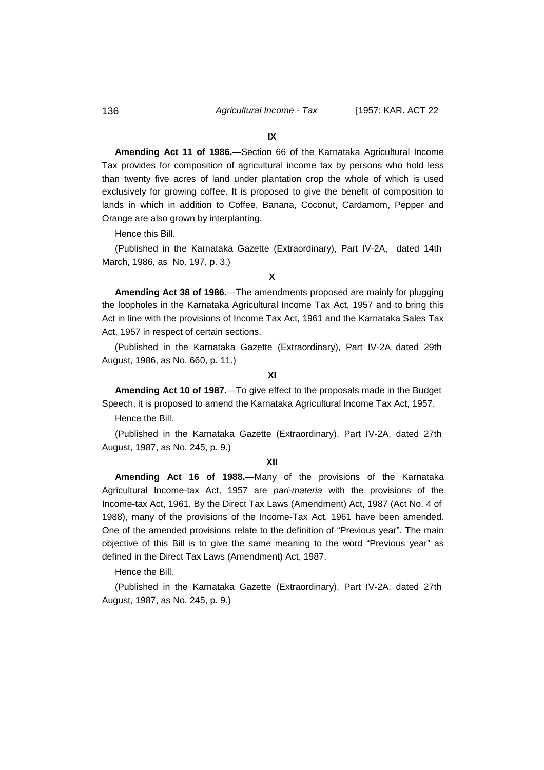**IX**

**Amending Act 11 of 1986.**—Section 66 of the Karnataka Agricultural Income Tax provides for composition of agricultural income tax by persons who hold less than twenty five acres of land under plantation crop the whole of which is used exclusively for growing coffee. It is proposed to give the benefit of composition to lands in which in addition to Coffee, Banana, Coconut, Cardamom, Pepper and Orange are also grown by interplanting.

Hence this Bill.

(Published in the Karnataka Gazette (Extraordinary), Part IV-2A, dated 14th March, 1986, as No. 197, p. 3.)

**X**

**Amending Act 38 of 1986.**—The amendments proposed are mainly for plugging the loopholes in the Karnataka Agricultural Income Tax Act, 1957 and to bring this Act in line with the provisions of Income Tax Act, 1961 and the Karnataka Sales Tax Act, 1957 in respect of certain sections.

(Published in the Karnataka Gazette (Extraordinary), Part IV-2A dated 29th August, 1986, as No. 660, p. 11.)

**XI**

**Amending Act 10 of 1987.**—To give effect to the proposals made in the Budget Speech, it is proposed to amend the Karnataka Agricultural Income Tax Act, 1957.

Hence the Bill.

(Published in the Karnataka Gazette (Extraordinary), Part IV-2A, dated 27th August, 1987, as No. 245, p. 9.)

**XII**

**Amending Act 16 of 1988.**—Many of the provisions of the Karnataka Agricultural Income-tax Act, 1957 are *pari-materia* with the provisions of the Income-tax Act, 1961. By the Direct Tax Laws (Amendment) Act, 1987 (Act No. 4 of 1988), many of the provisions of the Income-Tax Act, 1961 have been amended. One of the amended provisions relate to the definition of "Previous year". The main objective of this Bill is to give the same meaning to the word "Previous year" as defined in the Direct Tax Laws (Amendment) Act, 1987.

Hence the Bill.

(Published in the Karnataka Gazette (Extraordinary), Part IV-2A, dated 27th August, 1987, as No. 245, p. 9.)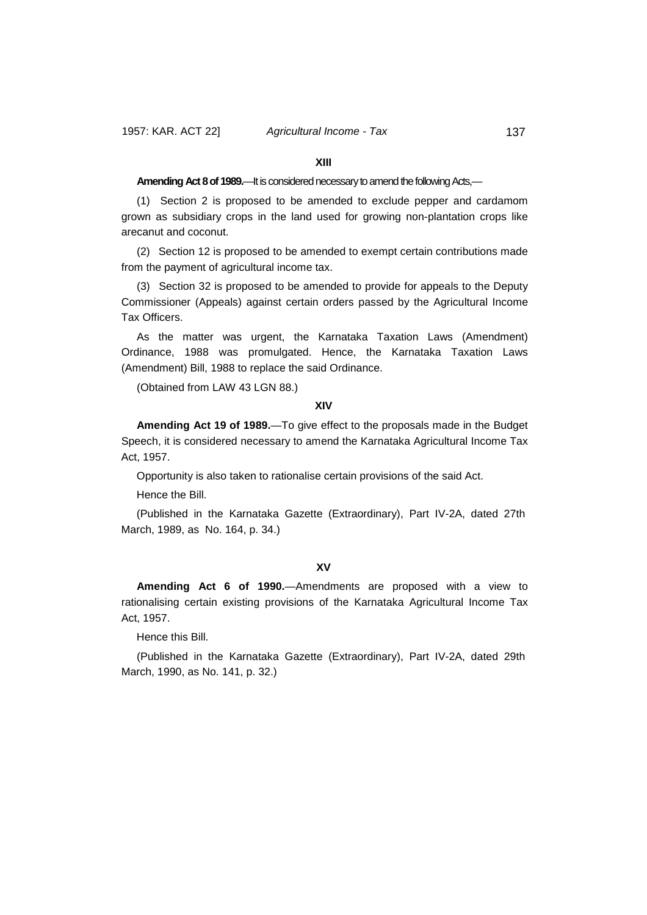**XIII**

**Amending Act 8 of 1989.**—It is considered necessary to amend the following Acts,—

(1) Section 2 is proposed to be amended to exclude pepper and cardamom grown as subsidiary crops in the land used for growing non-plantation crops like arecanut and coconut.

(2) Section 12 is proposed to be amended to exempt certain contributions made from the payment of agricultural income tax.

(3) Section 32 is proposed to be amended to provide for appeals to the Deputy Commissioner (Appeals) against certain orders passed by the Agricultural Income Tax Officers.

As the matter was urgent, the Karnataka Taxation Laws (Amendment) Ordinance, 1988 was promulgated. Hence, the Karnataka Taxation Laws (Amendment) Bill, 1988 to replace the said Ordinance.

(Obtained from LAW 43 LGN 88.)

**XIV**

**Amending Act 19 of 1989.**—To give effect to the proposals made in the Budget Speech, it is considered necessary to amend the Karnataka Agricultural Income Tax Act, 1957.

Opportunity is also taken to rationalise certain provisions of the said Act.

Hence the Bill.

(Published in the Karnataka Gazette (Extraordinary), Part IV-2A, dated 27th March, 1989, as No. 164, p. 34.)

**XV**

**Amending Act 6 of 1990.**—Amendments are proposed with a view to rationalising certain existing provisions of the Karnataka Agricultural Income Tax Act, 1957.

Hence this Bill.

(Published in the Karnataka Gazette (Extraordinary), Part IV-2A, dated 29th March, 1990, as No. 141, p. 32.)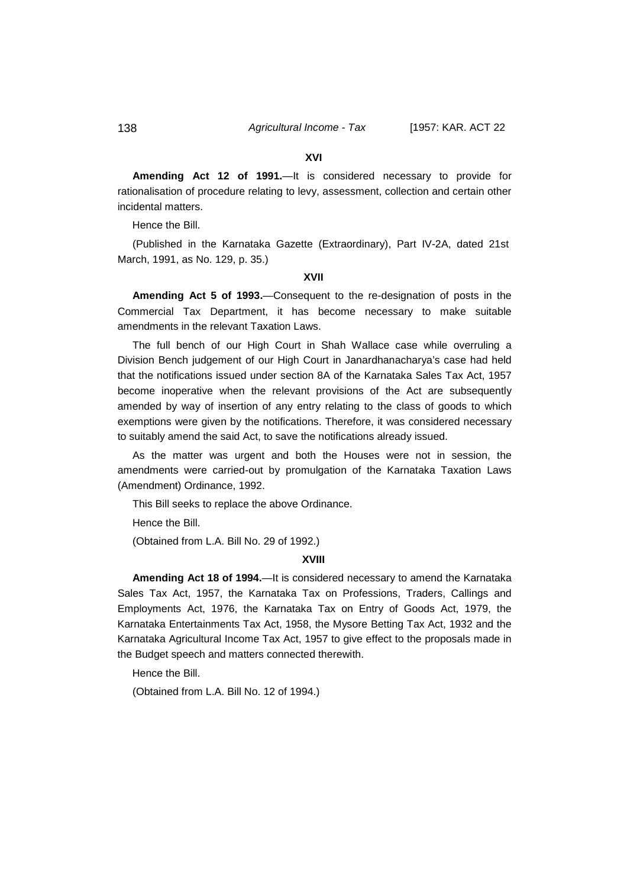**XVI**

**Amending Act 12 of 1991.**—It is considered necessary to provide for rationalisation of procedure relating to levy, assessment, collection and certain other incidental matters.

Hence the Bill.

(Published in the Karnataka Gazette (Extraordinary), Part IV-2A, dated 21st March, 1991, as No. 129, p. 35.)

**XVII**

**Amending Act 5 of 1993.**—Consequent to the re-designation of posts in the Commercial Tax Department, it has become necessary to make suitable amendments in the relevant Taxation Laws.

The full bench of our High Court in Shah Wallace case while overruling a Division Bench judgement of our High Court in Janardhanacharya's case had held that the notifications issued under section 8A of the Karnataka Sales Tax Act, 1957 become inoperative when the relevant provisions of the Act are subsequently amended by way of insertion of any entry relating to the class of goods to which exemptions were given by the notifications. Therefore, it was considered necessary to suitably amend the said Act, to save the notifications already issued.

As the matter was urgent and both the Houses were not in session, the amendments were carried-out by promulgation of the Karnataka Taxation Laws (Amendment) Ordinance, 1992.

This Bill seeks to replace the above Ordinance.

Hence the Bill.

(Obtained from L.A. Bill No. 29 of 1992.)

**XVIII**

**Amending Act 18 of 1994.**—It is considered necessary to amend the Karnataka Sales Tax Act, 1957, the Karnataka Tax on Professions, Traders, Callings and Employments Act, 1976, the Karnataka Tax on Entry of Goods Act, 1979, the Karnataka Entertainments Tax Act, 1958, the Mysore Betting Tax Act, 1932 and the Karnataka Agricultural Income Tax Act, 1957 to give effect to the proposals made in the Budget speech and matters connected therewith.

Hence the Bill.

(Obtained from L.A. Bill No. 12 of 1994.)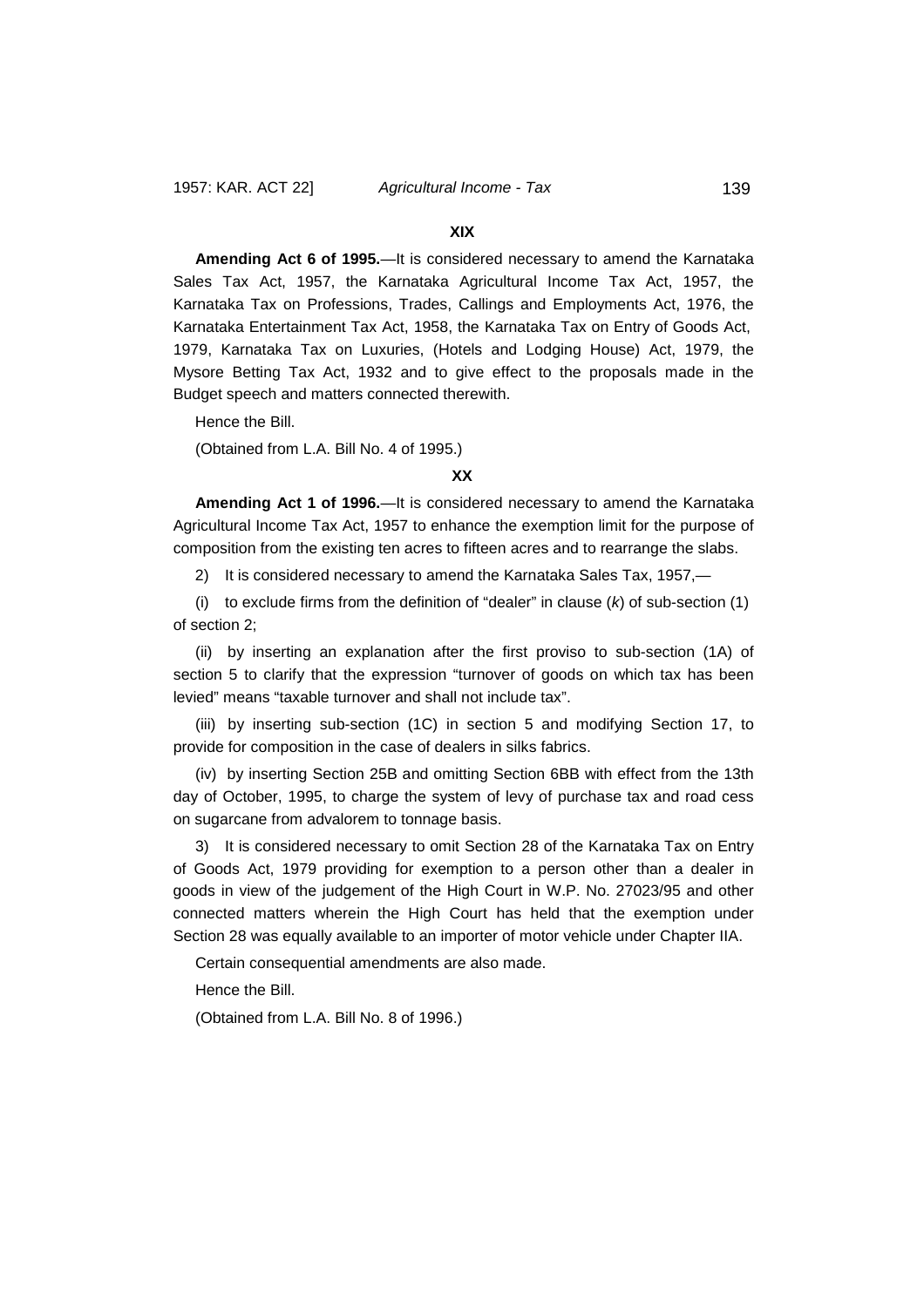**XIX**

**Amending Act 6 of 1995.**—It is considered necessary to amend the Karnataka Sales Tax Act, 1957, the Karnataka Agricultural Income Tax Act, 1957, the Karnataka Tax on Professions, Trades, Callings and Employments Act, 1976, the Karnataka Entertainment Tax Act, 1958, the Karnataka Tax on Entry of Goods Act, 1979, Karnataka Tax on Luxuries, (Hotels and Lodging House) Act, 1979, the Mysore Betting Tax Act, 1932 and to give effect to the proposals made in the Budget speech and matters connected therewith.

Hence the Bill.

(Obtained from L.A. Bill No. 4 of 1995.)

**XX**

**Amending Act 1 of 1996.**—It is considered necessary to amend the Karnataka Agricultural Income Tax Act, 1957 to enhance the exemption limit for the purpose of composition from the existing ten acres to fifteen acres and to rearrange the slabs.

2) It is considered necessary to amend the Karnataka Sales Tax, 1957,—

(i) to exclude firms from the definition of "dealer" in clause (*k*) of sub-section (1) of section 2;

(ii) by inserting an explanation after the first proviso to sub-section (1A) of section 5 to clarify that the expression "turnover of goods on which tax has been levied" means "taxable turnover and shall not include tax".

(iii) by inserting sub-section (1C) in section 5 and modifying Section 17, to provide for composition in the case of dealers in silks fabrics.

(iv) by inserting Section 25B and omitting Section 6BB with effect from the 13th day of October, 1995, to charge the system of levy of purchase tax and road cess on sugarcane from advalorem to tonnage basis.

3) It is considered necessary to omit Section 28 of the Karnataka Tax on Entry of Goods Act, 1979 providing for exemption to a person other than a dealer in goods in view of the judgement of the High Court in W.P. No. 27023/95 and other connected matters wherein the High Court has held that the exemption under Section 28 was equally available to an importer of motor vehicle under Chapter IIA.

Certain consequential amendments are also made.

Hence the Bill.

(Obtained from L.A. Bill No. 8 of 1996.)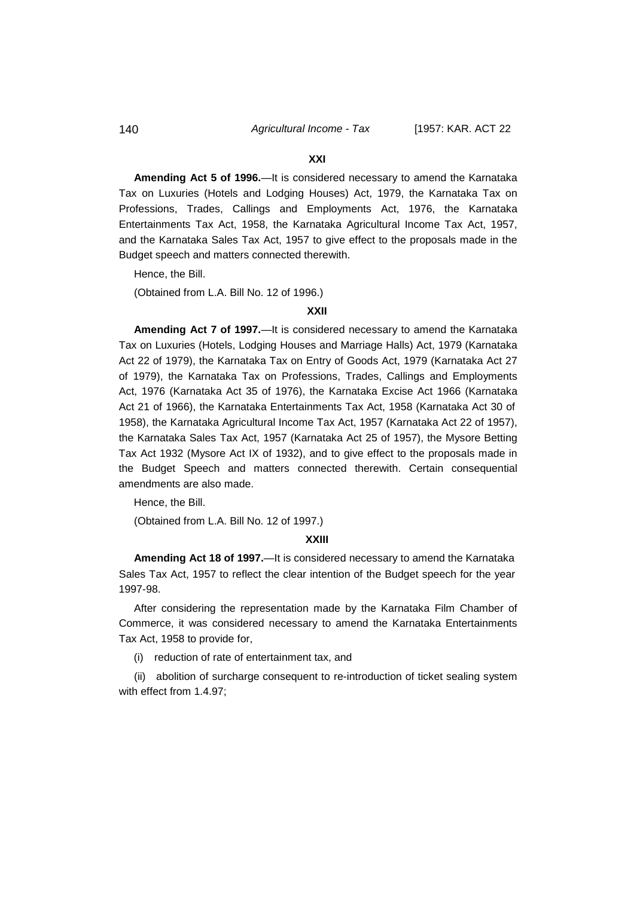**XXI**

**Amending Act 5 of 1996.**—It is considered necessary to amend the Karnataka Tax on Luxuries (Hotels and Lodging Houses) Act, 1979, the Karnataka Tax on Professions, Trades, Callings and Employments Act, 1976, the Karnataka Entertainments Tax Act, 1958, the Karnataka Agricultural Income Tax Act, 1957, and the Karnataka Sales Tax Act, 1957 to give effect to the proposals made in the Budget speech and matters connected therewith.

Hence, the Bill.

(Obtained from L.A. Bill No. 12 of 1996.)

**XXII**

**Amending Act 7 of 1997.**—It is considered necessary to amend the Karnataka Tax on Luxuries (Hotels, Lodging Houses and Marriage Halls) Act, 1979 (Karnataka Act 22 of 1979), the Karnataka Tax on Entry of Goods Act, 1979 (Karnataka Act 27 of 1979), the Karnataka Tax on Professions, Trades, Callings and Employments Act, 1976 (Karnataka Act 35 of 1976), the Karnataka Excise Act 1966 (Karnataka Act 21 of 1966), the Karnataka Entertainments Tax Act, 1958 (Karnataka Act 30 of 1958), the Karnataka Agricultural Income Tax Act, 1957 (Karnataka Act 22 of 1957), the Karnataka Sales Tax Act, 1957 (Karnataka Act 25 of 1957), the Mysore Betting Tax Act 1932 (Mysore Act IX of 1932), and to give effect to the proposals made in the Budget Speech and matters connected therewith. Certain consequential amendments are also made.

Hence, the Bill.

(Obtained from L.A. Bill No. 12 of 1997.)

**XXIII**

**Amending Act 18 of 1997.**—It is considered necessary to amend the Karnataka Sales Tax Act, 1957 to reflect the clear intention of the Budget speech for the year 1997-98.

After considering the representation made by the Karnataka Film Chamber of Commerce, it was considered necessary to amend the Karnataka Entertainments Tax Act, 1958 to provide for,

(i) reduction of rate of entertainment tax, and

(ii) abolition of surcharge consequent to re-introduction of ticket sealing system with effect from 1.4.97;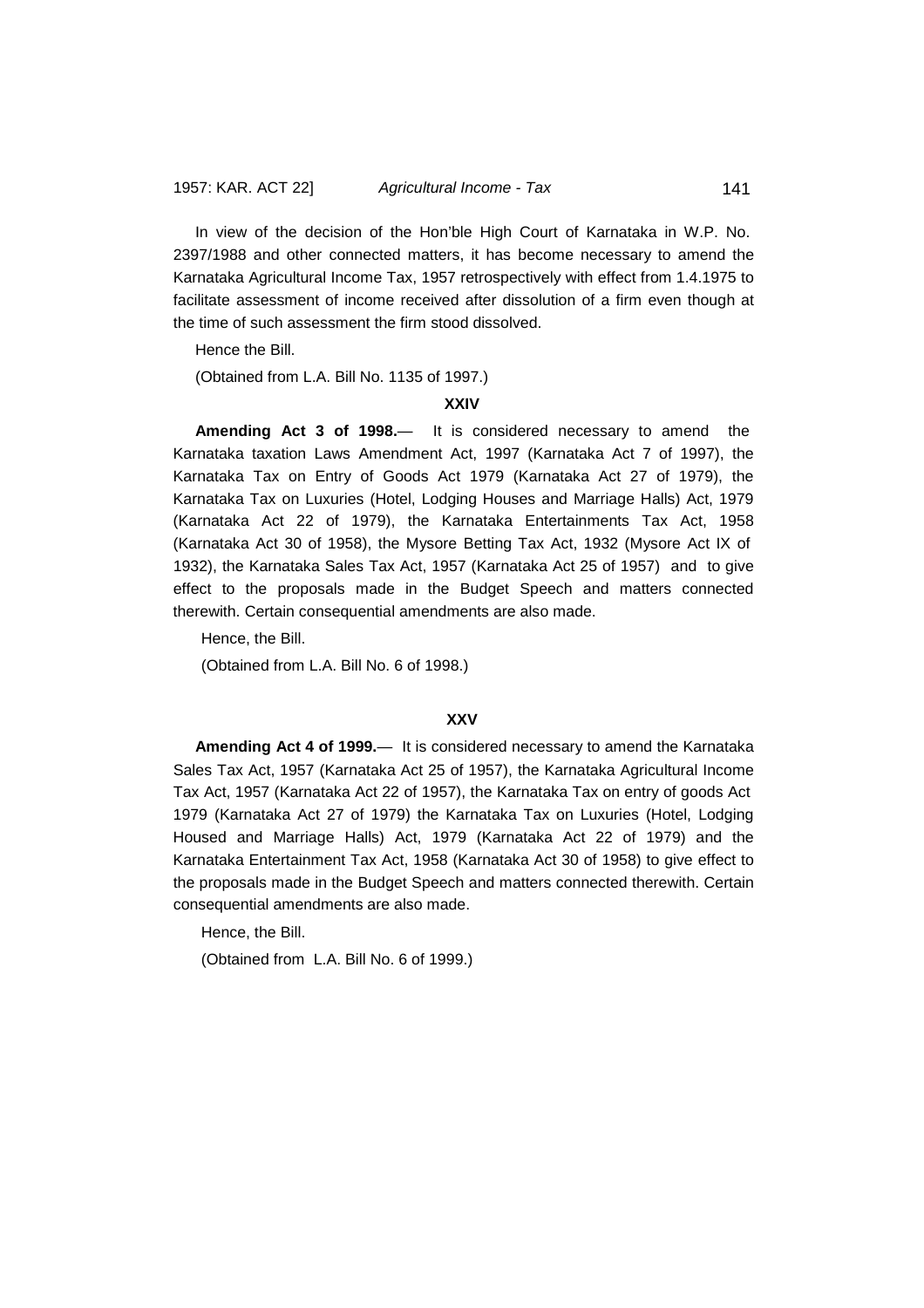In view of the decision of the Hon'ble High Court of Karnataka in W.P. No. 2397/1988 and other connected matters, it has become necessary to amend the Karnataka Agricultural Income Tax, 1957 retrospectively with effect from 1.4.1975 to facilitate assessment of income received after dissolution of a firm even though at the time of such assessment the firm stood dissolved.

Hence the Bill.

(Obtained from L.A. Bill No. 1135 of 1997.)

**XXIV**

**Amending Act 3 of 1998.**— It is considered necessary to amend the Karnataka taxation Laws Amendment Act, 1997 (Karnataka Act 7 of 1997), the Karnataka Tax on Entry of Goods Act 1979 (Karnataka Act 27 of 1979), the Karnataka Tax on Luxuries (Hotel, Lodging Houses and Marriage Halls) Act, 1979 (Karnataka Act 22 of 1979), the Karnataka Entertainments Tax Act, 1958 (Karnataka Act 30 of 1958), the Mysore Betting Tax Act, 1932 (Mysore Act IX of 1932), the Karnataka Sales Tax Act, 1957 (Karnataka Act 25 of 1957) and to give effect to the proposals made in the Budget Speech and matters connected therewith. Certain consequential amendments are also made.

Hence, the Bill.

(Obtained from L.A. Bill No. 6 of 1998.)

**XXV**

**Amending Act 4 of 1999.**— It is considered necessary to amend the Karnataka Sales Tax Act, 1957 (Karnataka Act 25 of 1957), the Karnataka Agricultural Income Tax Act, 1957 (Karnataka Act 22 of 1957), the Karnataka Tax on entry of goods Act 1979 (Karnataka Act 27 of 1979) the Karnataka Tax on Luxuries (Hotel, Lodging Housed and Marriage Halls) Act, 1979 (Karnataka Act 22 of 1979) and the Karnataka Entertainment Tax Act, 1958 (Karnataka Act 30 of 1958) to give effect to the proposals made in the Budget Speech and matters connected therewith. Certain consequential amendments are also made.

Hence, the Bill.

(Obtained from L.A. Bill No. 6 of 1999.)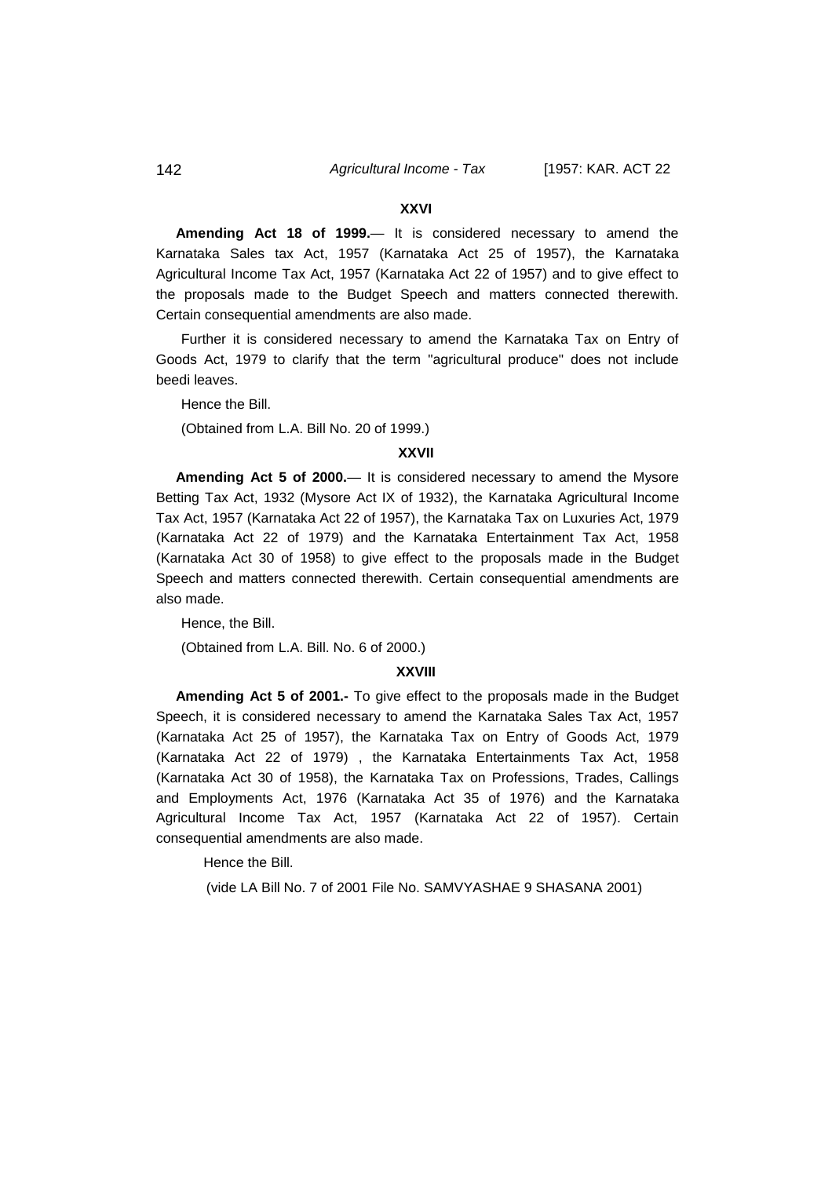**XXVI**

**Amending Act 18 of 1999.**— It is considered necessary to amend the Karnataka Sales tax Act, 1957 (Karnataka Act 25 of 1957), the Karnataka Agricultural Income Tax Act, 1957 (Karnataka Act 22 of 1957) and to give effect to the proposals made to the Budget Speech and matters connected therewith. Certain consequential amendments are also made.

Further it is considered necessary to amend the Karnataka Tax on Entry of Goods Act, 1979 to clarify that the term "agricultural produce" does not include beedi leaves.

Hence the Bill.

(Obtained from L.A. Bill No. 20 of 1999.)

**XXVII**

**Amending Act 5 of 2000.**— It is considered necessary to amend the Mysore Betting Tax Act, 1932 (Mysore Act IX of 1932), the Karnataka Agricultural Income Tax Act, 1957 (Karnataka Act 22 of 1957), the Karnataka Tax on Luxuries Act, 1979 (Karnataka Act 22 of 1979) and the Karnataka Entertainment Tax Act, 1958 (Karnataka Act 30 of 1958) to give effect to the proposals made in the Budget Speech and matters connected therewith. Certain consequential amendments are also made.

Hence, the Bill.

(Obtained from L.A. Bill. No. 6 of 2000.)

**XXVIII**

**Amending Act 5 of 2001.-** To give effect to the proposals made in the Budget Speech, it is considered necessary to amend the Karnataka Sales Tax Act, 1957 (Karnataka Act 25 of 1957), the Karnataka Tax on Entry of Goods Act, 1979 (Karnataka Act 22 of 1979) , the Karnataka Entertainments Tax Act, 1958 (Karnataka Act 30 of 1958), the Karnataka Tax on Professions, Trades, Callings and Employments Act, 1976 (Karnataka Act 35 of 1976) and the Karnataka Agricultural Income Tax Act, 1957 (Karnataka Act 22 of 1957). Certain consequential amendments are also made.

Hence the Bill.

(vide LA Bill No. 7 of 2001 File No. SAMVYASHAE 9 SHASANA 2001)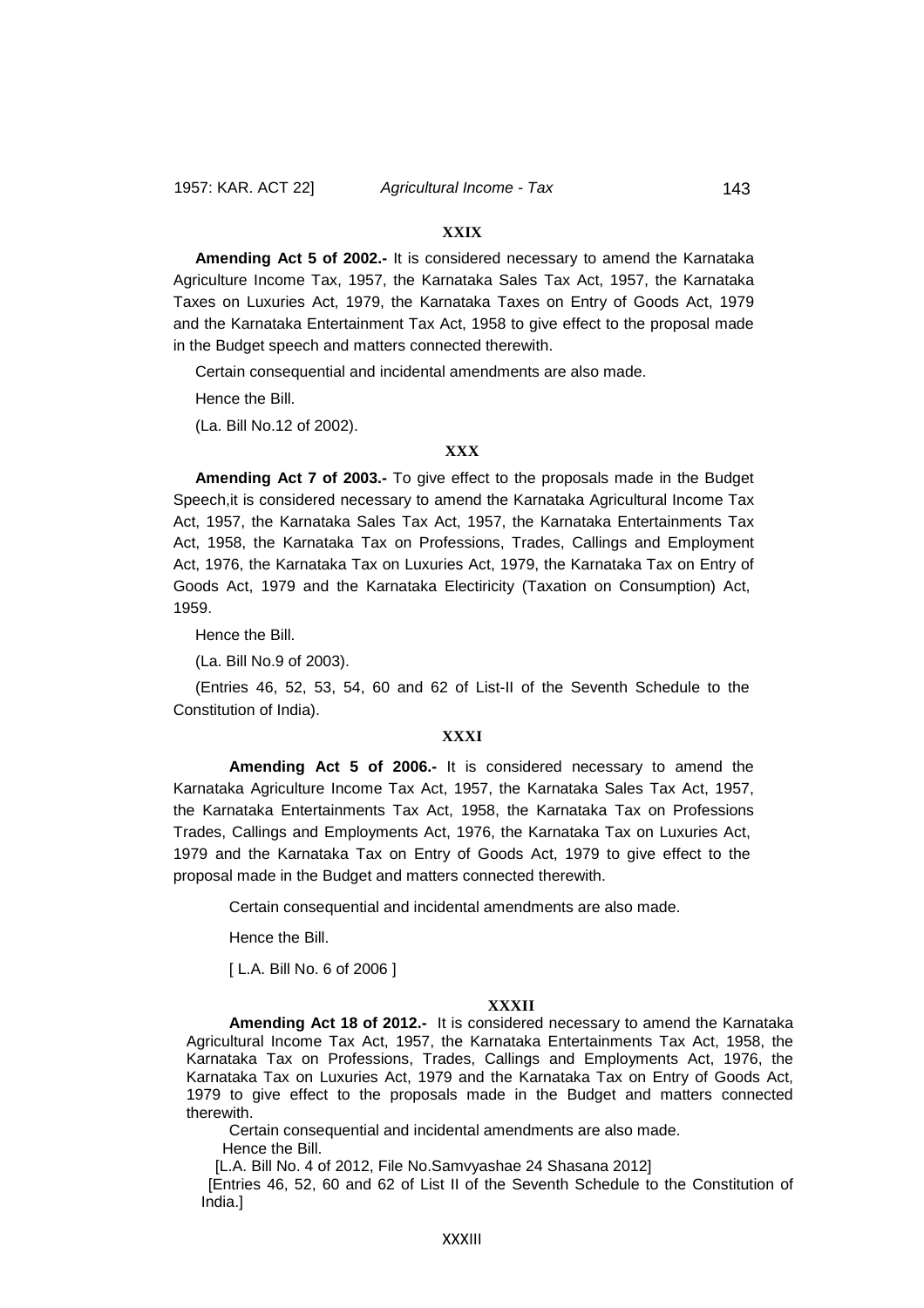### XXIX

**Amending Act 5 of 2002.-** It is considered necessary to amend the Karnataka Agriculture Income Tax, 1957, the Karnataka Sales Tax Act, 1957, the Karnataka Taxes on Luxuries Act, 1979, the Karnataka Taxes on Entry of Goods Act, 1979 and the Karnataka Entertainment Tax Act, 1958 to give effect to the proposal made in the Budget speech and matters connected therewith.

Certain consequential and incidental amendments are also made.

Hence the Bill.

(La. Bill No.12 of 2002).

### XXX

**Amending Act 7 of 2003.-** To give effect to the proposals made in the Budget Speech,it is considered necessary to amend the Karnataka Agricultural Income Tax Act, 1957, the Karnataka Sales Tax Act, 1957, the Karnataka Entertainments Tax Act, 1958, the Karnataka Tax on Professions, Trades, Callings and Employment Act, 1976, the Karnataka Tax on Luxuries Act, 1979, the Karnataka Tax on Entry of Goods Act, 1979 and the Karnataka Electiricity (Taxation on Consumption) Act, 1959.

Hence the Bill.

(La. Bill No.9 of 2003).

(Entries 46, 52, 53, 54, 60 and 62 of List-II of the Seventh Schedule to the Constitution of India).

### XXXI

**Amending Act 5 of 2006.-** It is considered necessary to amend the Karnataka Agriculture Income Tax Act, 1957, the Karnataka Sales Tax Act, 1957, the Karnataka Entertainments Tax Act, 1958, the Karnataka Tax on Professions Trades, Callings and Employments Act, 1976, the Karnataka Tax on Luxuries Act, 1979 and the Karnataka Tax on Entry of Goods Act, 1979 to give effect to the proposal made in the Budget and matters connected therewith.

Certain consequential and incidental amendments are also made.

Hence the Bill.

[ L.A. Bill No. 6 of 2006 ]

### XXXII

**Amending Act 18 of 2012.-** It is considered necessary to amend the Karnataka Agricultural Income Tax Act, 1957, the Karnataka Entertainments Tax Act, 1958, the Karnataka Tax on Professions, Trades, Callings and Employments Act, 1976, the Karnataka Tax on Luxuries Act, 1979 and the Karnataka Tax on Entry of Goods Act, 1979 to give effect to the proposals made in the Budget and matters connected therewith.

Certain consequential and incidental amendments are also made.

Hence the Bill.

[L.A. Bill No. 4 of 2012, File No.Samvyashae 24 Shasana 2012]

[Entries 46, 52, 60 and 62 of List II of the Seventh Schedule to the Constitution of India.]

### XXXIII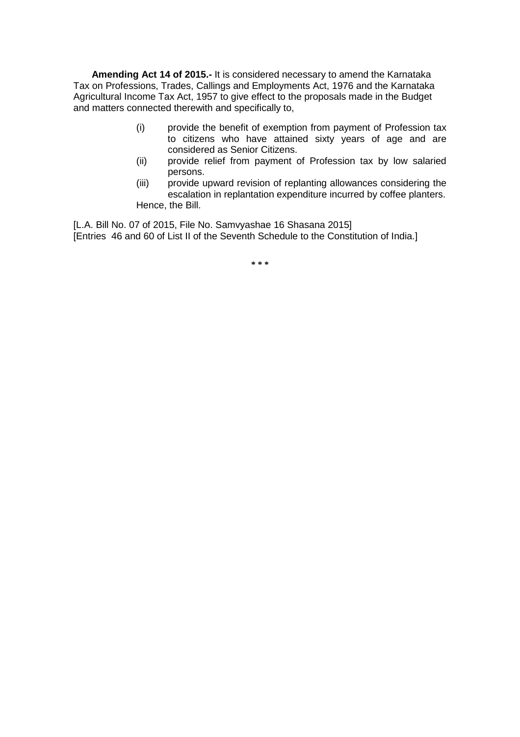**Amending Act 14 of 2015.-** It is considered necessary to amend the Karnataka Tax on Professions, Trades, Callings and Employments Act, 1976 and the Karnataka Agricultural Income Tax Act, 1957 to give effect to the proposals made in the Budget and matters connected therewith and specifically to,

(i) provide the benefit of exemption from payment of Profession tax to citizens who have attained sixty years of age and are considered as Senior Citizens.

(ii) provide relief from payment of Profession tax by low salaried persons.

(iii) provide upward revision of replanting allowances considering the escalation in replantation expenditure incurred by coffee planters.

Hence, the Bill.

[L.A. Bill No. 07 of 2015, File No. Samvyashae 16 Shasana 2015]
[Entries 46 and 60 of List II of the Seventh Schedule to the Constitution of India.]

\* \* \*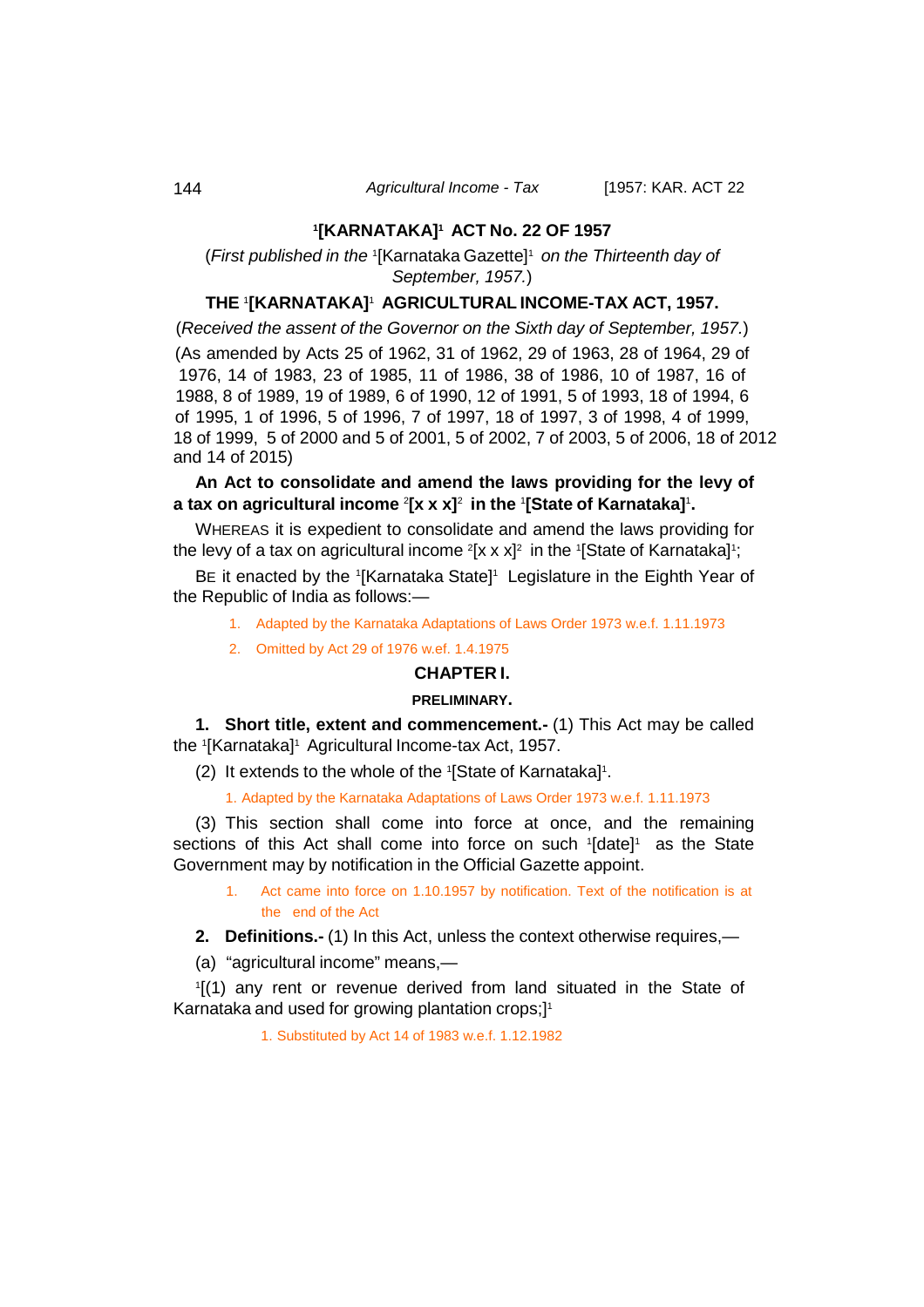# [1][KARNATAKA][1] ACT No. 22 OF 1957

(*First published in the* [1][Karnataka Gazette][1] *on the Thirteenth day of September, 1957.*)

## THE [1][KARNATAKA][1] AGRICULTURAL INCOME-TAX ACT, 1957.

(*Received the assent of the Governor on the Sixth day of September, 1957.*)

(As amended by Acts 25 of 1962, 31 of 1962, 29 of 1963, 28 of 1964, 29 of 1976, 14 of 1983, 23 of 1985, 11 of 1986, 38 of 1986, 10 of 1987, 16 of 1988, 8 of 1989, 19 of 1989, 6 of 1990, 12 of 1991, 5 of 1993, 18 of 1994, 6 of 1995, 1 of 1996, 5 of 1996, 7 of 1997, 18 of 1997, 3 of 1998, 4 of 1999, 18 of 1999, 5 of 2000 and 5 of 2001, 5 of 2002, 7 of 2003, 5 of 2006, 18 of 2012 and 14 of 2015)

**An Act to consolidate and amend the laws providing for the levy of a tax on agricultural income [2][x x x][2] in the [1][State of Karnataka][1].**

WHEREAS it is expedient to consolidate and amend the laws providing for the levy of a tax on agricultural income [2][x x x][2] in the [1][State of Karnataka][1];

BE it enacted by the [1][Karnataka State][1] Legislature in the Eighth Year of the Republic of India as follows:—

1. Adapted by the Karnataka Adaptations of Laws Order 1973 w.e.f. 1.11.1973
2. Omitted by Act 29 of 1976 w.ef. 1.4.1975

## CHAPTER I.

### PRELIMINARY.

**1. Short title, extent and commencement.-** (1) This Act may be called the [1][Karnataka][1] Agricultural Income-tax Act, 1957.

(2) It extends to the whole of the [1][State of Karnataka][1].

1. Adapted by the Karnataka Adaptations of Laws Order 1973 w.e.f. 1.11.1973

(3) This section shall come into force at once, and the remaining sections of this Act shall come into force on such [1][date][1] as the State Government may by notification in the Official Gazette appoint.

1. Act came into force on 1.10.1957 by notification. Text of the notification is at the end of the Act

**2. Definitions.-** (1) In this Act, unless the context otherwise requires,—

(a) "agricultural income" means,—

[1][(1) any rent or revenue derived from land situated in the State of Karnataka and used for growing plantation crops;][1]

1. Substituted by Act 14 of 1983 w.e.f. 1.12.1982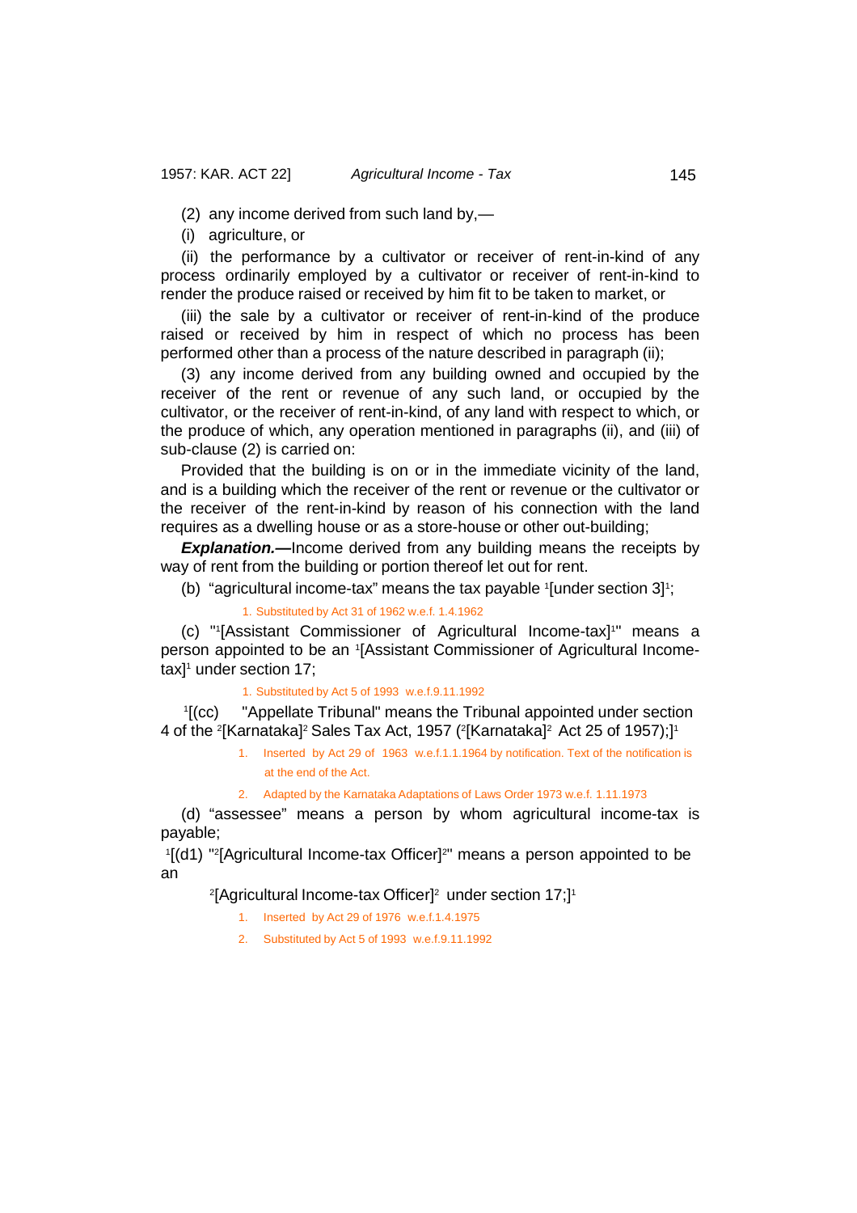(2) any income derived from such land by,—

(i) agriculture, or

(ii) the performance by a cultivator or receiver of rent-in-kind of any process ordinarily employed by a cultivator or receiver of rent-in-kind to render the produce raised or received by him fit to be taken to market, or

(iii) the sale by a cultivator or receiver of rent-in-kind of the produce raised or received by him in respect of which no process has been performed other than a process of the nature described in paragraph (ii);

(3) any income derived from any building owned and occupied by the receiver of the rent or revenue of any such land, or occupied by the cultivator, or the receiver of rent-in-kind, of any land with respect to which, or the produce of which, any operation mentioned in paragraphs (ii), and (iii) of sub-clause (2) is carried on:

Provided that the building is on or in the immediate vicinity of the land, and is a building which the receiver of the rent or revenue or the cultivator or the receiver of the rent-in-kind by reason of his connection with the land requires as a dwelling house or as a store-house or other out-building;

***Explanation.—***Income derived from any building means the receipts by way of rent from the building or portion thereof let out for rent.

(b) "agricultural income-tax" means the tax payable [1][under section 3][1];

1. Substituted by Act 31 of 1962 w.e.f. 1.4.1962

(c) "[1][Assistant Commissioner of Agricultural Income-tax][1]" means a person appointed to be an [1][Assistant Commissioner of Agricultural Income-tax][1] under section 17;

1. Substituted by Act 5 of 1993 w.e.f.9.11.1992

[1][(cc) "Appellate Tribunal" means the Tribunal appointed under section 4 of the [2][Karnataka][2] Sales Tax Act, 1957 ([2][Karnataka][2] Act 25 of 1957);][1]

1. Inserted by Act 29 of 1963 w.e.f.1.1.1964 by notification. Text of the notification is at the end of the Act.
2. Adapted by the Karnataka Adaptations of Laws Order 1973 w.e.f. 1.11.1973

(d) "assessee" means a person by whom agricultural income-tax is payable;

[1][(d1) "[2][Agricultural Income-tax Officer][2]" means a person appointed to be an [2][Agricultural Income-tax Officer][2] under section 17;][1]

1. Inserted by Act 29 of 1976 w.e.f.1.4.1975
2. Substituted by Act 5 of 1993 w.e.f.9.11.1992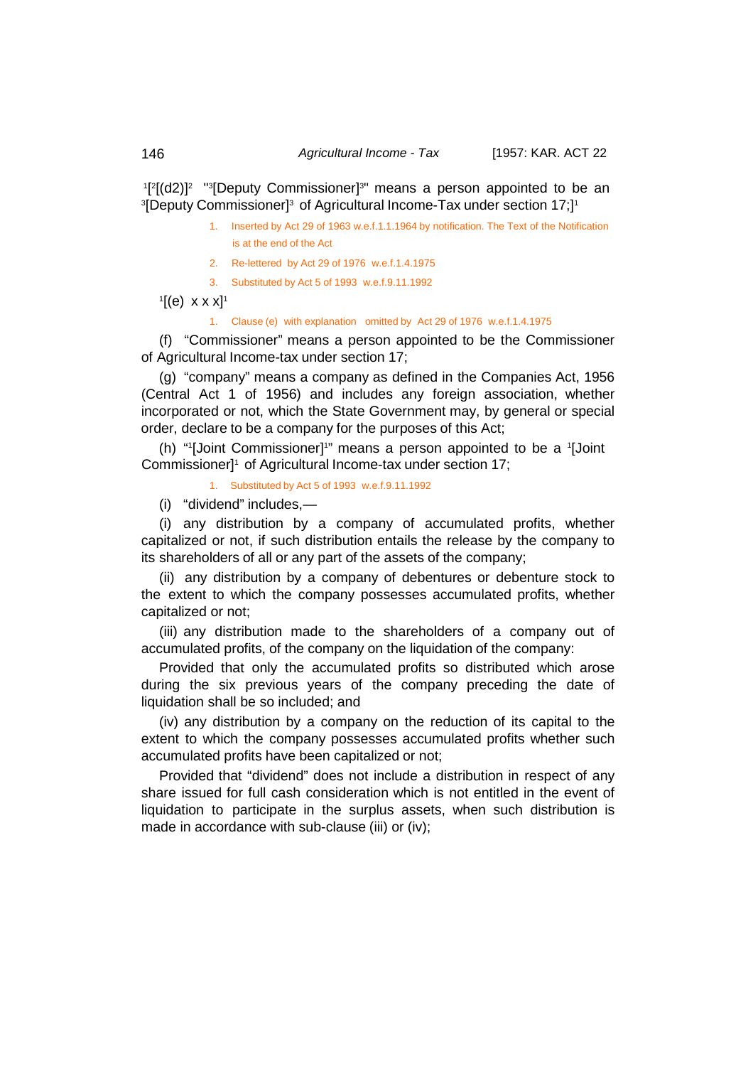[1][[2][(d2)][2] "[3][Deputy Commissioner][3]" means a person appointed to be an [3][Deputy Commissioner][3] of Agricultural Income-Tax under section 17;][1]

1. Inserted by Act 29 of 1963 w.e.f.1.1.1964 by notification. The Text of the Notification is at the end of the Act
2. Re-lettered by Act 29 of 1976 w.e.f.1.4.1975
3. Substituted by Act 5 of 1993 w.e.f.9.11.1992

[1][(e) x x x][1]

1. Clause (e) with explanation omitted by Act 29 of 1976 w.e.f.1.4.1975

(f) "Commissioner" means a person appointed to be the Commissioner of Agricultural Income-tax under section 17;

(g) "company" means a company as defined in the Companies Act, 1956 (Central Act 1 of 1956) and includes any foreign association, whether incorporated or not, which the State Government may, by general or special order, declare to be a company for the purposes of this Act;

(h) "[1][Joint Commissioner][1]" means a person appointed to be a [1][Joint Commissioner][1] of Agricultural Income-tax under section 17;

1. Substituted by Act 5 of 1993 w.e.f.9.11.1992

(i) "dividend" includes,—

(i) any distribution by a company of accumulated profits, whether capitalized or not, if such distribution entails the release by the company to its shareholders of all or any part of the assets of the company;

(ii) any distribution by a company of debentures or debenture stock to the extent to which the company possesses accumulated profits, whether capitalized or not;

(iii) any distribution made to the shareholders of a company out of accumulated profits, of the company on the liquidation of the company:

Provided that only the accumulated profits so distributed which arose during the six previous years of the company preceding the date of liquidation shall be so included; and

(iv) any distribution by a company on the reduction of its capital to the extent to which the company possesses accumulated profits whether such accumulated profits have been capitalized or not;

Provided that "dividend" does not include a distribution in respect of any share issued for full cash consideration which is not entitled in the event of liquidation to participate in the surplus assets, when such distribution is made in accordance with sub-clause (iii) or (iv);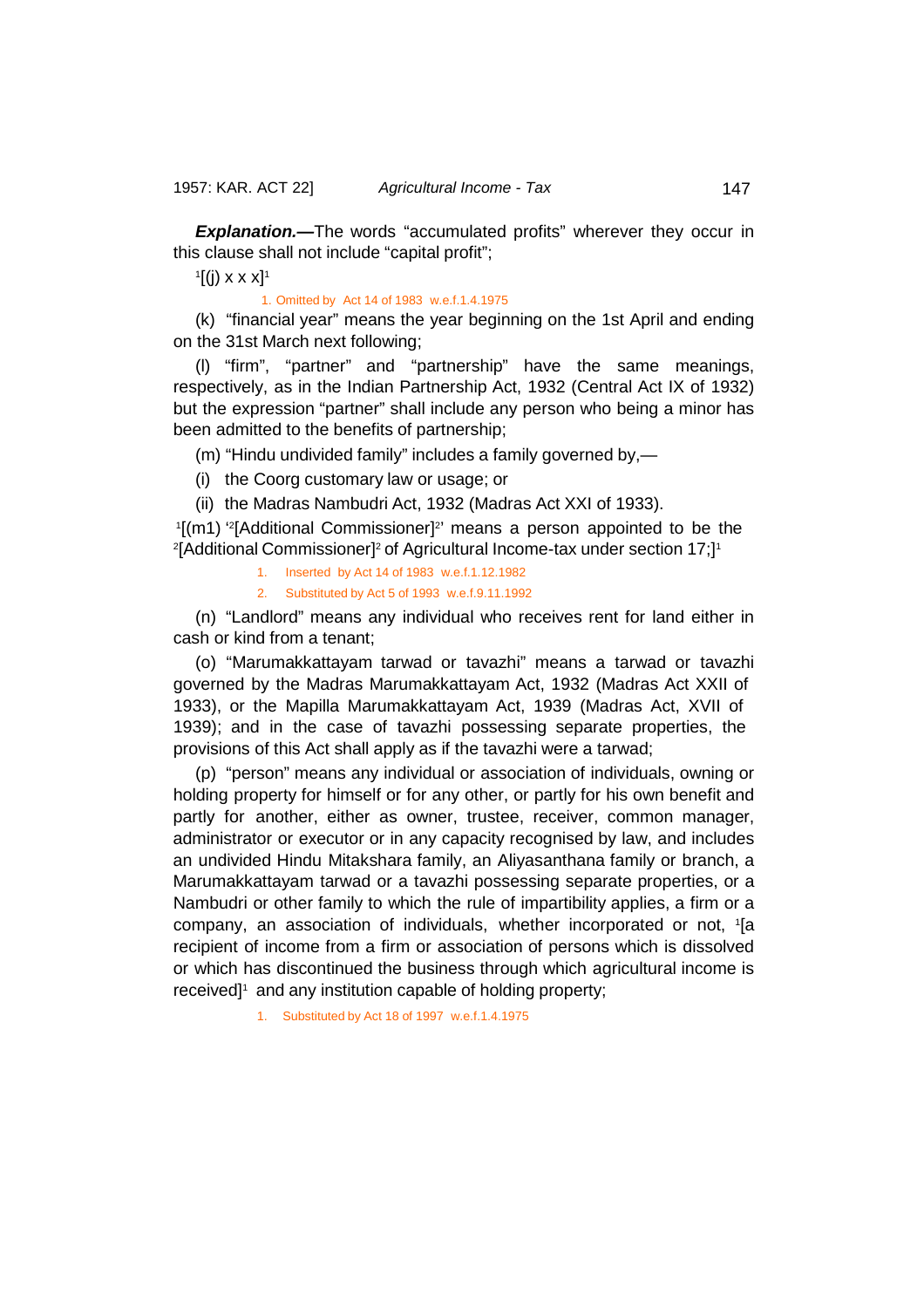***Explanation.***—The words "accumulated profits" wherever they occur in this clause shall not include "capital profit";

[1][(j) x x x][1]

1. Omitted by Act 14 of 1983 w.e.f.1.4.1975

(k) "financial year" means the year beginning on the 1st April and ending on the 31st March next following;

(l) "firm", "partner" and "partnership" have the same meanings, respectively, as in the Indian Partnership Act, 1932 (Central Act IX of 1932) but the expression "partner" shall include any person who being a minor has been admitted to the benefits of partnership;

(m) "Hindu undivided family" includes a family governed by,—

(i) the Coorg customary law or usage; or

(ii) the Madras Nambudri Act, 1932 (Madras Act XXI of 1933).

[1][(m1) '[2][Additional Commissioner][2]' means a person appointed to be the [2][Additional Commissioner][2] of Agricultural Income-tax under section 17;][1]

1. Inserted by Act 14 of 1983 w.e.f.1.12.1982
2. Substituted by Act 5 of 1993 w.e.f.9.11.1992

(n) "Landlord" means any individual who receives rent for land either in cash or kind from a tenant;

(o) "Marumakkattayam tarwad or tavazhi" means a tarwad or tavazhi governed by the Madras Marumakkattayam Act, 1932 (Madras Act XXII of 1933), or the Mapilla Marumakkattayam Act, 1939 (Madras Act, XVII of 1939); and in the case of tavazhi possessing separate properties, the provisions of this Act shall apply as if the tavazhi were a tarwad;

(p) "person" means any individual or association of individuals, owning or holding property for himself or for any other, or partly for his own benefit and partly for another, either as owner, trustee, receiver, common manager, administrator or executor or in any capacity recognised by law, and includes an undivided Hindu Mitakshara family, an Aliyasanthana family or branch, a Marumakkattayam tarwad or a tavazhi possessing separate properties, or a Nambudri or other family to which the rule of impartibility applies, a firm or a company, an association of individuals, whether incorporated or not, [1][a recipient of income from a firm or association of persons which is dissolved or which has discontinued the business through which agricultural income is received][1] and any institution capable of holding property;

1. Substituted by Act 18 of 1997 w.e.f.1.4.1975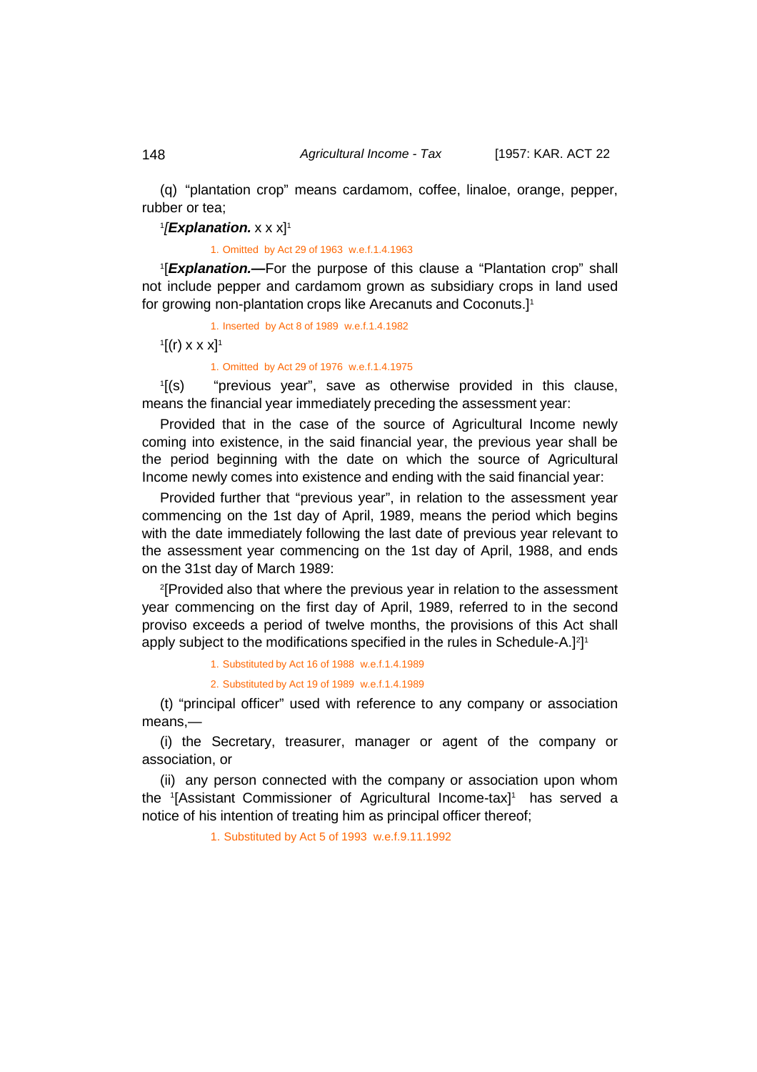(q) "plantation crop" means cardamom, coffee, linaloe, orange, pepper, rubber or tea;

[1]*[Explanation.* x x x][1]

1. Omitted by Act 29 of 1963 w.e.f.1.4.1963

[1][***Explanation.***—For the purpose of this clause a "Plantation crop" shall not include pepper and cardamom grown as subsidiary crops in land used for growing non-plantation crops like Arecanuts and Coconuts.][1]

1. Inserted by Act 8 of 1989 w.e.f.1.4.1982

[1][(r) x x x][1]

1. Omitted by Act 29 of 1976 w.e.f.1.4.1975

[1][(s) "previous year", save as otherwise provided in this clause, means the financial year immediately preceding the assessment year:

Provided that in the case of the source of Agricultural Income newly coming into existence, in the said financial year, the previous year shall be the period beginning with the date on which the source of Agricultural Income newly comes into existence and ending with the said financial year:

Provided further that "previous year", in relation to the assessment year commencing on the 1st day of April, 1989, means the period which begins with the date immediately following the last date of previous year relevant to the assessment year commencing on the 1st day of April, 1988, and ends on the 31st day of March 1989:

[2][Provided also that where the previous year in relation to the assessment year commencing on the first day of April, 1989, referred to in the second proviso exceeds a period of twelve months, the provisions of this Act shall apply subject to the modifications specified in the rules in Schedule-A.][2]][1]

1. Substituted by Act 16 of 1988 w.e.f.1.4.1989

2. Substituted by Act 19 of 1989 w.e.f.1.4.1989

(t) "principal officer" used with reference to any company or association means,—

(i) the Secretary, treasurer, manager or agent of the company or association, or

(ii) any person connected with the company or association upon whom the [1][Assistant Commissioner of Agricultural Income-tax][1] has served a notice of his intention of treating him as principal officer thereof;

1. Substituted by Act 5 of 1993 w.e.f.9.11.1992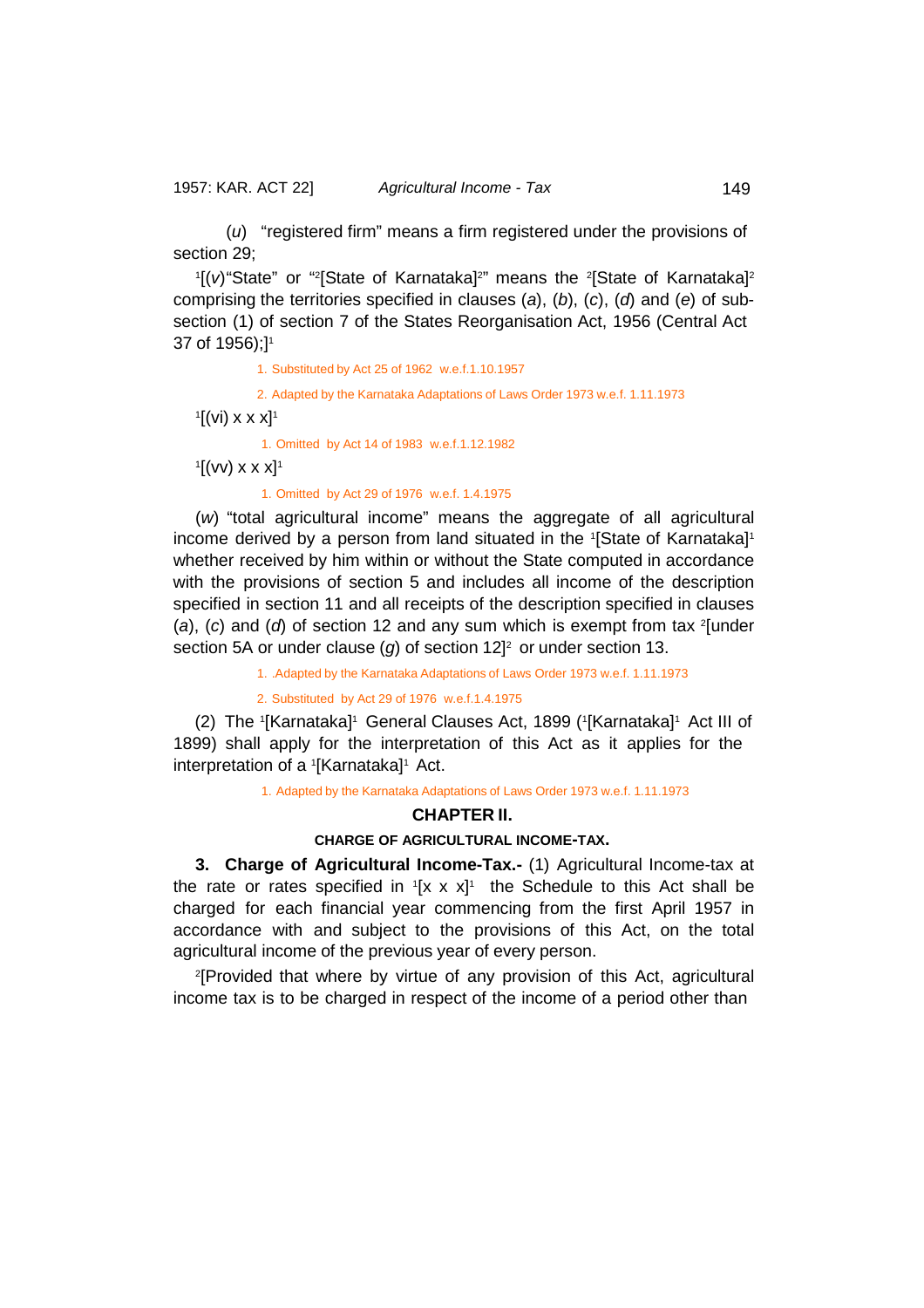(*u*) "registered firm" means a firm registered under the provisions of section 29;

[1][(*v*)"State" or "[2][State of Karnataka][2]" means the [2][State of Karnataka][2] comprising the territories specified in clauses (*a*), (*b*), (*c*), (*d*) and (*e*) of sub-section (1) of section 7 of the States Reorganisation Act, 1956 (Central Act 37 of 1956);][1]

1. Substituted by Act 25 of 1962 w.e.f.1.10.1957

2. Adapted by the Karnataka Adaptations of Laws Order 1973 w.e.f. 1.11.1973

[1][(vi) x x x][1]

1. Omitted by Act 14 of 1983 w.e.f.1.12.1982

[1][(vv) x x x][1]

1. Omitted by Act 29 of 1976 w.e.f. 1.4.1975

(*w*) "total agricultural income" means the aggregate of all agricultural income derived by a person from land situated in the [1][State of Karnataka][1] whether received by him within or without the State computed in accordance with the provisions of section 5 and includes all income of the description specified in section 11 and all receipts of the description specified in clauses (*a*), (*c*) and (*d*) of section 12 and any sum which is exempt from tax [2][under section 5A or under clause (*g*) of section 12][2] or under section 13.

1. .Adapted by the Karnataka Adaptations of Laws Order 1973 w.e.f. 1.11.1973

2. Substituted by Act 29 of 1976 w.e.f.1.4.1975

(2) The [1][Karnataka][1] General Clauses Act, 1899 ([1][Karnataka][1] Act III of 1899) shall apply for the interpretation of this Act as it applies for the interpretation of a [1][Karnataka][1] Act.

1. Adapted by the Karnataka Adaptations of Laws Order 1973 w.e.f. 1.11.1973

## CHAPTER II.

### CHARGE OF AGRICULTURAL INCOME-TAX.

**3. Charge of Agricultural Income-Tax.-** (1) Agricultural Income-tax at the rate or rates specified in [1][x x x][1] the Schedule to this Act shall be charged for each financial year commencing from the first April 1957 in accordance with and subject to the provisions of this Act, on the total agricultural income of the previous year of every person.

[2][Provided that where by virtue of any provision of this Act, agricultural income tax is to be charged in respect of the income of a period other than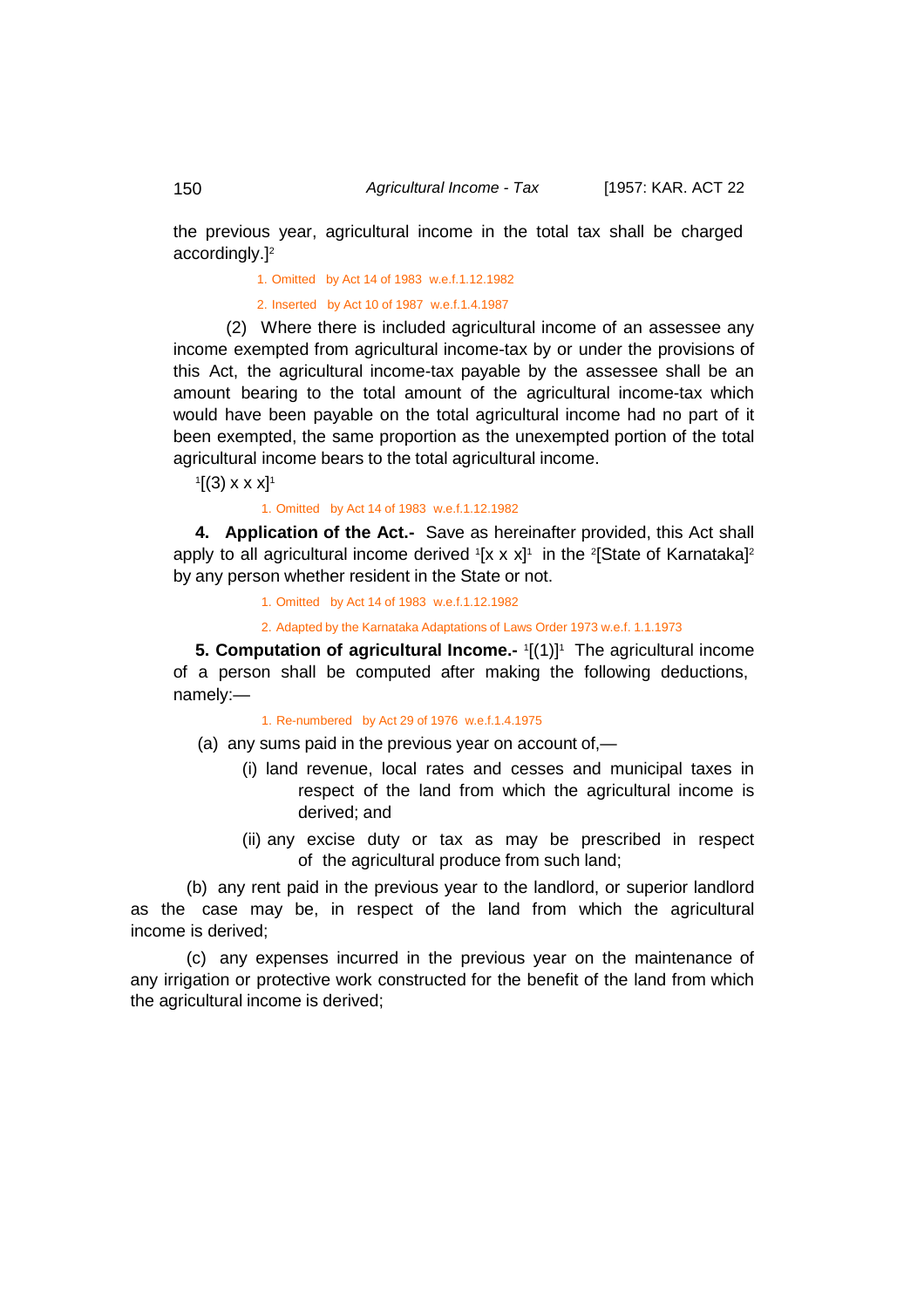the previous year, agricultural income in the total tax shall be charged accordingly.][2]

1. Omitted by Act 14 of 1983 w.e.f.1.12.1982

2. Inserted by Act 10 of 1987 w.e.f.1.4.1987

(2) Where there is included agricultural income of an assessee any income exempted from agricultural income-tax by or under the provisions of this Act, the agricultural income-tax payable by the assessee shall be an amount bearing to the total amount of the agricultural income-tax which would have been payable on the total agricultural income had no part of it been exempted, the same proportion as the unexempted portion of the total agricultural income bears to the total agricultural income.

[1][(3) x x x][1]

1. Omitted by Act 14 of 1983 w.e.f.1.12.1982

**4. Application of the Act.-** Save as hereinafter provided, this Act shall apply to all agricultural income derived [1][x x x][1] in the [2][State of Karnataka][2] by any person whether resident in the State or not.

1. Omitted by Act 14 of 1983 w.e.f.1.12.1982

2. Adapted by the Karnataka Adaptations of Laws Order 1973 w.e.f. 1.1.1973

**5. Computation of agricultural Income.-** [1][(1)][1] The agricultural income of a person shall be computed after making the following deductions, namely:—

1. Re-numbered by Act 29 of 1976 w.e.f.1.4.1975

(a) any sums paid in the previous year on account of,—

(i) land revenue, local rates and cesses and municipal taxes in respect of the land from which the agricultural income is derived; and

(ii) any excise duty or tax as may be prescribed in respect of the agricultural produce from such land;

(b) any rent paid in the previous year to the landlord, or superior landlord as the case may be, in respect of the land from which the agricultural income is derived;

(c) any expenses incurred in the previous year on the maintenance of any irrigation or protective work constructed for the benefit of the land from which the agricultural income is derived;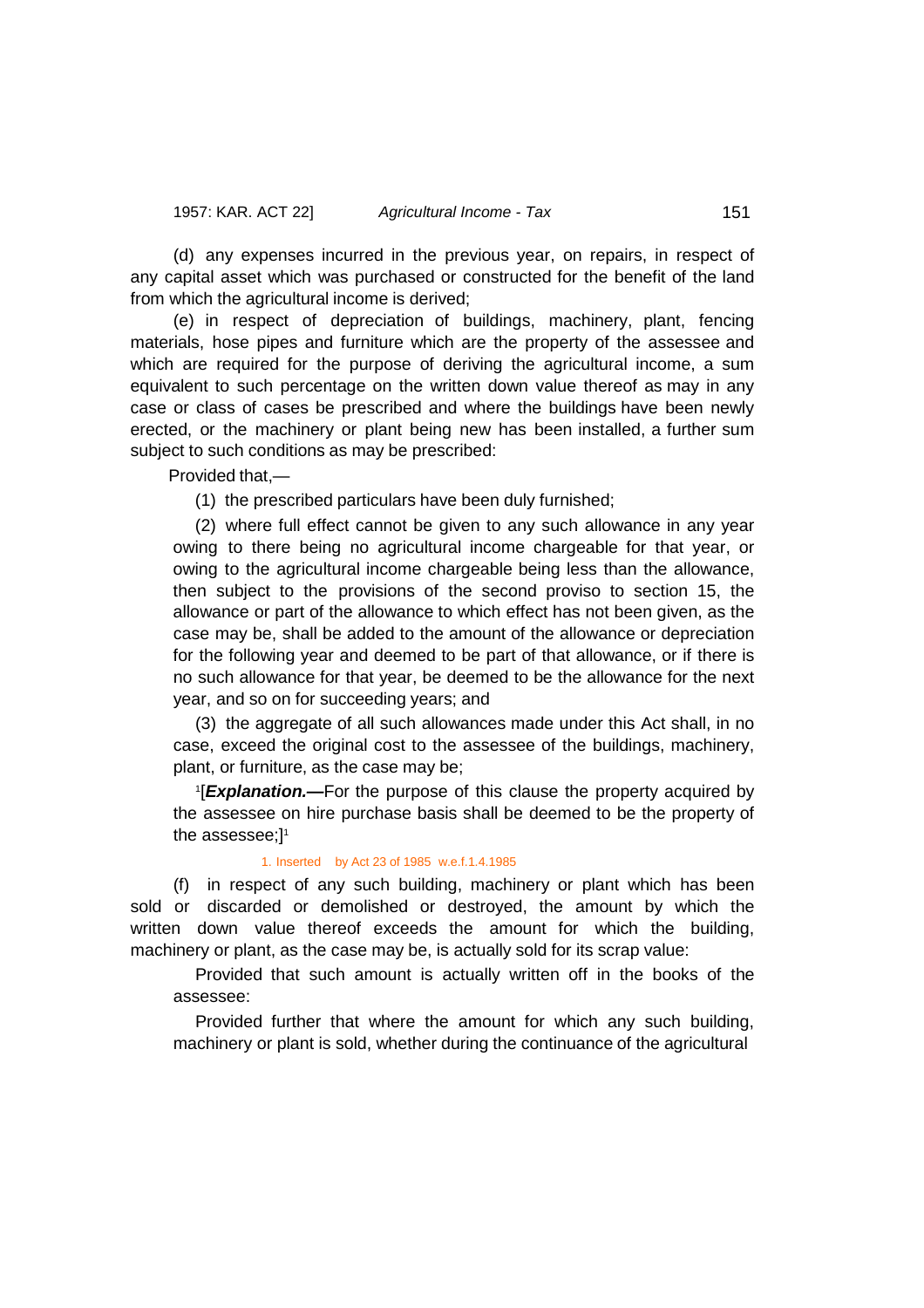(d) any expenses incurred in the previous year, on repairs, in respect of any capital asset which was purchased or constructed for the benefit of the land from which the agricultural income is derived;

(e) in respect of depreciation of buildings, machinery, plant, fencing materials, hose pipes and furniture which are the property of the assessee and which are required for the purpose of deriving the agricultural income, a sum equivalent to such percentage on the written down value thereof as may in any case or class of cases be prescribed and where the buildings have been newly erected, or the machinery or plant being new has been installed, a further sum subject to such conditions as may be prescribed:

Provided that,—

(1) the prescribed particulars have been duly furnished;

(2) where full effect cannot be given to any such allowance in any year owing to there being no agricultural income chargeable for that year, or owing to the agricultural income chargeable being less than the allowance, then subject to the provisions of the second proviso to section 15, the allowance or part of the allowance to which effect has not been given, as the case may be, shall be added to the amount of the allowance or depreciation for the following year and deemed to be part of that allowance, or if there is no such allowance for that year, be deemed to be the allowance for the next year, and so on for succeeding years; and

(3) the aggregate of all such allowances made under this Act shall, in no case, exceed the original cost to the assessee of the buildings, machinery, plant, or furniture, as the case may be;

[1][***Explanation.*—**For the purpose of this clause the property acquired by the assessee on hire purchase basis shall be deemed to be the property of the assessee;][1]

1. Inserted by Act 23 of 1985 w.e.f.1.4.1985

(f) in respect of any such building, machinery or plant which has been sold or discarded or demolished or destroyed, the amount by which the written down value thereof exceeds the amount for which the building, machinery or plant, as the case may be, is actually sold for its scrap value:

Provided that such amount is actually written off in the books of the assessee:

Provided further that where the amount for which any such building, machinery or plant is sold, whether during the continuance of the agricultural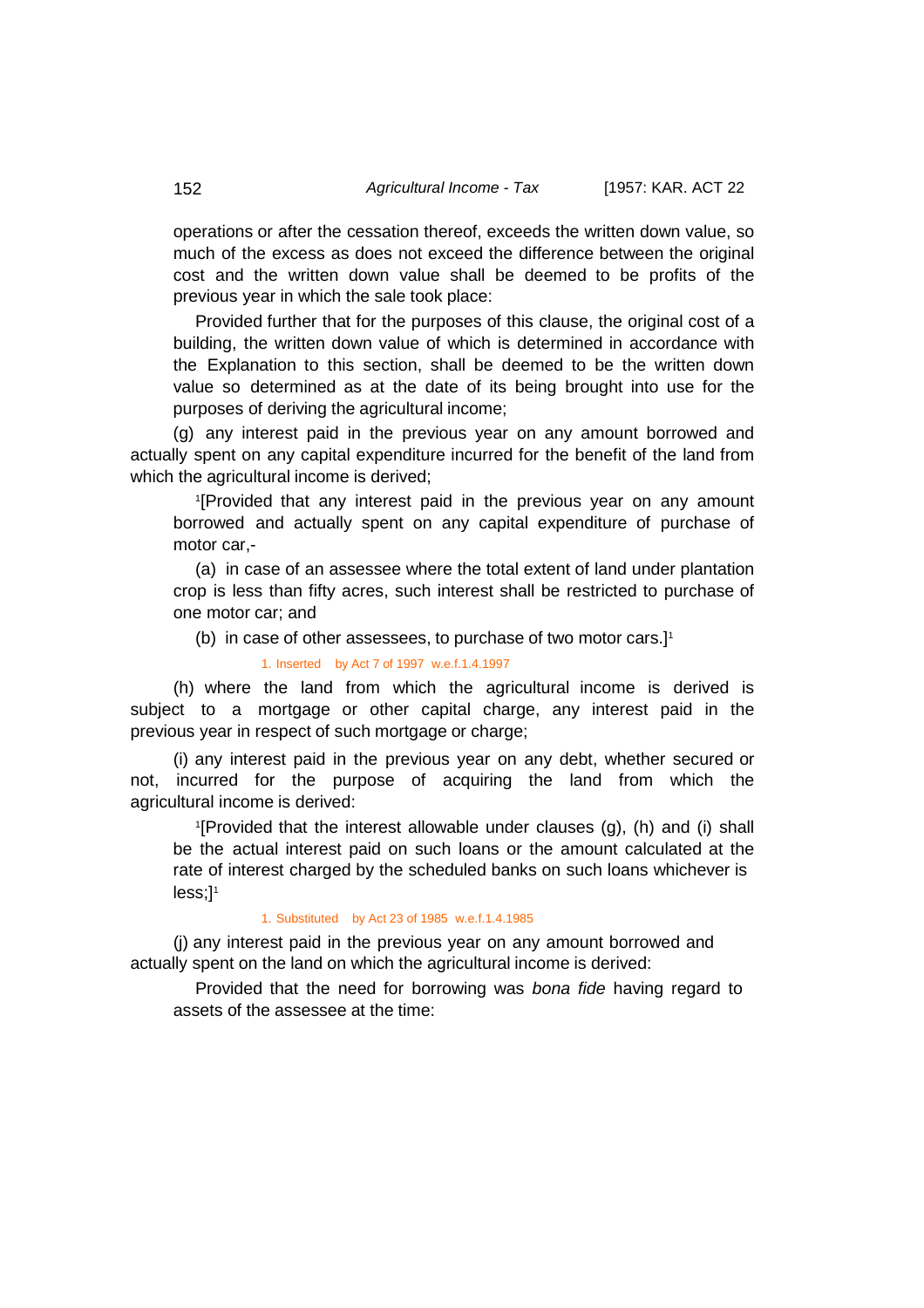operations or after the cessation thereof, exceeds the written down value, so much of the excess as does not exceed the difference between the original cost and the written down value shall be deemed to be profits of the previous year in which the sale took place:

Provided further that for the purposes of this clause, the original cost of a building, the written down value of which is determined in accordance with the Explanation to this section, shall be deemed to be the written down value so determined as at the date of its being brought into use for the purposes of deriving the agricultural income;

(g) any interest paid in the previous year on any amount borrowed and actually spent on any capital expenditure incurred for the benefit of the land from which the agricultural income is derived;

[1][Provided that any interest paid in the previous year on any amount borrowed and actually spent on any capital expenditure of purchase of motor car,-

(a) in case of an assessee where the total extent of land under plantation crop is less than fifty acres, such interest shall be restricted to purchase of one motor car; and

(b) in case of other assessees, to purchase of two motor cars.][1]

1. Inserted by Act 7 of 1997 w.e.f.1.4.1997

(h) where the land from which the agricultural income is derived is subject to a mortgage or other capital charge, any interest paid in the previous year in respect of such mortgage or charge;

(i) any interest paid in the previous year on any debt, whether secured or not, incurred for the purpose of acquiring the land from which the agricultural income is derived:

[1][Provided that the interest allowable under clauses (g), (h) and (i) shall be the actual interest paid on such loans or the amount calculated at the rate of interest charged by the scheduled banks on such loans whichever is less;][1]

1. Substituted by Act 23 of 1985 w.e.f.1.4.1985

(j) any interest paid in the previous year on any amount borrowed and actually spent on the land on which the agricultural income is derived:

Provided that the need for borrowing was *bona fide* having regard to assets of the assessee at the time: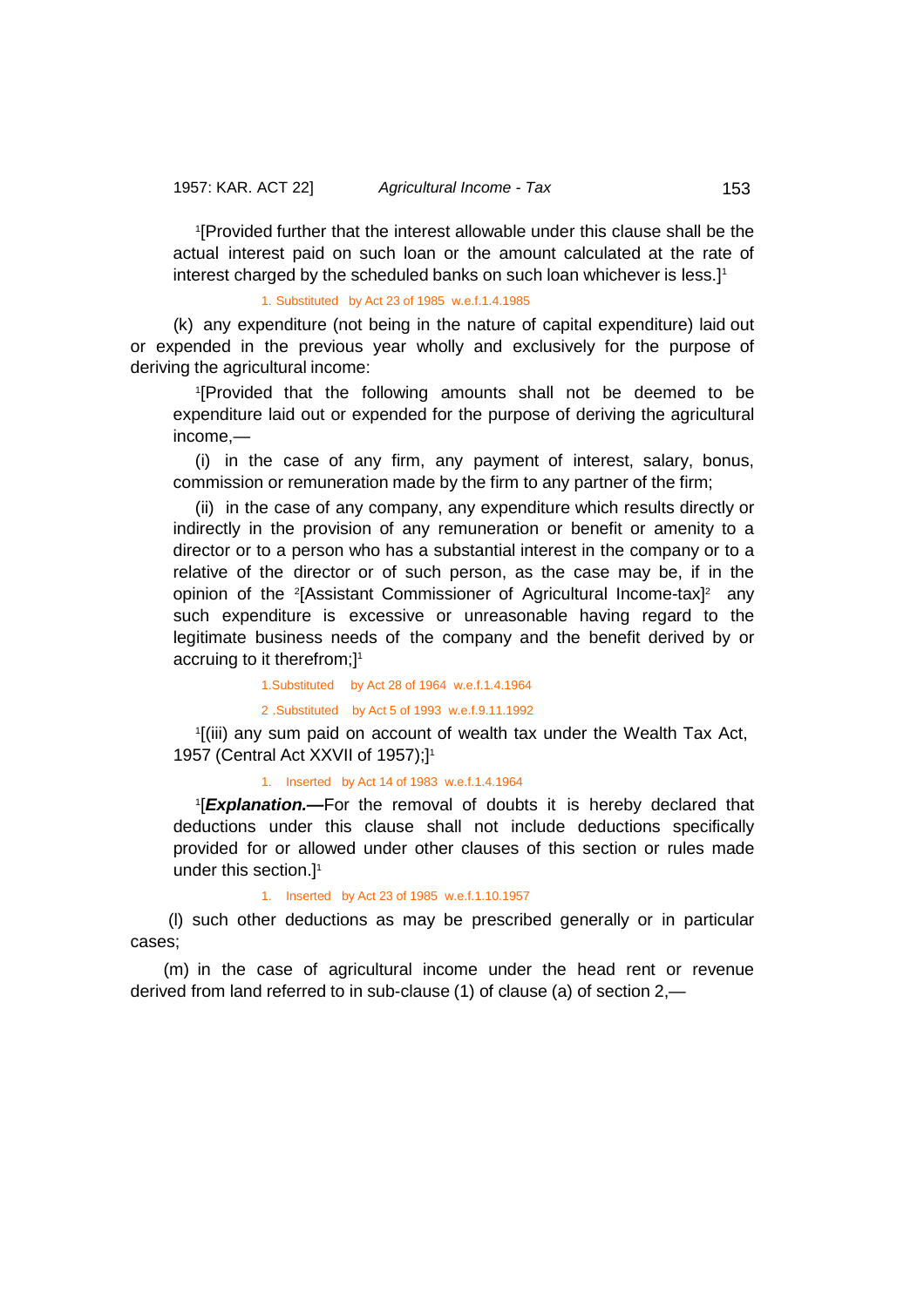[1][Provided further that the interest allowable under this clause shall be the actual interest paid on such loan or the amount calculated at the rate of interest charged by the scheduled banks on such loan whichever is less.][1]

1. Substituted by Act 23 of 1985 w.e.f.1.4.1985

(k) any expenditure (not being in the nature of capital expenditure) laid out or expended in the previous year wholly and exclusively for the purpose of deriving the agricultural income:

[1][Provided that the following amounts shall not be deemed to be expenditure laid out or expended for the purpose of deriving the agricultural income,—

(i) in the case of any firm, any payment of interest, salary, bonus, commission or remuneration made by the firm to any partner of the firm;

(ii) in the case of any company, any expenditure which results directly or indirectly in the provision of any remuneration or benefit or amenity to a director or to a person who has a substantial interest in the company or to a relative of the director or of such person, as the case may be, if in the opinion of the [2][Assistant Commissioner of Agricultural Income-tax][2] any such expenditure is excessive or unreasonable having regard to the legitimate business needs of the company and the benefit derived by or accruing to it therefrom;][1]

1.Substituted by Act 28 of 1964 w.e.f.1.4.1964

2 .Substituted by Act 5 of 1993 w.e.f.9.11.1992

[1][(iii) any sum paid on account of wealth tax under the Wealth Tax Act, 1957 (Central Act XXVII of 1957);][1]

1. Inserted by Act 14 of 1983 w.e.f.1.4.1964

[1][***Explanation.***—For the removal of doubts it is hereby declared that deductions under this clause shall not include deductions specifically provided for or allowed under other clauses of this section or rules made under this section.][1]

1. Inserted by Act 23 of 1985 w.e.f.1.10.1957

(l) such other deductions as may be prescribed generally or in particular cases;

(m) in the case of agricultural income under the head rent or revenue derived from land referred to in sub-clause (1) of clause (a) of section 2,—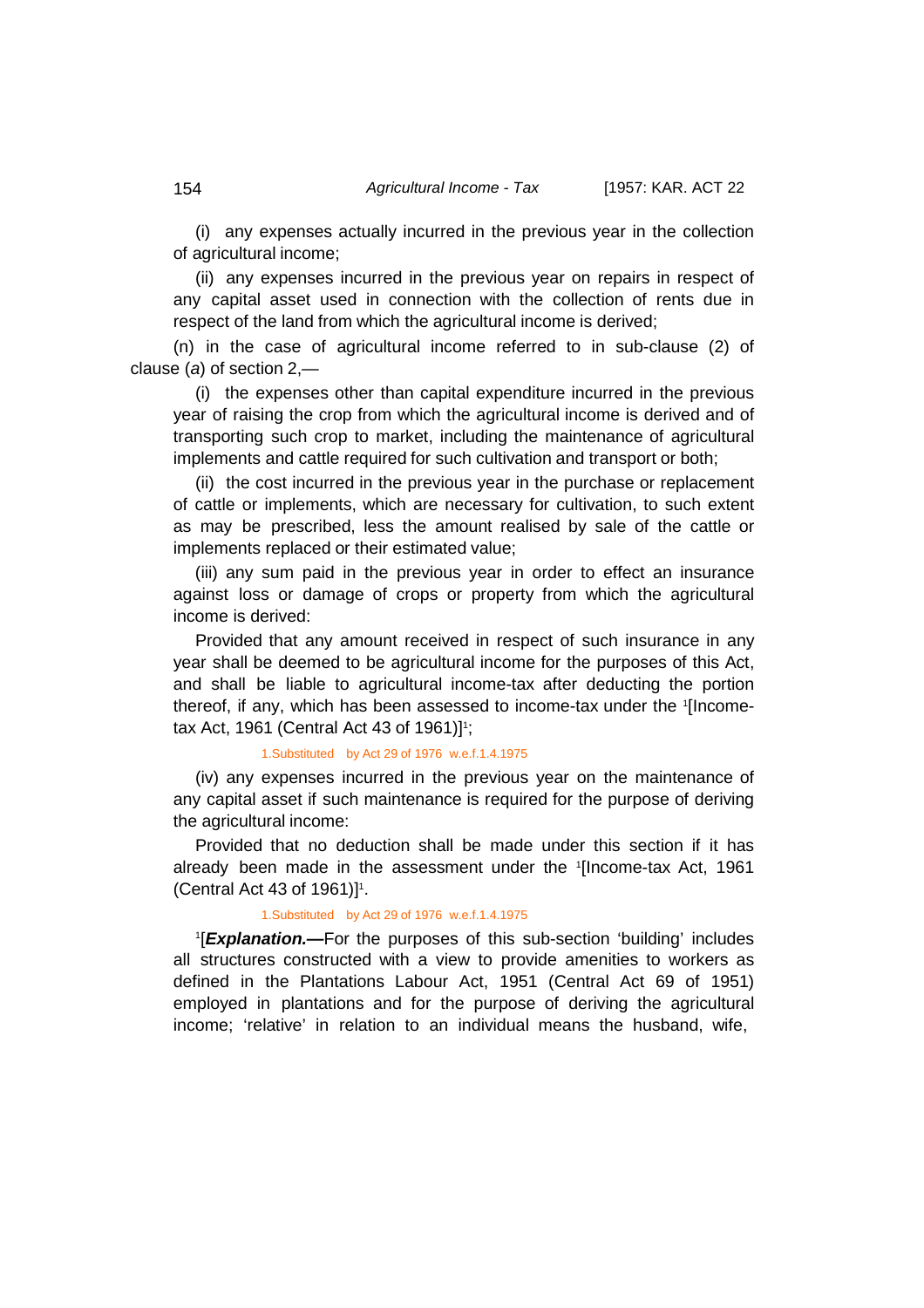(i) any expenses actually incurred in the previous year in the collection of agricultural income;

(ii) any expenses incurred in the previous year on repairs in respect of any capital asset used in connection with the collection of rents due in respect of the land from which the agricultural income is derived;

(n) in the case of agricultural income referred to in sub-clause (2) of clause (*a*) of section 2,—

(i) the expenses other than capital expenditure incurred in the previous year of raising the crop from which the agricultural income is derived and of transporting such crop to market, including the maintenance of agricultural implements and cattle required for such cultivation and transport or both;

(ii) the cost incurred in the previous year in the purchase or replacement of cattle or implements, which are necessary for cultivation, to such extent as may be prescribed, less the amount realised by sale of the cattle or implements replaced or their estimated value;

(iii) any sum paid in the previous year in order to effect an insurance against loss or damage of crops or property from which the agricultural income is derived:

Provided that any amount received in respect of such insurance in any year shall be deemed to be agricultural income for the purposes of this Act, and shall be liable to agricultural income-tax after deducting the portion thereof, if any, which has been assessed to income-tax under the [1][Income-tax Act, 1961 (Central Act 43 of 1961)][1];

1.Substituted by Act 29 of 1976 w.e.f.1.4.1975

(iv) any expenses incurred in the previous year on the maintenance of any capital asset if such maintenance is required for the purpose of deriving the agricultural income:

Provided that no deduction shall be made under this section if it has already been made in the assessment under the [1][Income-tax Act, 1961 (Central Act 43 of 1961)][1].

1.Substituted by Act 29 of 1976 w.e.f.1.4.1975

[1][***Explanation.*****—**For the purposes of this sub-section 'building' includes all structures constructed with a view to provide amenities to workers as defined in the Plantations Labour Act, 1951 (Central Act 69 of 1951) employed in plantations and for the purpose of deriving the agricultural income; 'relative' in relation to an individual means the husband, wife,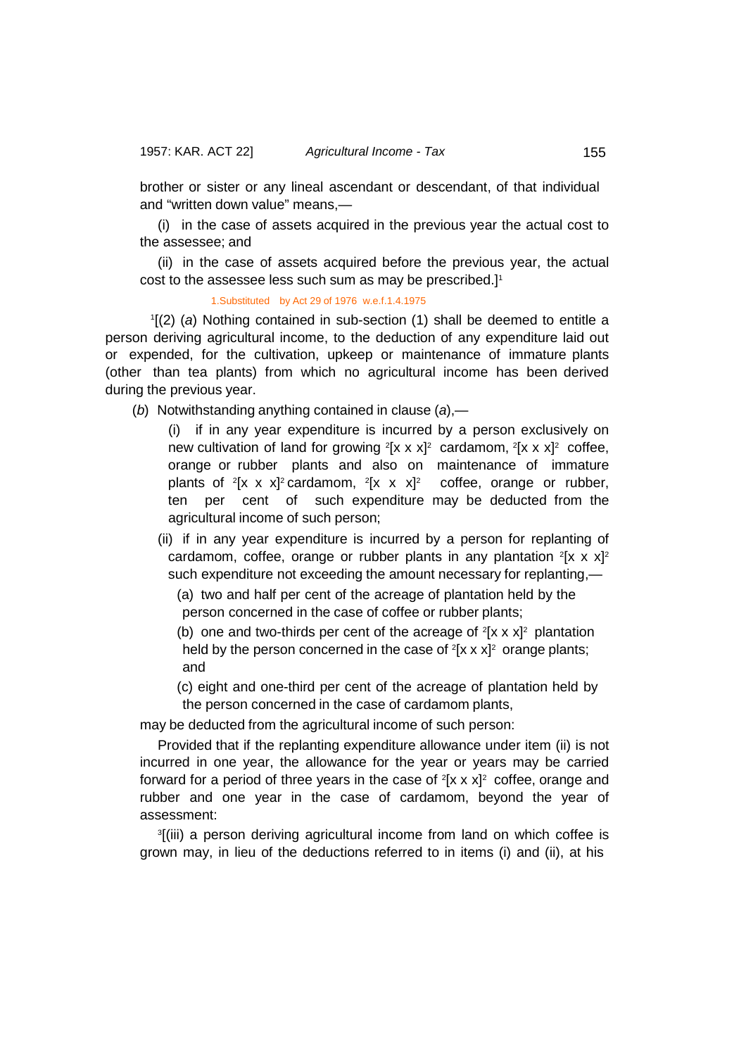brother or sister or any lineal ascendant or descendant, of that individual and "written down value" means,—

(i) in the case of assets acquired in the previous year the actual cost to the assessee; and

(ii) in the case of assets acquired before the previous year, the actual cost to the assessee less such sum as may be prescribed.][1]

1.Substituted by Act 29 of 1976 w.e.f.1.4.1975

[1][(2) (*a*) Nothing contained in sub-section (1) shall be deemed to entitle a person deriving agricultural income, to the deduction of any expenditure laid out or expended, for the cultivation, upkeep or maintenance of immature plants (other than tea plants) from which no agricultural income has been derived during the previous year.

(*b*) Notwithstanding anything contained in clause (*a*),—

(i) if in any year expenditure is incurred by a person exclusively on new cultivation of land for growing [2][x x x][2] cardamom, [2][x x x][2] coffee, orange or rubber plants and also on maintenance of immature plants of [2][x x x][2] cardamom, [2][x x x][2] coffee, orange or rubber, ten per cent of such expenditure may be deducted from the agricultural income of such person;

(ii) if in any year expenditure is incurred by a person for replanting of cardamom, coffee, orange or rubber plants in any plantation [2][x x x][2] such expenditure not exceeding the amount necessary for replanting,—

(a) two and half per cent of the acreage of plantation held by the person concerned in the case of coffee or rubber plants;

(b) one and two-thirds per cent of the acreage of [2][x x x][2] plantation held by the person concerned in the case of [2][x x x][2] orange plants; and

(c) eight and one-third per cent of the acreage of plantation held by the person concerned in the case of cardamom plants,

may be deducted from the agricultural income of such person:

Provided that if the replanting expenditure allowance under item (ii) is not incurred in one year, the allowance for the year or years may be carried forward for a period of three years in the case of [2][x x x][2] coffee, orange and rubber and one year in the case of cardamom, beyond the year of assessment:

[3][(iii) a person deriving agricultural income from land on which coffee is grown may, in lieu of the deductions referred to in items (i) and (ii), at his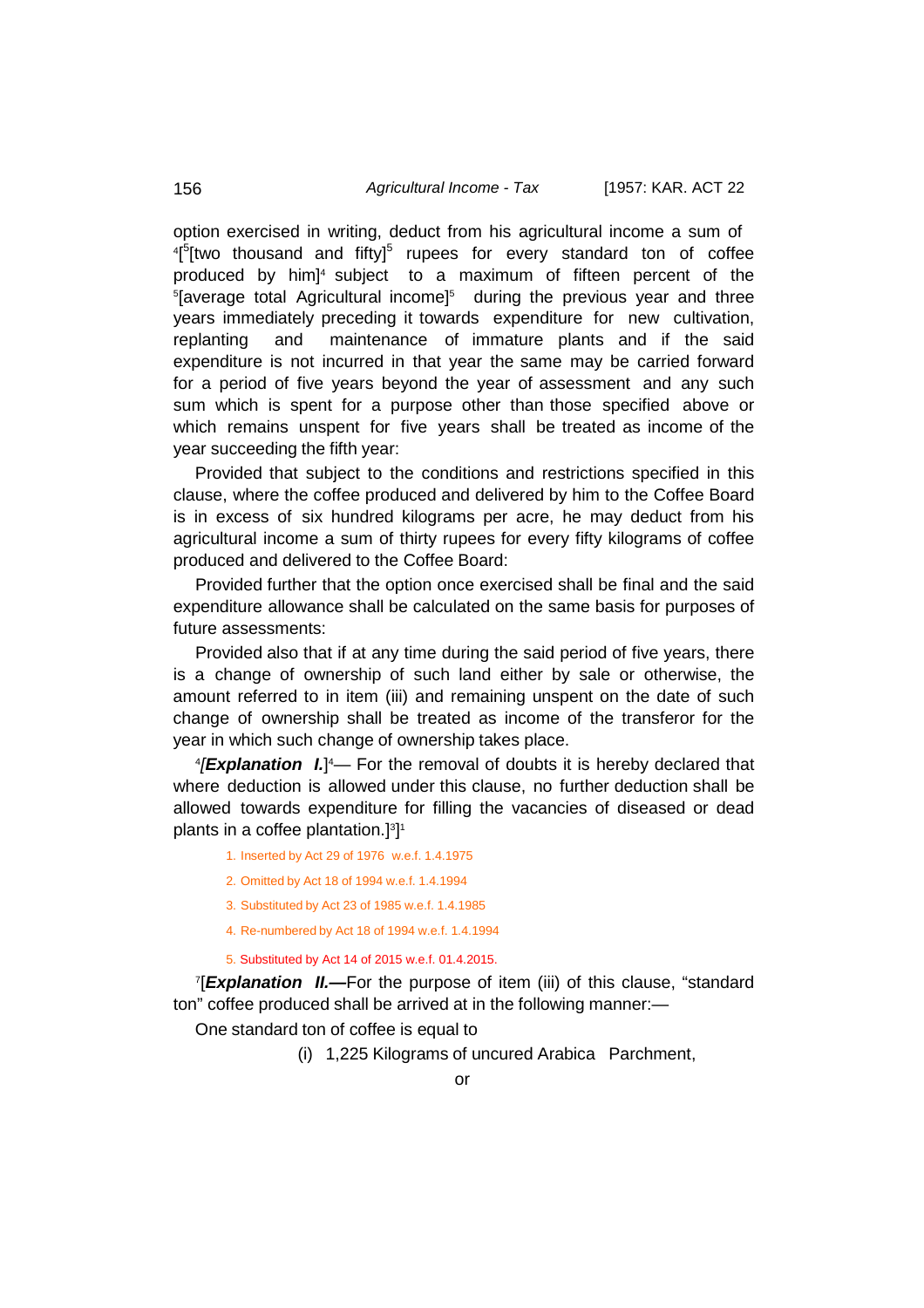option exercised in writing, deduct from his agricultural income a sum of [4][[5][two thousand and fifty][5] rupees for every standard ton of coffee produced by him][4] subject to a maximum of fifteen percent of the [5][average total Agricultural income][5] during the previous year and three years immediately preceding it towards expenditure for new cultivation, replanting and maintenance of immature plants and if the said expenditure is not incurred in that year the same may be carried forward for a period of five years beyond the year of assessment and any such sum which is spent for a purpose other than those specified above or which remains unspent for five years shall be treated as income of the year succeeding the fifth year:

Provided that subject to the conditions and restrictions specified in this clause, where the coffee produced and delivered by him to the Coffee Board is in excess of six hundred kilograms per acre, he may deduct from his agricultural income a sum of thirty rupees for every fifty kilograms of coffee produced and delivered to the Coffee Board:

Provided further that the option once exercised shall be final and the said expenditure allowance shall be calculated on the same basis for purposes of future assessments:

Provided also that if at any time during the said period of five years, there is a change of ownership of such land either by sale or otherwise, the amount referred to in item (iii) and remaining unspent on the date of such change of ownership shall be treated as income of the transferor for the year in which such change of ownership takes place.

[4][***Explanation I.***][4]— For the removal of doubts it is hereby declared that where deduction is allowed under this clause, no further deduction shall be allowed towards expenditure for filling the vacancies of diseased or dead plants in a coffee plantation.][3]][1]

1. Inserted by Act 29 of 1976 w.e.f. 1.4.1975
2. Omitted by Act 18 of 1994 w.e.f. 1.4.1994
3. Substituted by Act 23 of 1985 w.e.f. 1.4.1985
4. Re-numbered by Act 18 of 1994 w.e.f. 1.4.1994
5. Substituted by Act 14 of 2015 w.e.f. 01.4.2015.

[7][***Explanation II.—***For the purpose of item (iii) of this clause, "standard ton" coffee produced shall be arrived at in the following manner:—

One standard ton of coffee is equal to

(i) 1,225 Kilograms of uncured Arabica Parchment,

or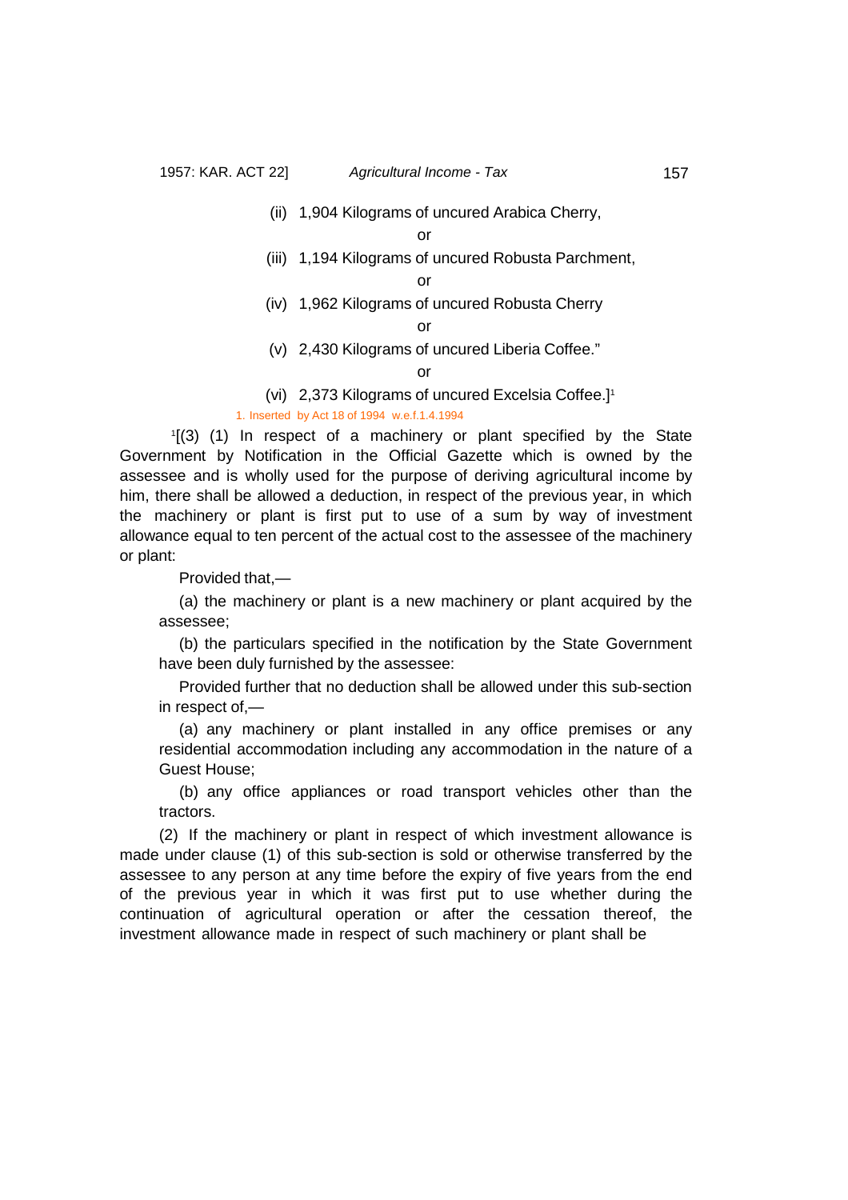(ii) 1,904 Kilograms of uncured Arabica Cherry,

or

(iii) 1,194 Kilograms of uncured Robusta Parchment,

or

(iv) 1,962 Kilograms of uncured Robusta Cherry

or

(v) 2,430 Kilograms of uncured Liberia Coffee."

or

(vi) 2,373 Kilograms of uncured Excelsia Coffee.][1]

1. Inserted by Act 18 of 1994 w.e.f.1.4.1994

[1][(3) (1) In respect of a machinery or plant specified by the State Government by Notification in the Official Gazette which is owned by the assessee and is wholly used for the purpose of deriving agricultural income by him, there shall be allowed a deduction, in respect of the previous year, in which the machinery or plant is first put to use of a sum by way of investment allowance equal to ten percent of the actual cost to the assessee of the machinery or plant:

Provided that,—

(a) the machinery or plant is a new machinery or plant acquired by the assessee;

(b) the particulars specified in the notification by the State Government have been duly furnished by the assessee:

Provided further that no deduction shall be allowed under this sub-section in respect of,—

(a) any machinery or plant installed in any office premises or any residential accommodation including any accommodation in the nature of a Guest House;

(b) any office appliances or road transport vehicles other than the tractors.

(2) If the machinery or plant in respect of which investment allowance is made under clause (1) of this sub-section is sold or otherwise transferred by the assessee to any person at any time before the expiry of five years from the end of the previous year in which it was first put to use whether during the continuation of agricultural operation or after the cessation thereof, the investment allowance made in respect of such machinery or plant shall be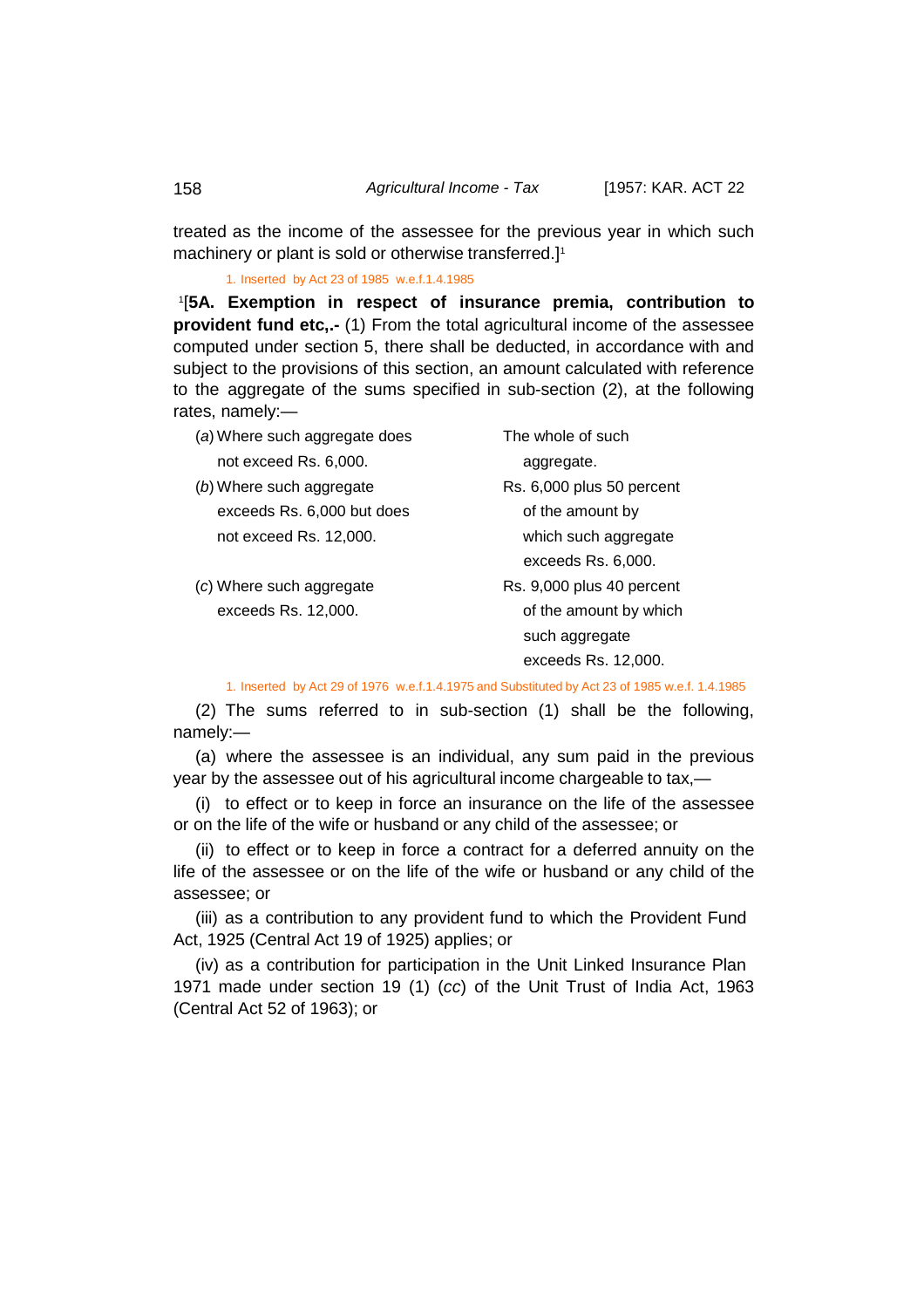treated as the income of the assessee for the previous year in which such machinery or plant is sold or otherwise transferred.][1]

1. Inserted by Act 23 of 1985 w.e.f.1.4.1985

[1][**5A. Exemption in respect of insurance premia, contribution to provident fund etc,.-** (1) From the total agricultural income of the assessee computed under section 5, there shall be deducted, in accordance with and subject to the provisions of this section, an amount calculated with reference to the aggregate of the sums specified in sub-section (2), at the following rates, namely:—

| | |
|---|---|
| (*a*) Where such aggregate does not exceed Rs. 6,000. | The whole of such aggregate. |
| (*b*) Where such aggregate exceeds Rs. 6,000 but does not exceed Rs. 12,000. | Rs. 6,000 plus 50 percent of the amount by which such aggregate exceeds Rs. 6,000. |
| (*c*) Where such aggregate exceeds Rs. 12,000. | Rs. 9,000 plus 40 percent of the amount by which such aggregate exceeds Rs. 12,000. |

1. Inserted by Act 29 of 1976 w.e.f.1.4.1975 and Substituted by Act 23 of 1985 w.e.f. 1.4.1985

(2) The sums referred to in sub-section (1) shall be the following, namely:—

(a) where the assessee is an individual, any sum paid in the previous year by the assessee out of his agricultural income chargeable to tax,—

(i) to effect or to keep in force an insurance on the life of the assessee or on the life of the wife or husband or any child of the assessee; or

(ii) to effect or to keep in force a contract for a deferred annuity on the life of the assessee or on the life of the wife or husband or any child of the assessee; or

(iii) as a contribution to any provident fund to which the Provident Fund Act, 1925 (Central Act 19 of 1925) applies; or

(iv) as a contribution for participation in the Unit Linked Insurance Plan 1971 made under section 19 (1) (*cc*) of the Unit Trust of India Act, 1963 (Central Act 52 of 1963); or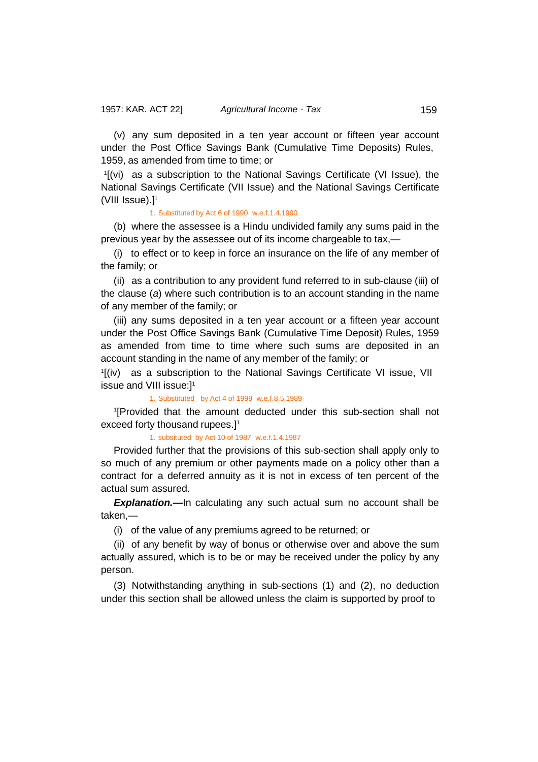(v) any sum deposited in a ten year account or fifteen year account under the Post Office Savings Bank (Cumulative Time Deposits) Rules, 1959, as amended from time to time; or

[1][(vi) as a subscription to the National Savings Certificate (VI Issue), the National Savings Certificate (VII Issue) and the National Savings Certificate (VIII Issue).][1]

1. Substituted by Act 6 of 1990 w.e.f.1.4.1990

(b) where the assessee is a Hindu undivided family any sums paid in the previous year by the assessee out of its income chargeable to tax,—

(i) to effect or to keep in force an insurance on the life of any member of the family; or

(ii) as a contribution to any provident fund referred to in sub-clause (iii) of the clause (*a*) where such contribution is to an account standing in the name of any member of the family; or

(iii) any sums deposited in a ten year account or a fifteen year account under the Post Office Savings Bank (Cumulative Time Deposit) Rules, 1959 as amended from time to time where such sums are deposited in an account standing in the name of any member of the family; or

[1][(iv) as a subscription to the National Savings Certificate VI issue, VII issue and VIII issue:][1]

1. Substituted by Act 4 of 1999 w.e.f.8.5.1989

[1][Provided that the amount deducted under this sub-section shall not exceed forty thousand rupees.][1]

1. subsituted by Act 10 of 1987 w.e.f.1.4.1987

Provided further that the provisions of this sub-section shall apply only to so much of any premium or other payments made on a policy other than a contract for a deferred annuity as it is not in excess of ten percent of the actual sum assured.

***Explanation.*—**In calculating any such actual sum no account shall be taken,—

(i) of the value of any premiums agreed to be returned; or

(ii) of any benefit by way of bonus or otherwise over and above the sum actually assured, which is to be or may be received under the policy by any person.

(3) Notwithstanding anything in sub-sections (1) and (2), no deduction under this section shall be allowed unless the claim is supported by proof to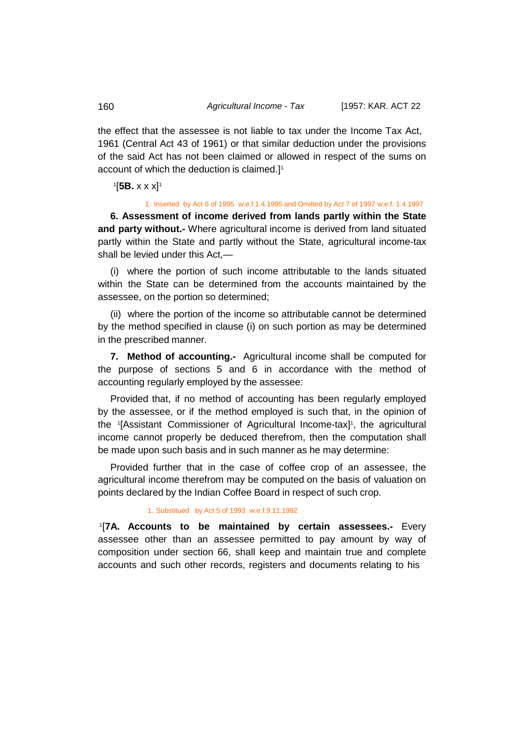the effect that the assessee is not liable to tax under the Income Tax Act, 1961 (Central Act 43 of 1961) or that similar deduction under the provisions of the said Act has not been claimed or allowed in respect of the sums on account of which the deduction is claimed.][1]

[1][**5B.** x x x][1]

1. Inserted by Act 6 of 1995 w.e.f.1.4.1995 and Omitted by Act 7 of 1997 w.e.f. 1.4.1997

**6. Assessment of income derived from lands partly within the State and party without.-** Where agricultural income is derived from land situated partly within the State and partly without the State, agricultural income-tax shall be levied under this Act,—

(i) where the portion of such income attributable to the lands situated within the State can be determined from the accounts maintained by the assessee, on the portion so determined;

(ii) where the portion of the income so attributable cannot be determined by the method specified in clause (i) on such portion as may be determined in the prescribed manner.

**7. Method of accounting.-** Agricultural income shall be computed for the purpose of sections 5 and 6 in accordance with the method of accounting regularly employed by the assessee:

Provided that, if no method of accounting has been regularly employed by the assessee, or if the method employed is such that, in the opinion of the [1][Assistant Commissioner of Agricultural Income-tax][1], the agricultural income cannot properly be deduced therefrom, then the computation shall be made upon such basis and in such manner as he may determine:

Provided further that in the case of coffee crop of an assessee, the agricultural income therefrom may be computed on the basis of valuation on points declared by the Indian Coffee Board in respect of such crop.

1. Substituted by Act 5 of 1993 w.e.f.9.11.1992

[1][**7A. Accounts to be maintained by certain assessees.-** Every assessee other than an assessee permitted to pay amount by way of composition under section 66, shall keep and maintain true and complete accounts and such other records, registers and documents relating to his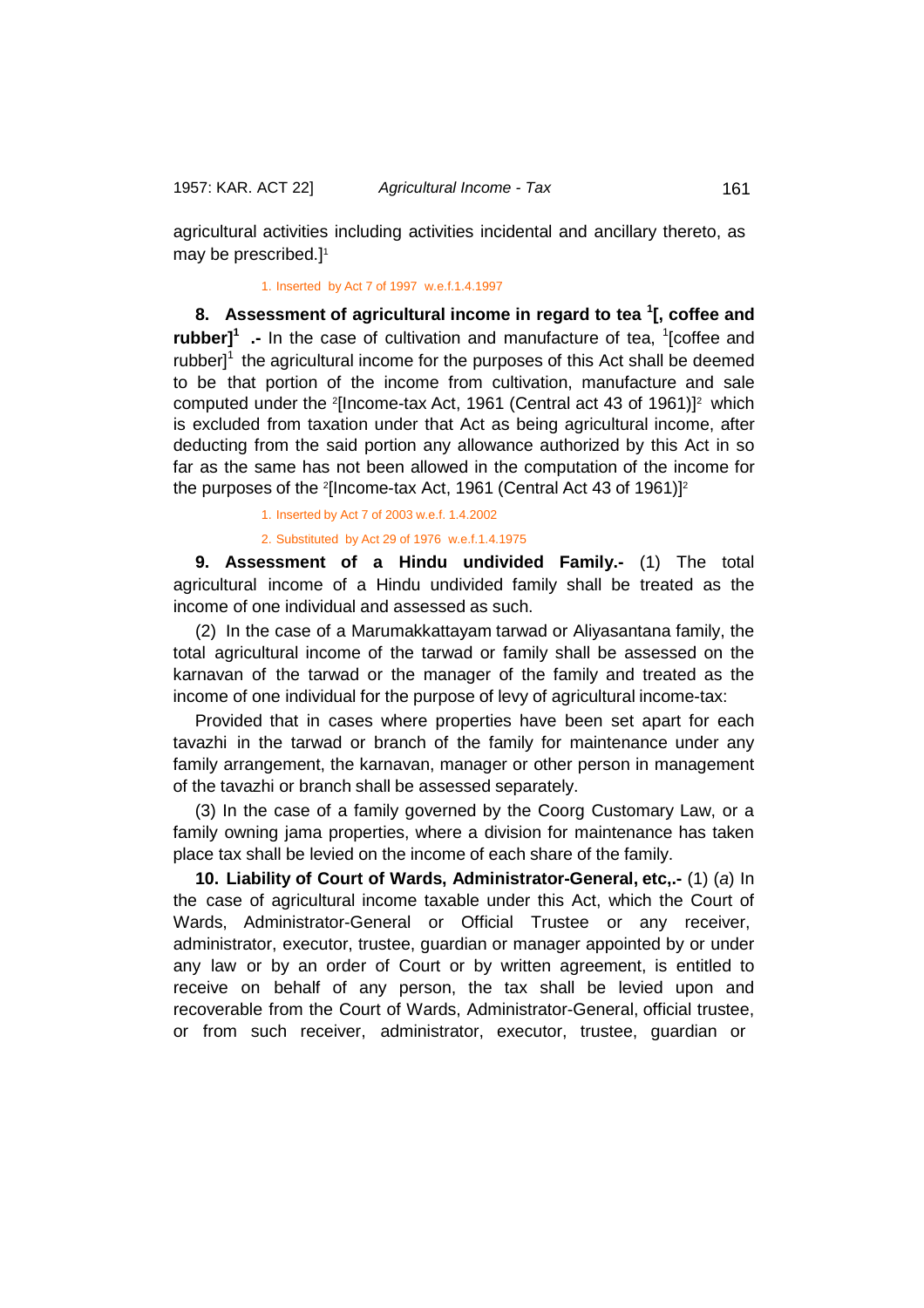agricultural activities including activities incidental and ancillary thereto, as may be prescribed.][1]

1. Inserted by Act 7 of 1997 w.e.f.1.4.1997

**8. Assessment of agricultural income in regard to tea [1][, coffee and rubber][1] .-** In the case of cultivation and manufacture of tea, [1][coffee and rubber][1] the agricultural income for the purposes of this Act shall be deemed to be that portion of the income from cultivation, manufacture and sale computed under the [2][Income-tax Act, 1961 (Central act 43 of 1961)][2] which is excluded from taxation under that Act as being agricultural income, after deducting from the said portion any allowance authorized by this Act in so far as the same has not been allowed in the computation of the income for the purposes of the [2][Income-tax Act, 1961 (Central Act 43 of 1961)][2]

1. Inserted by Act 7 of 2003 w.e.f. 1.4.2002
2. Substituted by Act 29 of 1976 w.e.f.1.4.1975

**9. Assessment of a Hindu undivided Family.-** (1) The total agricultural income of a Hindu undivided family shall be treated as the income of one individual and assessed as such.

(2) In the case of a Marumakkattayam tarwad or Aliyasantana family, the total agricultural income of the tarwad or family shall be assessed on the karnavan of the tarwad or the manager of the family and treated as the income of one individual for the purpose of levy of agricultural income-tax:

Provided that in cases where properties have been set apart for each tavazhi in the tarwad or branch of the family for maintenance under any family arrangement, the karnavan, manager or other person in management of the tavazhi or branch shall be assessed separately.

(3) In the case of a family governed by the Coorg Customary Law, or a family owning jama properties, where a division for maintenance has taken place tax shall be levied on the income of each share of the family.

**10. Liability of Court of Wards, Administrator-General, etc,.-** (1) (*a*) In the case of agricultural income taxable under this Act, which the Court of Wards, Administrator-General or Official Trustee or any receiver, administrator, executor, trustee, guardian or manager appointed by or under any law or by an order of Court or by written agreement, is entitled to receive on behalf of any person, the tax shall be levied upon and recoverable from the Court of Wards, Administrator-General, official trustee, or from such receiver, administrator, executor, trustee, guardian or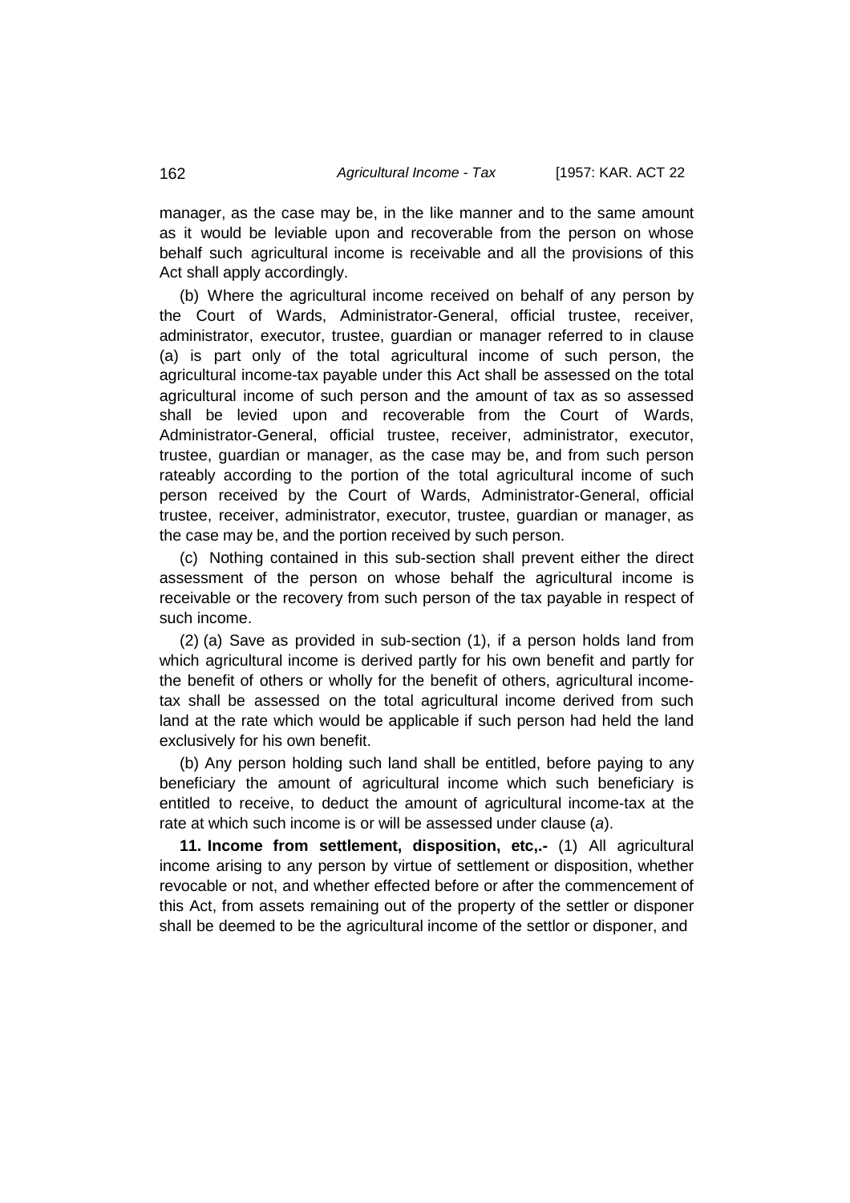manager, as the case may be, in the like manner and to the same amount as it would be leviable upon and recoverable from the person on whose behalf such agricultural income is receivable and all the provisions of this Act shall apply accordingly.

(b) Where the agricultural income received on behalf of any person by the Court of Wards, Administrator-General, official trustee, receiver, administrator, executor, trustee, guardian or manager referred to in clause (a) is part only of the total agricultural income of such person, the agricultural income-tax payable under this Act shall be assessed on the total agricultural income of such person and the amount of tax as so assessed shall be levied upon and recoverable from the Court of Wards, Administrator-General, official trustee, receiver, administrator, executor, trustee, guardian or manager, as the case may be, and from such person rateably according to the portion of the total agricultural income of such person received by the Court of Wards, Administrator-General, official trustee, receiver, administrator, executor, trustee, guardian or manager, as the case may be, and the portion received by such person.

(c) Nothing contained in this sub-section shall prevent either the direct assessment of the person on whose behalf the agricultural income is receivable or the recovery from such person of the tax payable in respect of such income.

(2) (a) Save as provided in sub-section (1), if a person holds land from which agricultural income is derived partly for his own benefit and partly for the benefit of others or wholly for the benefit of others, agricultural income-tax shall be assessed on the total agricultural income derived from such land at the rate which would be applicable if such person had held the land exclusively for his own benefit.

(b) Any person holding such land shall be entitled, before paying to any beneficiary the amount of agricultural income which such beneficiary is entitled to receive, to deduct the amount of agricultural income-tax at the rate at which such income is or will be assessed under clause (*a*).

**11. Income from settlement, disposition, etc,.-** (1) All agricultural income arising to any person by virtue of settlement or disposition, whether revocable or not, and whether effected before or after the commencement of this Act, from assets remaining out of the property of the settler or disponer shall be deemed to be the agricultural income of the settlor or disponer, and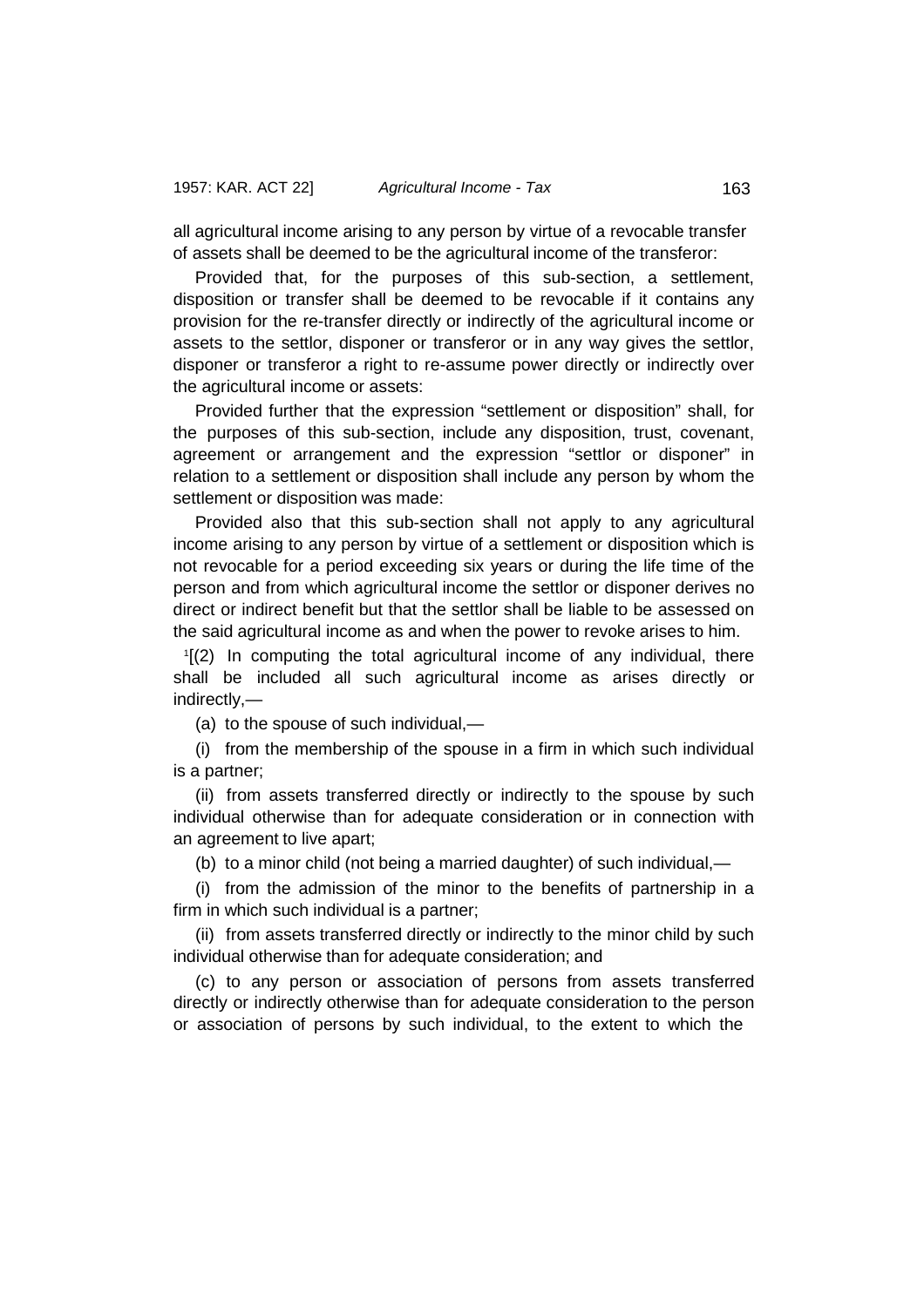all agricultural income arising to any person by virtue of a revocable transfer of assets shall be deemed to be the agricultural income of the transferor:

Provided that, for the purposes of this sub-section, a settlement, disposition or transfer shall be deemed to be revocable if it contains any provision for the re-transfer directly or indirectly of the agricultural income or assets to the settlor, disponer or transferor or in any way gives the settlor, disponer or transferor a right to re-assume power directly or indirectly over the agricultural income or assets:

Provided further that the expression "settlement or disposition" shall, for the purposes of this sub-section, include any disposition, trust, covenant, agreement or arrangement and the expression "settlor or disponer" in relation to a settlement or disposition shall include any person by whom the settlement or disposition was made:

Provided also that this sub-section shall not apply to any agricultural income arising to any person by virtue of a settlement or disposition which is not revocable for a period exceeding six years or during the life time of the person and from which agricultural income the settlor or disponer derives no direct or indirect benefit but that the settlor shall be liable to be assessed on the said agricultural income as and when the power to revoke arises to him.

[1][(2) In computing the total agricultural income of any individual, there shall be included all such agricultural income as arises directly or indirectly,—

(a) to the spouse of such individual,—

(i) from the membership of the spouse in a firm in which such individual is a partner;

(ii) from assets transferred directly or indirectly to the spouse by such individual otherwise than for adequate consideration or in connection with an agreement to live apart;

(b) to a minor child (not being a married daughter) of such individual,—

(i) from the admission of the minor to the benefits of partnership in a firm in which such individual is a partner;

(ii) from assets transferred directly or indirectly to the minor child by such individual otherwise than for adequate consideration; and

(c) to any person or association of persons from assets transferred directly or indirectly otherwise than for adequate consideration to the person or association of persons by such individual, to the extent to which the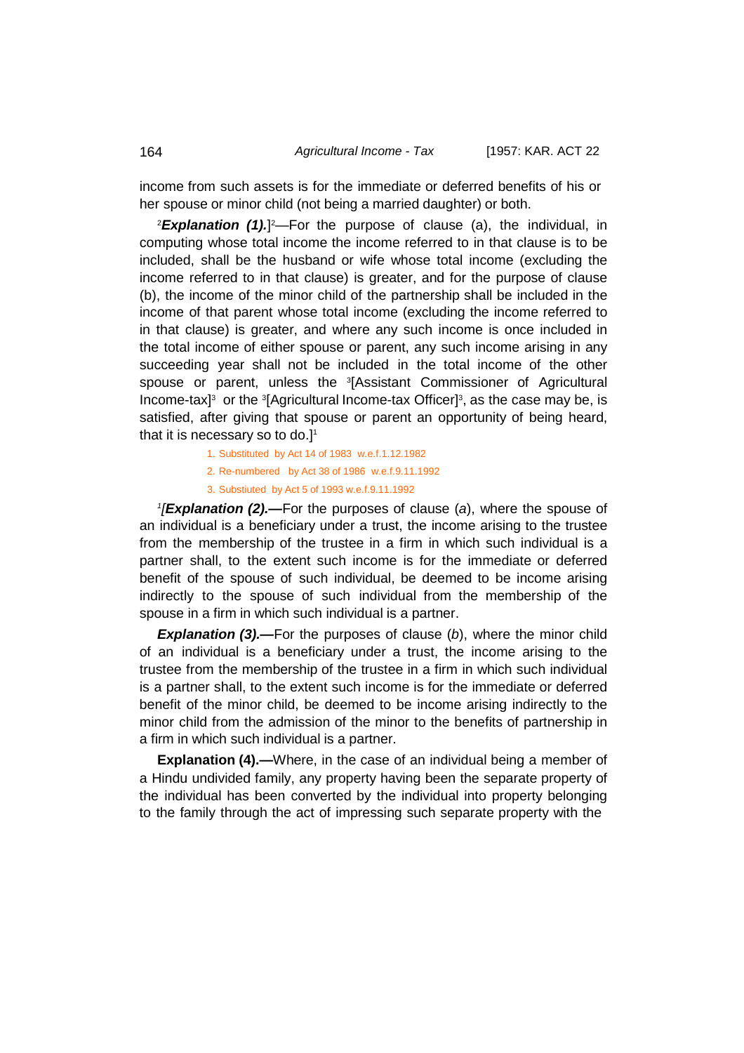income from such assets is for the immediate or deferred benefits of his or her spouse or minor child (not being a married daughter) or both.

[2]***Explanation (1).***][2]—For the purpose of clause (a), the individual, in computing whose total income the income referred to in that clause is to be included, shall be the husband or wife whose total income (excluding the income referred to in that clause) is greater, and for the purpose of clause (b), the income of the minor child of the partnership shall be included in the income of that parent whose total income (excluding the income referred to in that clause) is greater, and where any such income is once included in the total income of either spouse or parent, any such income arising in any succeeding year shall not be included in the total income of the other spouse or parent, unless the [3][Assistant Commissioner of Agricultural Income-tax][3] or the [3][Agricultural Income-tax Officer][3], as the case may be, is satisfied, after giving that spouse or parent an opportunity of being heard, that it is necessary so to do.][1]

1. Substituted by Act 14 of 1983 w.e.f.1.12.1982
2. Re-numbered by Act 38 of 1986 w.e.f.9.11.1992
3. Substiuted by Act 5 of 1993 w.e.f.9.11.1992

[1][***Explanation (2).***—For the purposes of clause (*a*), where the spouse of an individual is a beneficiary under a trust, the income arising to the trustee from the membership of the trustee in a firm in which such individual is a partner shall, to the extent such income is for the immediate or deferred benefit of the spouse of such individual, be deemed to be income arising indirectly to the spouse of such individual from the membership of the spouse in a firm in which such individual is a partner.

***Explanation (3).***—For the purposes of clause (*b*), where the minor child of an individual is a beneficiary under a trust, the income arising to the trustee from the membership of the trustee in a firm in which such individual is a partner shall, to the extent such income is for the immediate or deferred benefit of the minor child, be deemed to be income arising indirectly to the minor child from the admission of the minor to the benefits of partnership in a firm in which such individual is a partner.

**Explanation (4).—**Where, in the case of an individual being a member of a Hindu undivided family, any property having been the separate property of the individual has been converted by the individual into property belonging to the family through the act of impressing such separate property with the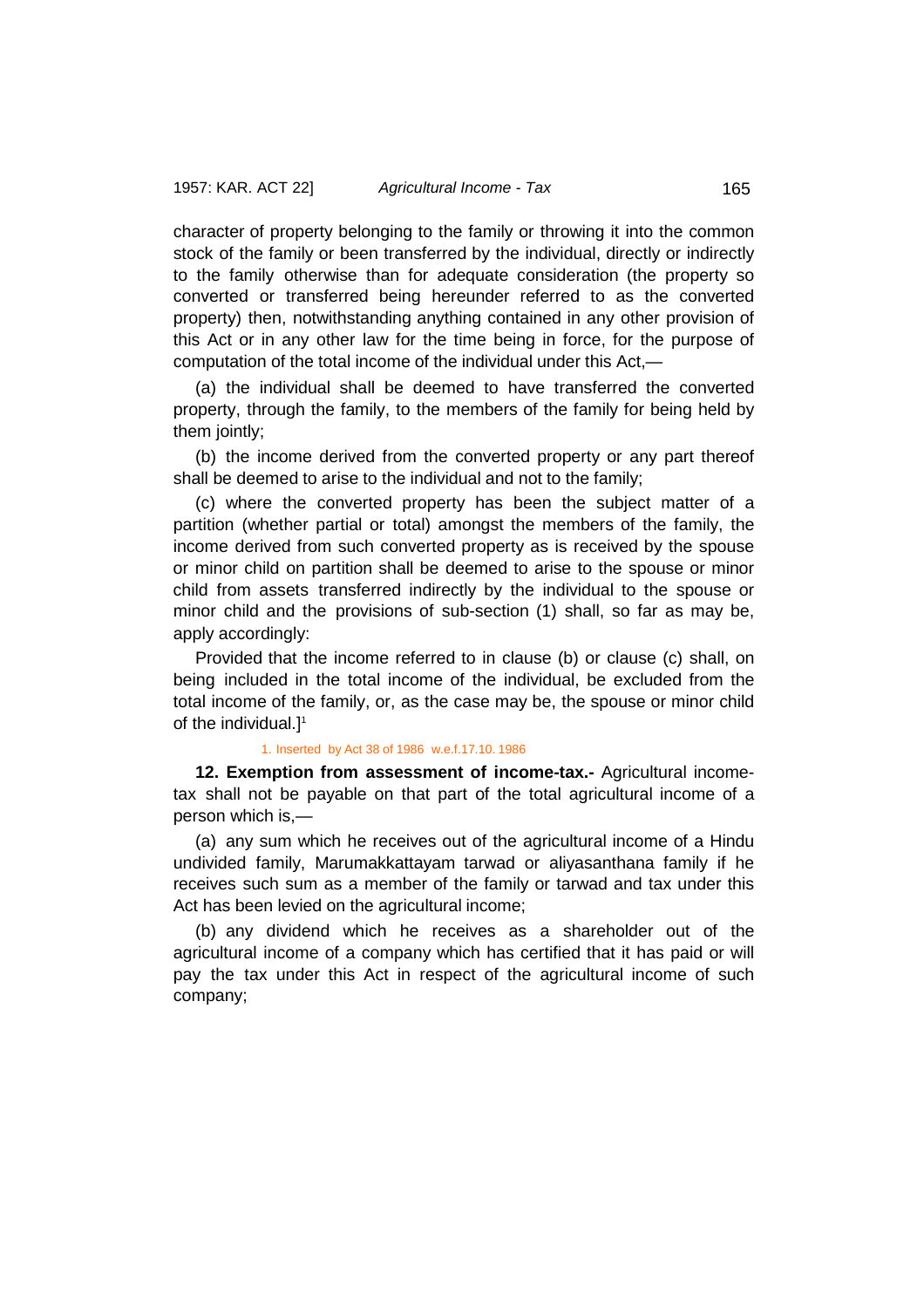character of property belonging to the family or throwing it into the common stock of the family or been transferred by the individual, directly or indirectly to the family otherwise than for adequate consideration (the property so converted or transferred being hereunder referred to as the converted property) then, notwithstanding anything contained in any other provision of this Act or in any other law for the time being in force, for the purpose of computation of the total income of the individual under this Act,—

(a) the individual shall be deemed to have transferred the converted property, through the family, to the members of the family for being held by them jointly;

(b) the income derived from the converted property or any part thereof shall be deemed to arise to the individual and not to the family;

(c) where the converted property has been the subject matter of a partition (whether partial or total) amongst the members of the family, the income derived from such converted property as is received by the spouse or minor child on partition shall be deemed to arise to the spouse or minor child from assets transferred indirectly by the individual to the spouse or minor child and the provisions of sub-section (1) shall, so far as may be, apply accordingly:

Provided that the income referred to in clause (b) or clause (c) shall, on being included in the total income of the individual, be excluded from the total income of the family, or, as the case may be, the spouse or minor child of the individual.][1]

1. Inserted by Act 38 of 1986 w.e.f.17.10. 1986

**12. Exemption from assessment of income-tax.-** Agricultural income-tax shall not be payable on that part of the total agricultural income of a person which is,—

(a) any sum which he receives out of the agricultural income of a Hindu undivided family, Marumakkattayam tarwad or aliyasanthana family if he receives such sum as a member of the family or tarwad and tax under this Act has been levied on the agricultural income;

(b) any dividend which he receives as a shareholder out of the agricultural income of a company which has certified that it has paid or will pay the tax under this Act in respect of the agricultural income of such company;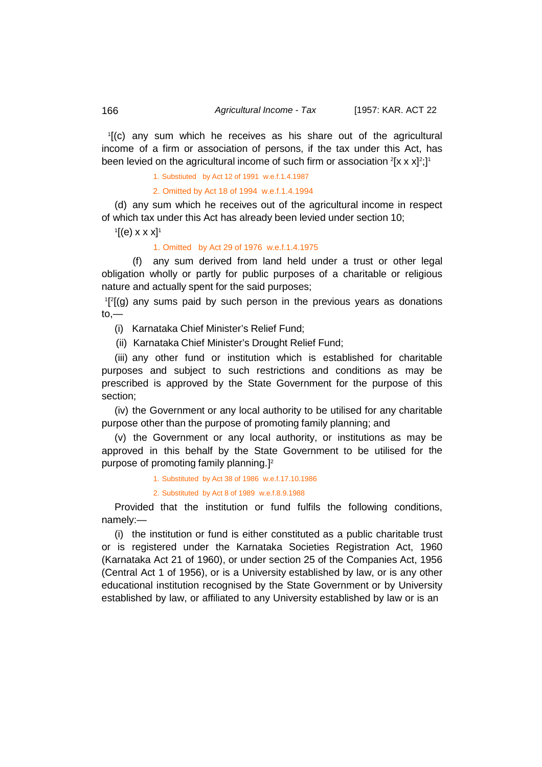[1][(c) any sum which he receives as his share out of the agricultural income of a firm or association of persons, if the tax under this Act, has been levied on the agricultural income of such firm or association [2][x x x][2];][1]

1. Substiuted by Act 12 of 1991 w.e.f.1.4.1987

2. Omitted by Act 18 of 1994 w.e.f.1.4.1994

(d) any sum which he receives out of the agricultural income in respect of which tax under this Act has already been levied under section 10;

[1][(e) x x x][1]

1. Omitted by Act 29 of 1976 w.e.f.1.4.1975

(f) any sum derived from land held under a trust or other legal obligation wholly or partly for public purposes of a charitable or religious nature and actually spent for the said purposes;

[1][[2][(g) any sums paid by such person in the previous years as donations to,—

(i) Karnataka Chief Minister's Relief Fund;

(ii) Karnataka Chief Minister's Drought Relief Fund;

(iii) any other fund or institution which is established for charitable purposes and subject to such restrictions and conditions as may be prescribed is approved by the State Government for the purpose of this section;

(iv) the Government or any local authority to be utilised for any charitable purpose other than the purpose of promoting family planning; and

(v) the Government or any local authority, or institutions as may be approved in this behalf by the State Government to be utilised for the purpose of promoting family planning.][2]

1. Substituted by Act 38 of 1986 w.e.f.17.10.1986

2. Substituted by Act 8 of 1989 w.e.f.8.9.1988

Provided that the institution or fund fulfils the following conditions, namely:—

(i) the institution or fund is either constituted as a public charitable trust or is registered under the Karnataka Societies Registration Act, 1960 (Karnataka Act 21 of 1960), or under section 25 of the Companies Act, 1956 (Central Act 1 of 1956), or is a University established by law, or is any other educational institution recognised by the State Government or by University established by law, or affiliated to any University established by law or is an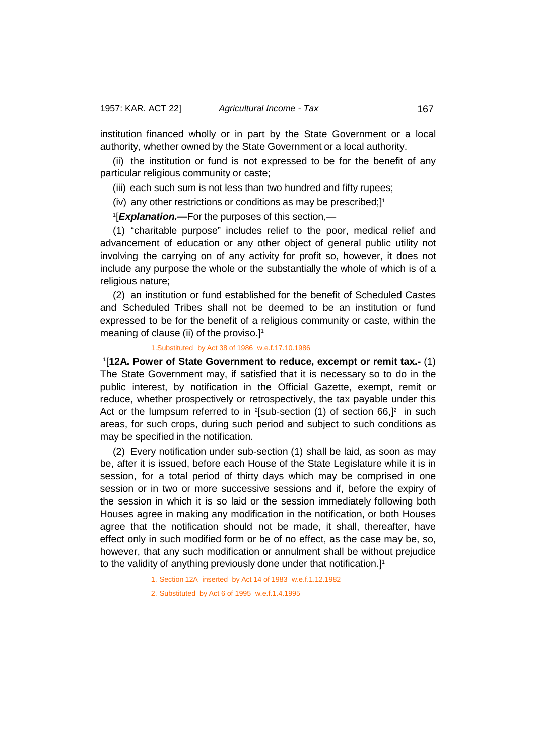institution financed wholly or in part by the State Government or a local authority, whether owned by the State Government or a local authority.

(ii) the institution or fund is not expressed to be for the benefit of any particular religious community or caste;

(iii) each such sum is not less than two hundred and fifty rupees;

(iv) any other restrictions or conditions as may be prescribed;][1]

[1][***Explanation.***—For the purposes of this section,—

(1) "charitable purpose" includes relief to the poor, medical relief and advancement of education or any other object of general public utility not involving the carrying on of any activity for profit so, however, it does not include any purpose the whole or the substantially the whole of which is of a religious nature;

(2) an institution or fund established for the benefit of Scheduled Castes and Scheduled Tribes shall not be deemed to be an institution or fund expressed to be for the benefit of a religious community or caste, within the meaning of clause (ii) of the proviso.][1]

1.Substituted by Act 38 of 1986 w.e.f.17.10.1986

[1][**12A. Power of State Government to reduce, excempt or remit tax.-** (1) The State Government may, if satisfied that it is necessary so to do in the public interest, by notification in the Official Gazette, exempt, remit or reduce, whether prospectively or retrospectively, the tax payable under this Act or the lumpsum referred to in [2][sub-section (1) of section 66,][2] in such areas, for such crops, during such period and subject to such conditions as may be specified in the notification.

(2) Every notification under sub-section (1) shall be laid, as soon as may be, after it is issued, before each House of the State Legislature while it is in session, for a total period of thirty days which may be comprised in one session or in two or more successive sessions and if, before the expiry of the session in which it is so laid or the session immediately following both Houses agree in making any modification in the notification, or both Houses agree that the notification should not be made, it shall, thereafter, have effect only in such modified form or be of no effect, as the case may be, so, however, that any such modification or annulment shall be without prejudice to the validity of anything previously done under that notification.][1]

1. Section 12A inserted by Act 14 of 1983 w.e.f.1.12.1982

2. Substituted by Act 6 of 1995 w.e.f.1.4.1995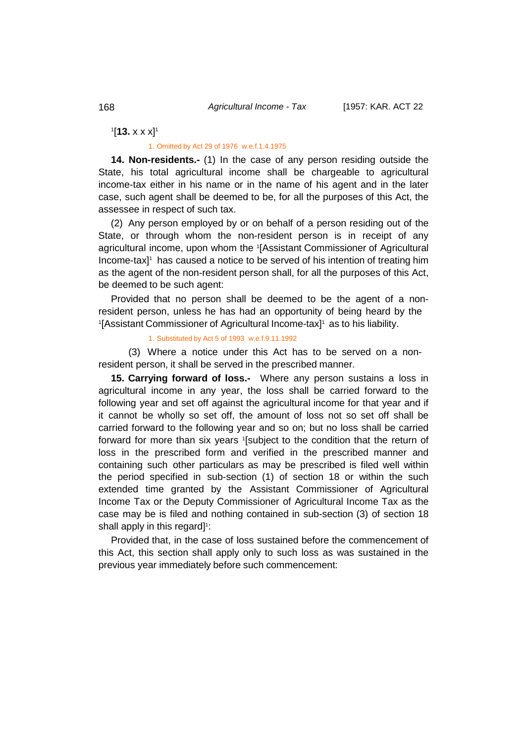[1][**13.** x x x][1]

1. Omitted by Act 29 of 1976 w.e.f.1.4.1975

**14. Non-residents.-** (1) In the case of any person residing outside the State, his total agricultural income shall be chargeable to agricultural income-tax either in his name or in the name of his agent and in the later case, such agent shall be deemed to be, for all the purposes of this Act, the assessee in respect of such tax.

(2) Any person employed by or on behalf of a person residing out of the State, or through whom the non-resident person is in receipt of any agricultural income, upon whom the [1][Assistant Commissioner of Agricultural Income-tax][1] has caused a notice to be served of his intention of treating him as the agent of the non-resident person shall, for all the purposes of this Act, be deemed to be such agent:

Provided that no person shall be deemed to be the agent of a non-resident person, unless he has had an opportunity of being heard by the [1][Assistant Commissioner of Agricultural Income-tax][1] as to his liability.

1. Substituted by Act 5 of 1993 w.e.f.9.11.1992

(3) Where a notice under this Act has to be served on a non-resident person, it shall be served in the prescribed manner.

**15. Carrying forward of loss.-** Where any person sustains a loss in agricultural income in any year, the loss shall be carried forward to the following year and set off against the agricultural income for that year and if it cannot be wholly so set off, the amount of loss not so set off shall be carried forward to the following year and so on; but no loss shall be carried forward for more than six years [1][subject to the condition that the return of loss in the prescribed form and verified in the prescribed manner and containing such other particulars as may be prescribed is filed well within the period specified in sub-section (1) of section 18 or within the such extended time granted by the Assistant Commissioner of Agricultural Income Tax or the Deputy Commissioner of Agricultural Income Tax as the case may be is filed and nothing contained in sub-section (3) of section 18 shall apply in this regard][1]:

Provided that, in the case of loss sustained before the commencement of this Act, this section shall apply only to such loss as was sustained in the previous year immediately before such commencement: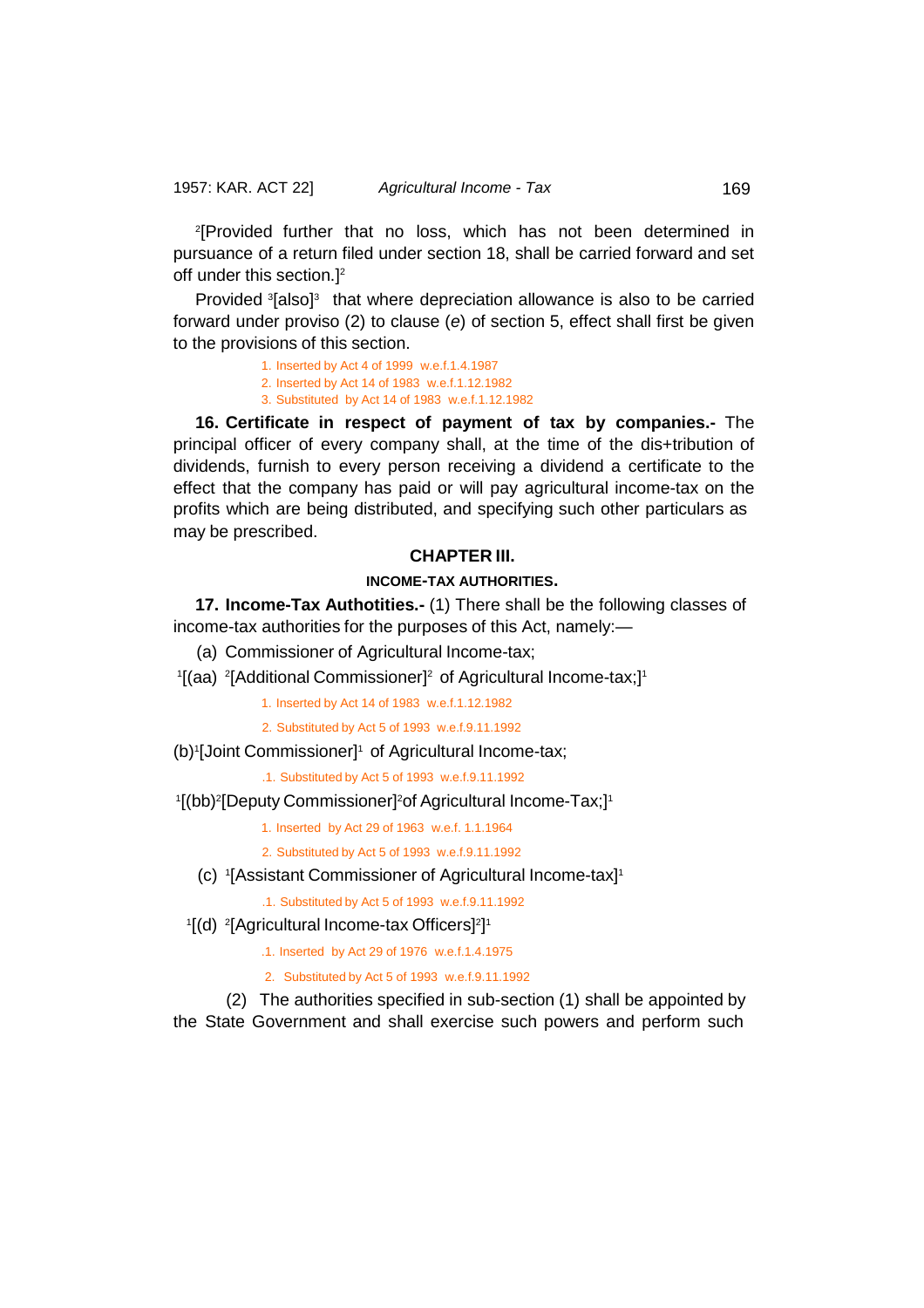[2][Provided further that no loss, which has not been determined in pursuance of a return filed under section 18, shall be carried forward and set off under this section.][2]

Provided [3][also][3] that where depreciation allowance is also to be carried forward under proviso (2) to clause (*e*) of section 5, effect shall first be given to the provisions of this section.

1. Inserted by Act 4 of 1999 w.e.f.1.4.1987
2. Inserted by Act 14 of 1983 w.e.f.1.12.1982
3. Substituted by Act 14 of 1983 w.e.f.1.12.1982

**16. Certificate in respect of payment of tax by companies.-** The principal officer of every company shall, at the time of the dis+tribution of dividends, furnish to every person receiving a dividend a certificate to the effect that the company has paid or will pay agricultural income-tax on the profits which are being distributed, and specifying such other particulars as may be prescribed.

## CHAPTER III.

### INCOME-TAX AUTHORITIES.

**17. Income-Tax Authotities.-** (1) There shall be the following classes of income-tax authorities for the purposes of this Act, namely:—

(a) Commissioner of Agricultural Income-tax;

[1][(aa) [2][Additional Commissioner][2] of Agricultural Income-tax;][1]

1. Inserted by Act 14 of 1983 w.e.f.1.12.1982
2. Substituted by Act 5 of 1993 w.e.f.9.11.1992

(b)[1][Joint Commissioner][1] of Agricultural Income-tax;

.1. Substituted by Act 5 of 1993 w.e.f.9.11.1992

[1][(bb)[2][Deputy Commissioner][2]of Agricultural Income-Tax;][1]

1. Inserted by Act 29 of 1963 w.e.f. 1.1.1964
2. Substituted by Act 5 of 1993 w.e.f.9.11.1992

(c) [1][Assistant Commissioner of Agricultural Income-tax][1]

.1. Substituted by Act 5 of 1993 w.e.f.9.11.1992

[1][(d) [2][Agricultural Income-tax Officers][2]][1]

.1. Inserted by Act 29 of 1976 w.e.f.1.4.1975
2. Substituted by Act 5 of 1993 w.e.f.9.11.1992

(2) The authorities specified in sub-section (1) shall be appointed by the State Government and shall exercise such powers and perform such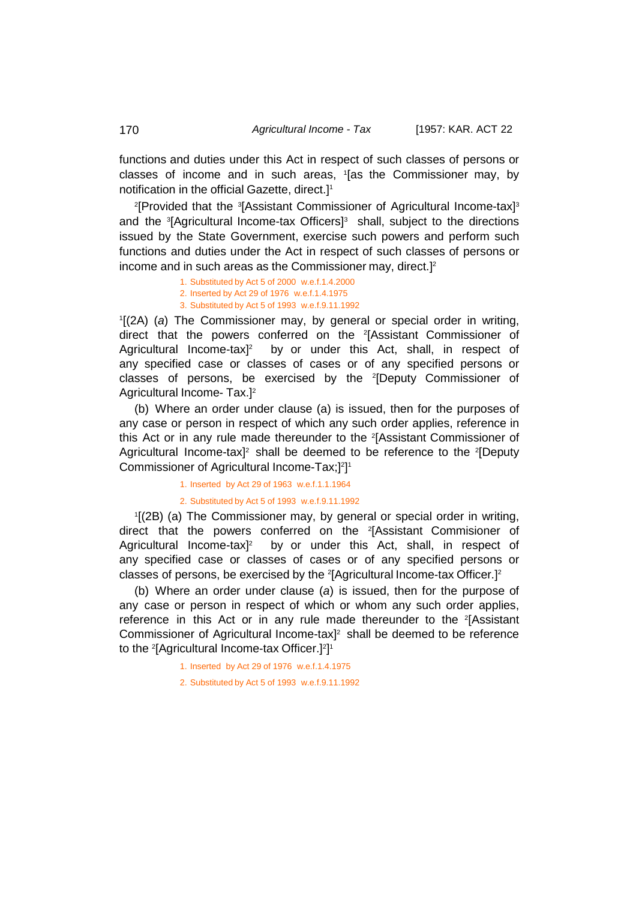functions and duties under this Act in respect of such classes of persons or classes of income and in such areas, [1][as the Commissioner may, by notification in the official Gazette, direct.][1]

[2][Provided that the [3][Assistant Commissioner of Agricultural Income-tax][3] and the [3][Agricultural Income-tax Officers][3] shall, subject to the directions issued by the State Government, exercise such powers and perform such functions and duties under the Act in respect of such classes of persons or income and in such areas as the Commissioner may, direct.][2]

1. Substituted by Act 5 of 2000 w.e.f.1.4.2000
2. Inserted by Act 29 of 1976 w.e.f.1.4.1975
3. Substituted by Act 5 of 1993 w.e.f.9.11.1992

[1][(2A) (*a*) The Commissioner may, by general or special order in writing, direct that the powers conferred on the [2][Assistant Commissioner of Agricultural Income-tax][2] by or under this Act, shall, in respect of any specified case or classes of cases or of any specified persons or classes of persons, be exercised by the [2][Deputy Commissioner of Agricultural Income- Tax.][2]

(b) Where an order under clause (a) is issued, then for the purposes of any case or person in respect of which any such order applies, reference in this Act or in any rule made thereunder to the [2][Assistant Commissioner of Agricultural Income-tax][2] shall be deemed to be reference to the [2][Deputy Commissioner of Agricultural Income-Tax;][2]][1]

1. Inserted by Act 29 of 1963 w.e.f.1.1.1964
2. Substituted by Act 5 of 1993 w.e.f.9.11.1992

[1][(2B) (a) The Commissioner may, by general or special order in writing, direct that the powers conferred on the [2][Assistant Commisioner of Agricultural Income-tax][2] by or under this Act, shall, in respect of any specified case or classes of cases or of any specified persons or classes of persons, be exercised by the [2][Agricultural Income-tax Officer.][2]

(b) Where an order under clause (*a*) is issued, then for the purpose of any case or person in respect of which or whom any such order applies, reference in this Act or in any rule made thereunder to the [2][Assistant Commissioner of Agricultural Income-tax][2] shall be deemed to be reference to the [2][Agricultural Income-tax Officer.][2]][1]

1. Inserted by Act 29 of 1976 w.e.f.1.4.1975
2. Substituted by Act 5 of 1993 w.e.f.9.11.1992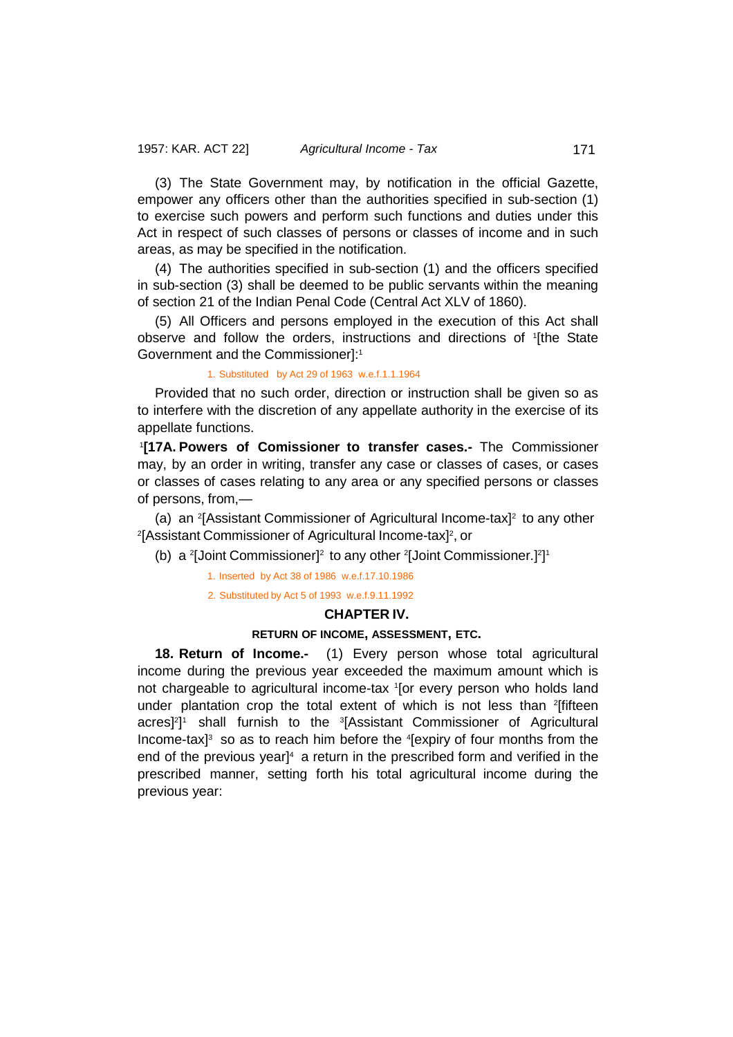(3) The State Government may, by notification in the official Gazette, empower any officers other than the authorities specified in sub-section (1) to exercise such powers and perform such functions and duties under this Act in respect of such classes of persons or classes of income and in such areas, as may be specified in the notification.

(4) The authorities specified in sub-section (1) and the officers specified in sub-section (3) shall be deemed to be public servants within the meaning of section 21 of the Indian Penal Code (Central Act XLV of 1860).

(5) All Officers and persons employed in the execution of this Act shall observe and follow the orders, instructions and directions of [1][the State Government and the Commissioner]:[1]

1. Substituted by Act 29 of 1963 w.e.f.1.1.1964

Provided that no such order, direction or instruction shall be given so as to interfere with the discretion of any appellate authority in the exercise of its appellate functions.

[1]**[17A. Powers of Comissioner to transfer cases.-** The Commissioner may, by an order in writing, transfer any case or classes of cases, or cases or classes of cases relating to any area or any specified persons or classes of persons, from,—

(a) an [2][Assistant Commissioner of Agricultural Income-tax][2] to any other [2][Assistant Commissioner of Agricultural Income-tax][2], or

(b) a [2][Joint Commissioner][2] to any other [2][Joint Commissioner.][2]][1]

1. Inserted by Act 38 of 1986 w.e.f.17.10.1986
2. Substituted by Act 5 of 1993 w.e.f.9.11.1992

## CHAPTER IV.

### RETURN OF INCOME, ASSESSMENT, ETC.

**18. Return of Income.-** (1) Every person whose total agricultural income during the previous year exceeded the maximum amount which is not chargeable to agricultural income-tax [1][or every person who holds land under plantation crop the total extent of which is not less than [2][fifteen acres][2]][1] shall furnish to the [3][Assistant Commissioner of Agricultural Income-tax][3] so as to reach him before the [4][expiry of four months from the end of the previous year][4] a return in the prescribed form and verified in the prescribed manner, setting forth his total agricultural income during the previous year: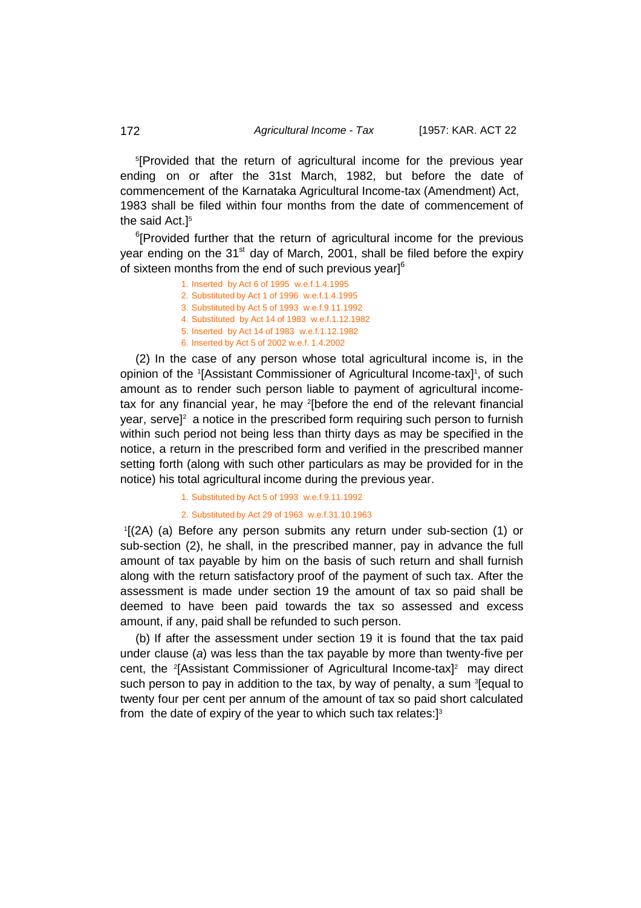[5][Provided that the return of agricultural income for the previous year ending on or after the 31st March, 1982, but before the date of commencement of the Karnataka Agricultural Income-tax (Amendment) Act, 1983 shall be filed within four months from the date of commencement of the said Act.][5]

[6][Provided further that the return of agricultural income for the previous year ending on the 31st day of March, 2001, shall be filed before the expiry of sixteen months from the end of such previous year][6]

1. Inserted by Act 6 of 1995 w.e.f.1.4.1995
2. Substituted by Act 1 of 1996 w.e.f.1.4.1995
3. Substituted by Act 5 of 1993 w.e.f.9.11.1992
4. Substituted by Act 14 of 1983 w.e.f.1.12.1982
5. Inserted by Act 14 of 1983 w.e.f.1.12.1982
6. Inserted by Act 5 of 2002 w.e.f. 1.4.2002

(2) In the case of any person whose total agricultural income is, in the opinion of the [1][Assistant Commissioner of Agricultural Income-tax][1], of such amount as to render such person liable to payment of agricultural income-tax for any financial year, he may [2][before the end of the relevant financial year, serve][2] a notice in the prescribed form requiring such person to furnish within such period not being less than thirty days as may be specified in the notice, a return in the prescribed form and verified in the prescribed manner setting forth (along with such other particulars as may be provided for in the notice) his total agricultural income during the previous year.

1. Substituted by Act 5 of 1993 w.e.f.9.11.1992
2. Substituted by Act 29 of 1963 w.e.f.31.10.1963

[1][(2A) (a) Before any person submits any return under sub-section (1) or sub-section (2), he shall, in the prescribed manner, pay in advance the full amount of tax payable by him on the basis of such return and shall furnish along with the return satisfactory proof of the payment of such tax. After the assessment is made under section 19 the amount of tax so paid shall be deemed to have been paid towards the tax so assessed and excess amount, if any, paid shall be refunded to such person.

(b) If after the assessment under section 19 it is found that the tax paid under clause (*a*) was less than the tax payable by more than twenty-five per cent, the [2][Assistant Commissioner of Agricultural Income-tax][2] may direct such person to pay in addition to the tax, by way of penalty, a sum [3][equal to twenty four per cent per annum of the amount of tax so paid short calculated from the date of expiry of the year to which such tax relates:][3]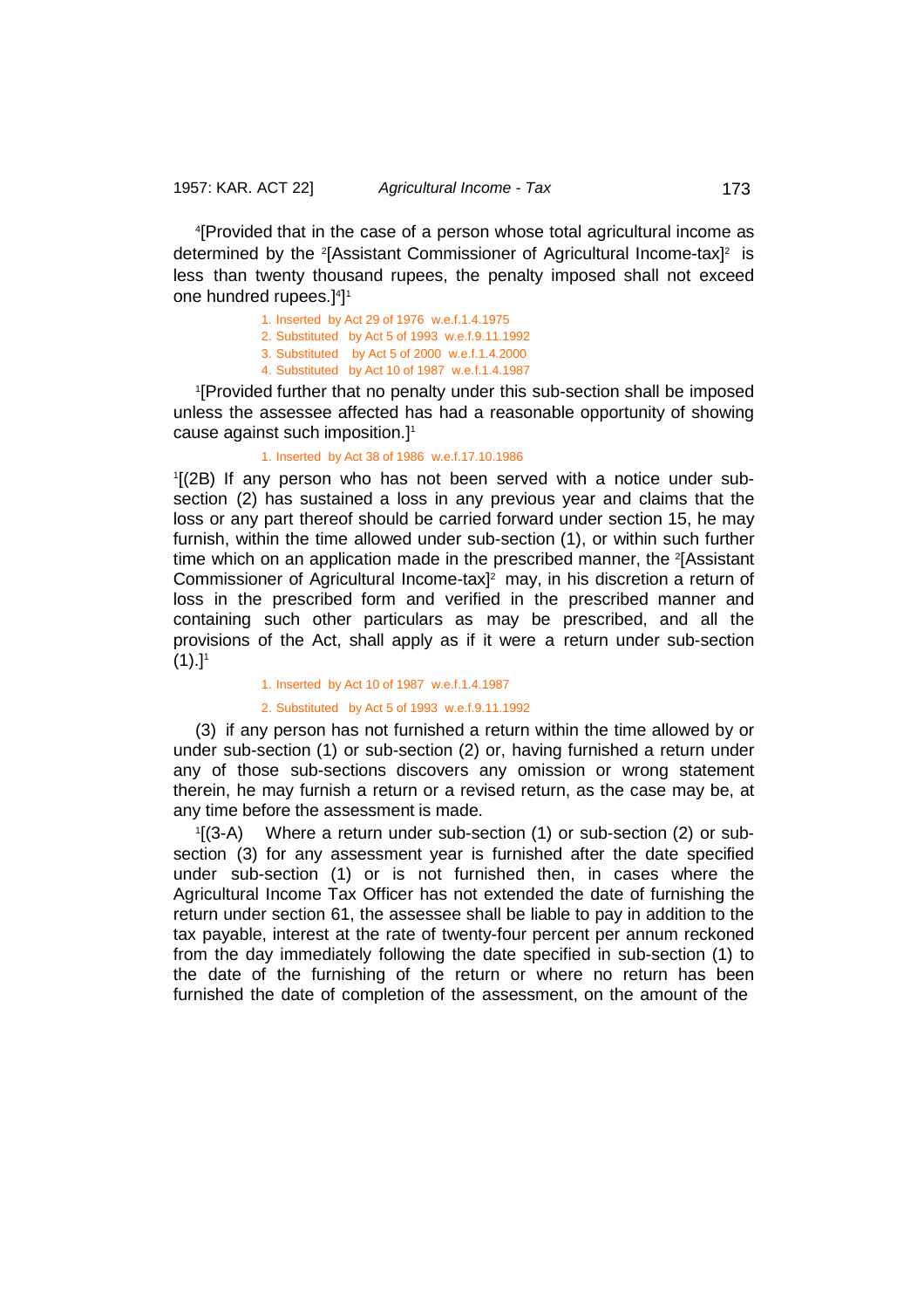[4][Provided that in the case of a person whose total agricultural income as determined by the [2][Assistant Commissioner of Agricultural Income-tax][2] is less than twenty thousand rupees, the penalty imposed shall not exceed one hundred rupees.][4]][1]

1. Inserted by Act 29 of 1976 w.e.f.1.4.1975
2. Substituted by Act 5 of 1993 w.e.f.9.11.1992
3. Substituted by Act 5 of 2000 w.e.f.1.4.2000
4. Substituted by Act 10 of 1987 w.e.f.1.4.1987

[1][Provided further that no penalty under this sub-section shall be imposed unless the assessee affected has had a reasonable opportunity of showing cause against such imposition.][1]

1. Inserted by Act 38 of 1986 w.e.f.17.10.1986

[1][(2B) If any person who has not been served with a notice under sub-section (2) has sustained a loss in any previous year and claims that the loss or any part thereof should be carried forward under section 15, he may furnish, within the time allowed under sub-section (1), or within such further time which on an application made in the prescribed manner, the [2][Assistant Commissioner of Agricultural Income-tax][2] may, in his discretion a return of loss in the prescribed form and verified in the prescribed manner and containing such other particulars as may be prescribed, and all the provisions of the Act, shall apply as if it were a return under sub-section (1).][1]

1. Inserted by Act 10 of 1987 w.e.f.1.4.1987
2. Substituted by Act 5 of 1993 w.e.f.9.11.1992

(3) if any person has not furnished a return within the time allowed by or under sub-section (1) or sub-section (2) or, having furnished a return under any of those sub-sections discovers any omission or wrong statement therein, he may furnish a return or a revised return, as the case may be, at any time before the assessment is made.

[1][(3-A) Where a return under sub-section (1) or sub-section (2) or sub-section (3) for any assessment year is furnished after the date specified under sub-section (1) or is not furnished then, in cases where the Agricultural Income Tax Officer has not extended the date of furnishing the return under section 61, the assessee shall be liable to pay in addition to the tax payable, interest at the rate of twenty-four percent per annum reckoned from the day immediately following the date specified in sub-section (1) to the date of the furnishing of the return or where no return has been furnished the date of completion of the assessment, on the amount of the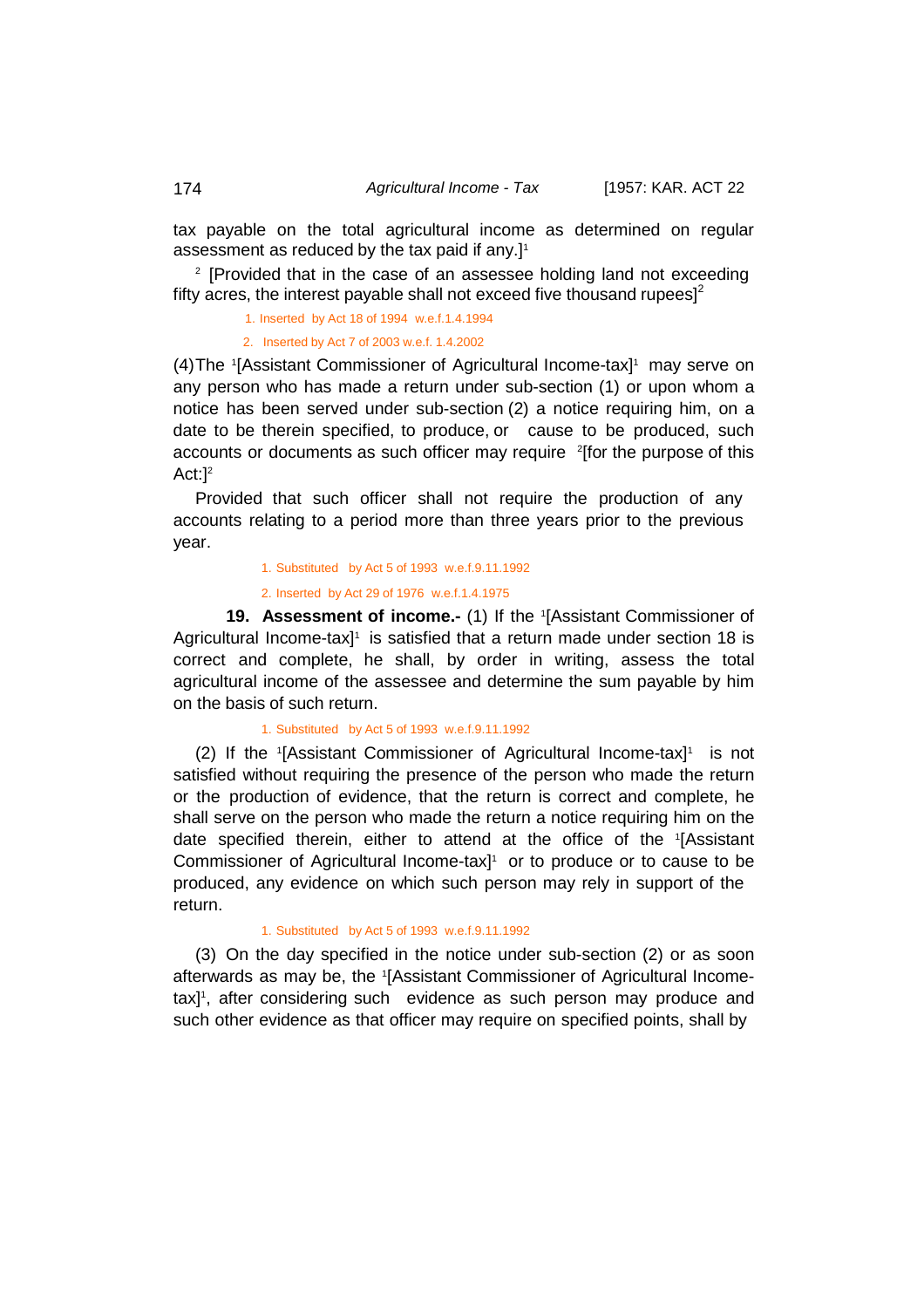tax payable on the total agricultural income as determined on regular assessment as reduced by the tax paid if any.][1]

[2] [Provided that in the case of an assessee holding land not exceeding fifty acres, the interest payable shall not exceed five thousand rupees][2]

1. Inserted by Act 18 of 1994 w.e.f.1.4.1994
2. Inserted by Act 7 of 2003 w.e.f. 1.4.2002

(4) The [1][Assistant Commissioner of Agricultural Income-tax][1] may serve on any person who has made a return under sub-section (1) or upon whom a notice has been served under sub-section (2) a notice requiring him, on a date to be therein specified, to produce, or cause to be produced, such accounts or documents as such officer may require [2][for the purpose of this Act:][2]

Provided that such officer shall not require the production of any accounts relating to a period more than three years prior to the previous year.

1. Substituted by Act 5 of 1993 w.e.f.9.11.1992
2. Inserted by Act 29 of 1976 w.e.f.1.4.1975

**19. Assessment of income.-** (1) If the [1][Assistant Commissioner of Agricultural Income-tax][1] is satisfied that a return made under section 18 is correct and complete, he shall, by order in writing, assess the total agricultural income of the assessee and determine the sum payable by him on the basis of such return.

1. Substituted by Act 5 of 1993 w.e.f.9.11.1992

(2) If the [1][Assistant Commissioner of Agricultural Income-tax][1] is not satisfied without requiring the presence of the person who made the return or the production of evidence, that the return is correct and complete, he shall serve on the person who made the return a notice requiring him on the date specified therein, either to attend at the office of the [1][Assistant Commissioner of Agricultural Income-tax][1] or to produce or to cause to be produced, any evidence on which such person may rely in support of the return.

1. Substituted by Act 5 of 1993 w.e.f.9.11.1992

(3) On the day specified in the notice under sub-section (2) or as soon afterwards as may be, the [1][Assistant Commissioner of Agricultural Income-tax][1], after considering such evidence as such person may produce and such other evidence as that officer may require on specified points, shall by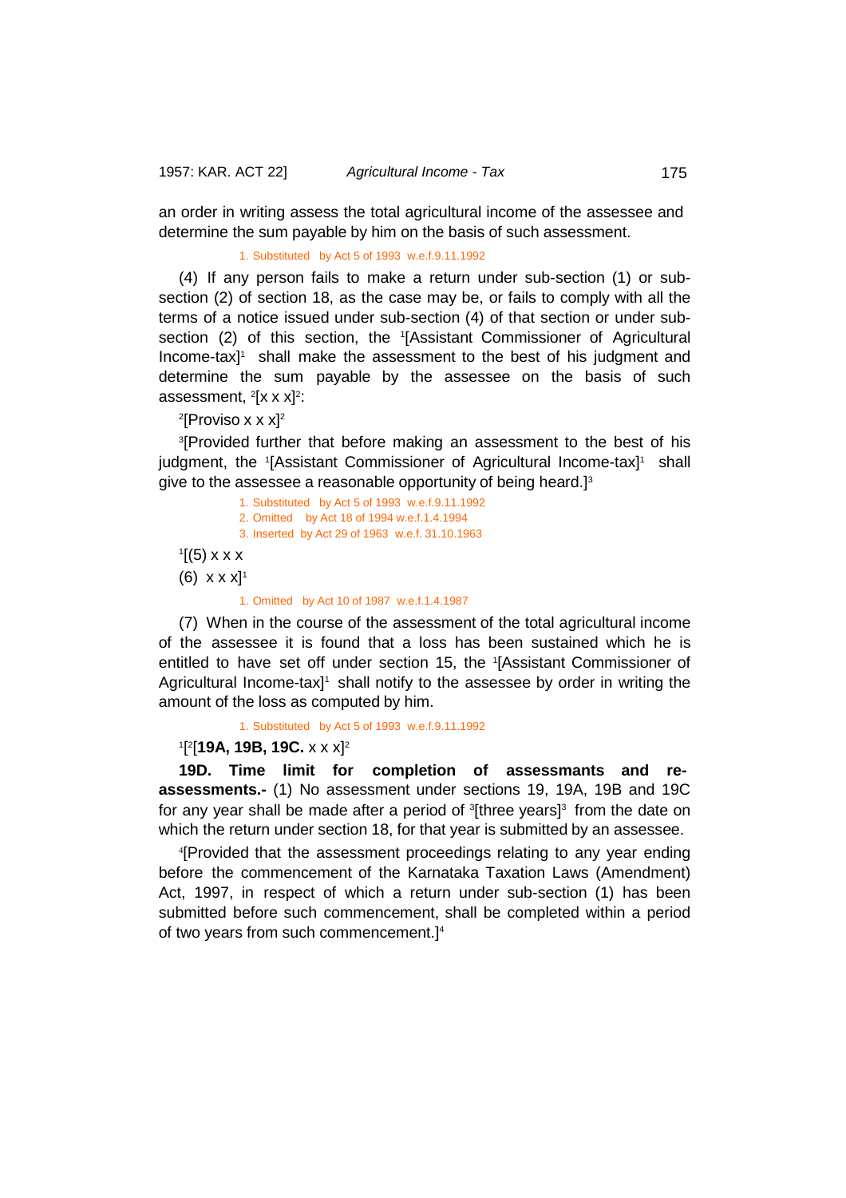an order in writing assess the total agricultural income of the assessee and determine the sum payable by him on the basis of such assessment.

1. Substituted by Act 5 of 1993 w.e.f.9.11.1992

(4) If any person fails to make a return under sub-section (1) or sub-section (2) of section 18, as the case may be, or fails to comply with all the terms of a notice issued under sub-section (4) of that section or under sub-section (2) of this section, the [1][Assistant Commissioner of Agricultural Income-tax][1] shall make the assessment to the best of his judgment and determine the sum payable by the assessee on the basis of such assessment, [2][x x x][2]:

[2][Proviso x x x][2]

[3][Provided further that before making an assessment to the best of his judgment, the [1][Assistant Commissioner of Agricultural Income-tax][1] shall give to the assessee a reasonable opportunity of being heard.][3]

1. Substituted by Act 5 of 1993 w.e.f.9.11.1992
2. Omitted by Act 18 of 1994 w.e.f.1.4.1994
3. Inserted by Act 29 of 1963 w.e.f. 31.10.1963

[1][(5) x x x

(6) x x x][1]

1. Omitted by Act 10 of 1987 w.e.f.1.4.1987

(7) When in the course of the assessment of the total agricultural income of the assessee it is found that a loss has been sustained which he is entitled to have set off under section 15, the [1][Assistant Commissioner of Agricultural Income-tax][1] shall notify to the assessee by order in writing the amount of the loss as computed by him.

1. Substituted by Act 5 of 1993 w.e.f.9.11.1992

[1][[2][**19A, 19B, 19C.** x x x][2]

**19D. Time limit for completion of assessmants and re-assessments.-** (1) No assessment under sections 19, 19A, 19B and 19C for any year shall be made after a period of [3][three years][3] from the date on which the return under section 18, for that year is submitted by an assessee.

[4][Provided that the assessment proceedings relating to any year ending before the commencement of the Karnataka Taxation Laws (Amendment) Act, 1997, in respect of which a return under sub-section (1) has been submitted before such commencement, shall be completed within a period of two years from such commencement.][4]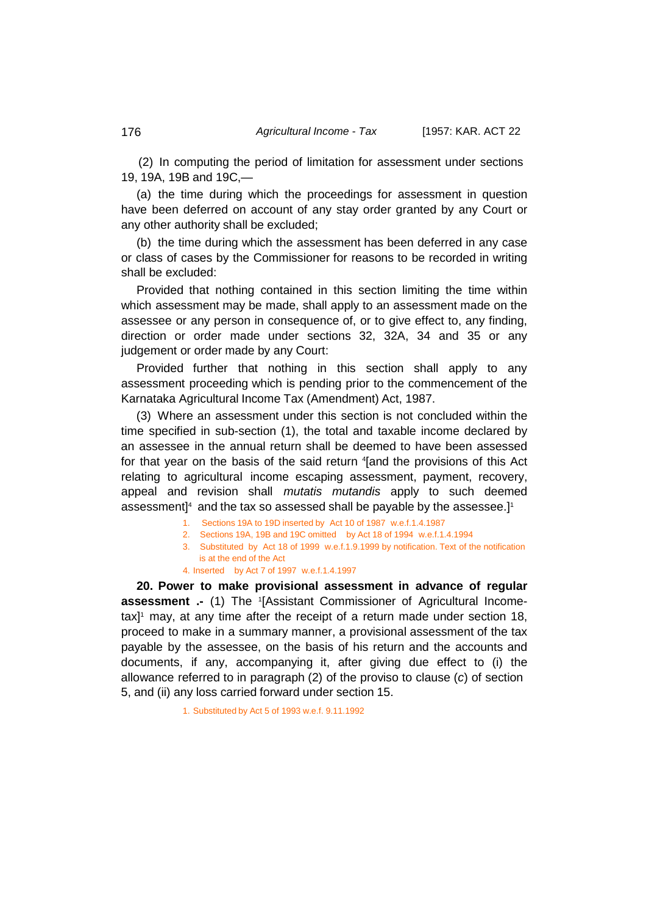(2) In computing the period of limitation for assessment under sections 19, 19A, 19B and 19C,—

(a) the time during which the proceedings for assessment in question have been deferred on account of any stay order granted by any Court or any other authority shall be excluded;

(b) the time during which the assessment has been deferred in any case or class of cases by the Commissioner for reasons to be recorded in writing shall be excluded:

Provided that nothing contained in this section limiting the time within which assessment may be made, shall apply to an assessment made on the assessee or any person in consequence of, or to give effect to, any finding, direction or order made under sections 32, 32A, 34 and 35 or any judgement or order made by any Court:

Provided further that nothing in this section shall apply to any assessment proceeding which is pending prior to the commencement of the Karnataka Agricultural Income Tax (Amendment) Act, 1987.

(3) Where an assessment under this section is not concluded within the time specified in sub-section (1), the total and taxable income declared by an assessee in the annual return shall be deemed to have been assessed for that year on the basis of the said return [4][and the provisions of this Act relating to agricultural income escaping assessment, payment, recovery, appeal and revision shall *mutatis mutandis* apply to such deemed assessment][4] and the tax so assessed shall be payable by the assessee.][1]

1. Sections 19A to 19D inserted by Act 10 of 1987 w.e.f.1.4.1987
2. Sections 19A, 19B and 19C omitted by Act 18 of 1994 w.e.f.1.4.1994
3. Substituted by Act 18 of 1999 w.e.f.1.9.1999 by notification. Text of the notification is at the end of the Act
4. Inserted by Act 7 of 1997 w.e.f.1.4.1997

**20. Power to make provisional assessment in advance of regular assessment .-** (1) The [1][Assistant Commissioner of Agricultural Income-tax][1] may, at any time after the receipt of a return made under section 18, proceed to make in a summary manner, a provisional assessment of the tax payable by the assessee, on the basis of his return and the accounts and documents, if any, accompanying it, after giving due effect to (i) the allowance referred to in paragraph (2) of the proviso to clause (*c*) of section 5, and (ii) any loss carried forward under section 15.

1. Substituted by Act 5 of 1993 w.e.f. 9.11.1992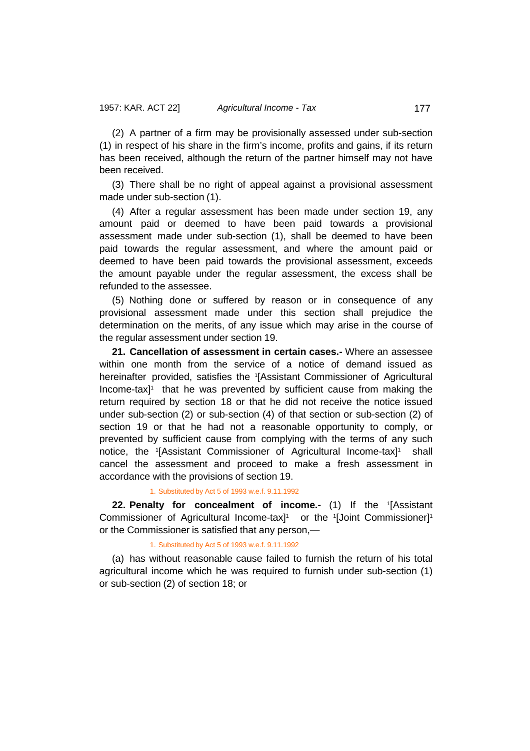(2) A partner of a firm may be provisionally assessed under sub-section (1) in respect of his share in the firm's income, profits and gains, if its return has been received, although the return of the partner himself may not have been received.

(3) There shall be no right of appeal against a provisional assessment made under sub-section (1).

(4) After a regular assessment has been made under section 19, any amount paid or deemed to have been paid towards a provisional assessment made under sub-section (1), shall be deemed to have been paid towards the regular assessment, and where the amount paid or deemed to have been paid towards the provisional assessment, exceeds the amount payable under the regular assessment, the excess shall be refunded to the assessee.

(5) Nothing done or suffered by reason or in consequence of any provisional assessment made under this section shall prejudice the determination on the merits, of any issue which may arise in the course of the regular assessment under section 19.

**21. Cancellation of assessment in certain cases.-** Where an assessee within one month from the service of a notice of demand issued as hereinafter provided, satisfies the [1][Assistant Commissioner of Agricultural Income-tax][1] that he was prevented by sufficient cause from making the return required by section 18 or that he did not receive the notice issued under sub-section (2) or sub-section (4) of that section or sub-section (2) of section 19 or that he had not a reasonable opportunity to comply, or prevented by sufficient cause from complying with the terms of any such notice, the [1][Assistant Commissioner of Agricultural Income-tax][1] shall cancel the assessment and proceed to make a fresh assessment in accordance with the provisions of section 19.

1. Substituted by Act 5 of 1993 w.e.f. 9.11.1992

**22. Penalty for concealment of income.-** (1) If the [1][Assistant Commissioner of Agricultural Income-tax][1] or the [1][Joint Commissioner][1] or the Commissioner is satisfied that any person,—

1. Substituted by Act 5 of 1993 w.e.f. 9.11.1992

(a) has without reasonable cause failed to furnish the return of his total agricultural income which he was required to furnish under sub-section (1) or sub-section (2) of section 18; or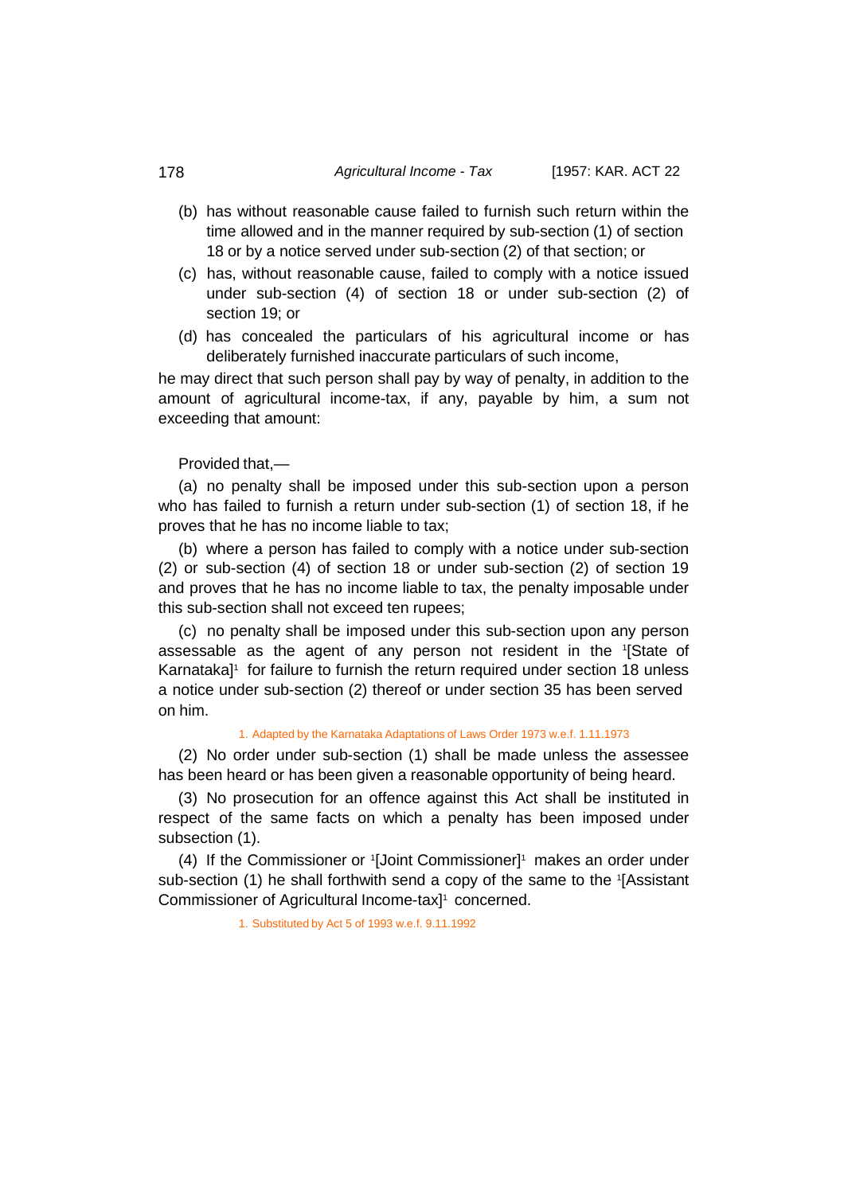(b) has without reasonable cause failed to furnish such return within the time allowed and in the manner required by sub-section (1) of section 18 or by a notice served under sub-section (2) of that section; or

(c) has, without reasonable cause, failed to comply with a notice issued under sub-section (4) of section 18 or under sub-section (2) of section 19; or

(d) has concealed the particulars of his agricultural income or has deliberately furnished inaccurate particulars of such income,

he may direct that such person shall pay by way of penalty, in addition to the amount of agricultural income-tax, if any, payable by him, a sum not exceeding that amount:

Provided that,—

(a) no penalty shall be imposed under this sub-section upon a person who has failed to furnish a return under sub-section (1) of section 18, if he proves that he has no income liable to tax;

(b) where a person has failed to comply with a notice under sub-section (2) or sub-section (4) of section 18 or under sub-section (2) of section 19 and proves that he has no income liable to tax, the penalty imposable under this sub-section shall not exceed ten rupees;

(c) no penalty shall be imposed under this sub-section upon any person assessable as the agent of any person not resident in the [1][State of Karnataka][1] for failure to furnish the return required under section 18 unless a notice under sub-section (2) thereof or under section 35 has been served on him.

1. Adapted by the Karnataka Adaptations of Laws Order 1973 w.e.f. 1.11.1973

(2) No order under sub-section (1) shall be made unless the assessee has been heard or has been given a reasonable opportunity of being heard.

(3) No prosecution for an offence against this Act shall be instituted in respect of the same facts on which a penalty has been imposed under subsection (1).

(4) If the Commissioner or [1][Joint Commissioner][1] makes an order under sub-section (1) he shall forthwith send a copy of the same to the [1][Assistant Commissioner of Agricultural Income-tax][1] concerned.

1. Substituted by Act 5 of 1993 w.e.f. 9.11.1992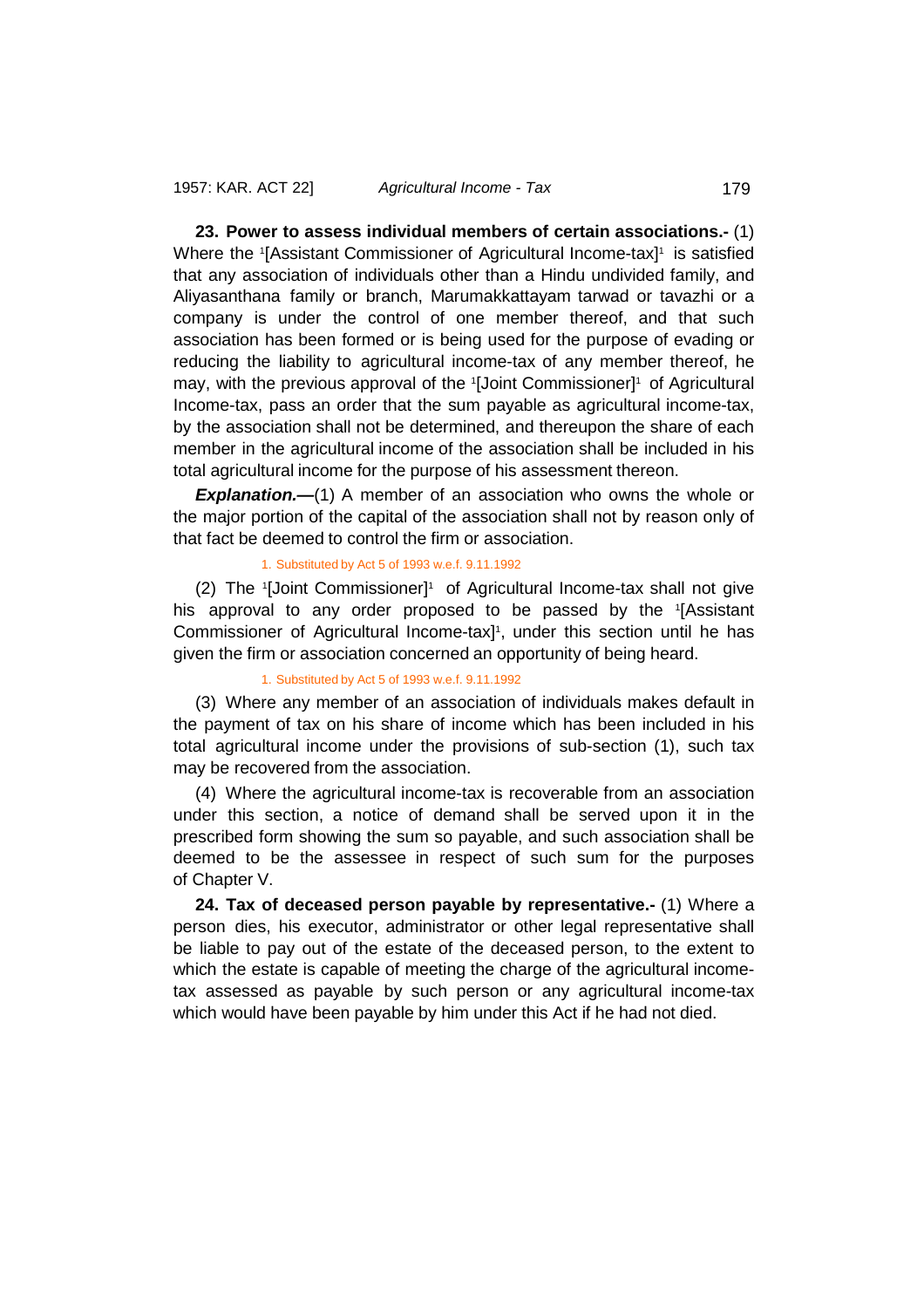**23. Power to assess individual members of certain associations.-** (1) Where the [1][Assistant Commissioner of Agricultural Income-tax][1] is satisfied that any association of individuals other than a Hindu undivided family, and Aliyasanthana family or branch, Marumakkattayam tarwad or tavazhi or a company is under the control of one member thereof, and that such association has been formed or is being used for the purpose of evading or reducing the liability to agricultural income-tax of any member thereof, he may, with the previous approval of the [1][Joint Commissioner][1] of Agricultural Income-tax, pass an order that the sum payable as agricultural income-tax, by the association shall not be determined, and thereupon the share of each member in the agricultural income of the association shall be included in his total agricultural income for the purpose of his assessment thereon.

***Explanation.*—**(1) A member of an association who owns the whole or the major portion of the capital of the association shall not by reason only of that fact be deemed to control the firm or association.

1. Substituted by Act 5 of 1993 w.e.f. 9.11.1992

(2) The [1][Joint Commissioner][1] of Agricultural Income-tax shall not give his approval to any order proposed to be passed by the [1][Assistant Commissioner of Agricultural Income-tax][1], under this section until he has given the firm or association concerned an opportunity of being heard.

1. Substituted by Act 5 of 1993 w.e.f. 9.11.1992

(3) Where any member of an association of individuals makes default in the payment of tax on his share of income which has been included in his total agricultural income under the provisions of sub-section (1), such tax may be recovered from the association.

(4) Where the agricultural income-tax is recoverable from an association under this section, a notice of demand shall be served upon it in the prescribed form showing the sum so payable, and such association shall be deemed to be the assessee in respect of such sum for the purposes of Chapter V.

**24. Tax of deceased person payable by representative.-** (1) Where a person dies, his executor, administrator or other legal representative shall be liable to pay out of the estate of the deceased person, to the extent to which the estate is capable of meeting the charge of the agricultural income-tax assessed as payable by such person or any agricultural income-tax which would have been payable by him under this Act if he had not died.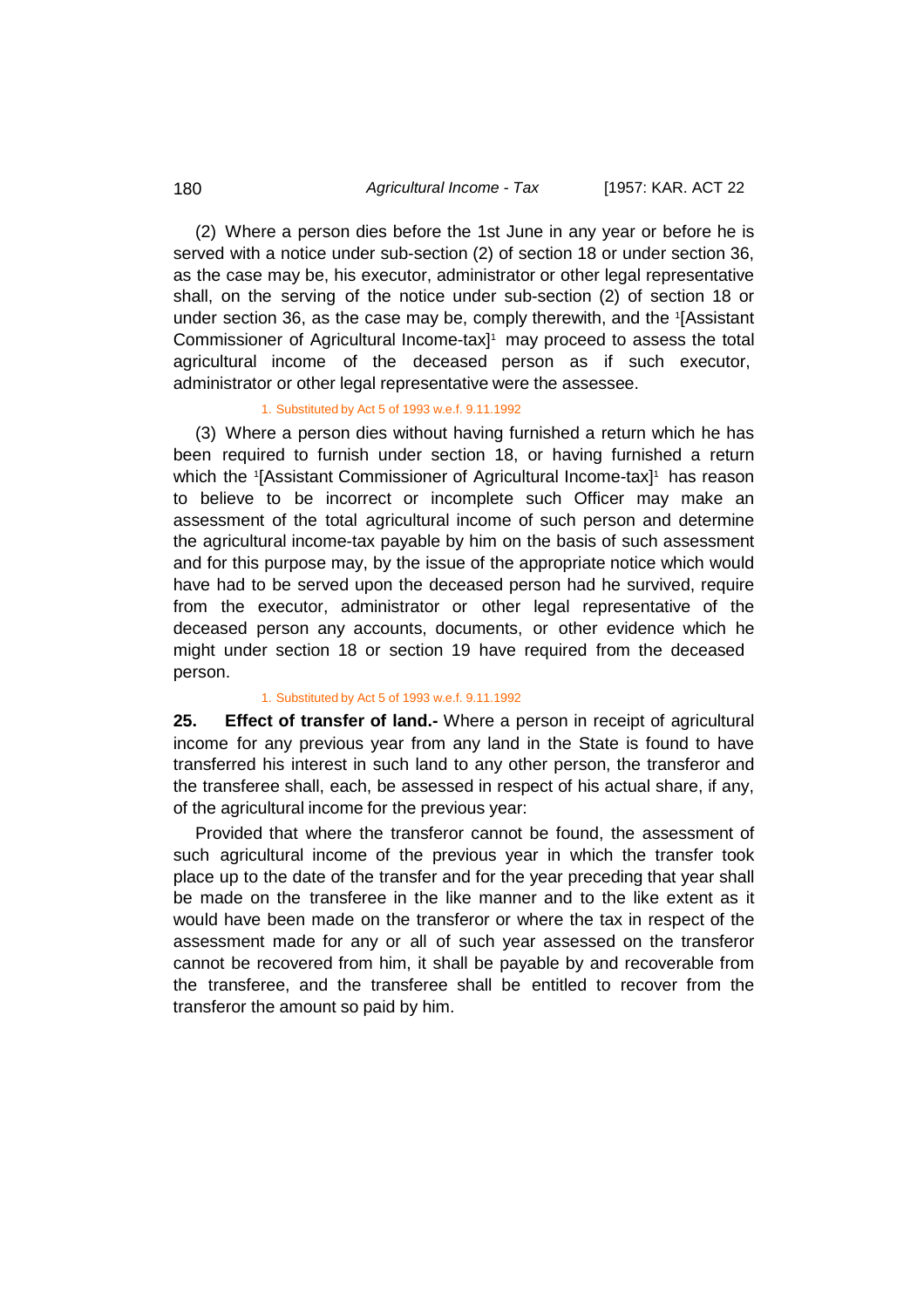(2) Where a person dies before the 1st June in any year or before he is served with a notice under sub-section (2) of section 18 or under section 36, as the case may be, his executor, administrator or other legal representative shall, on the serving of the notice under sub-section (2) of section 18 or under section 36, as the case may be, comply therewith, and the [1][Assistant Commissioner of Agricultural Income-tax][1] may proceed to assess the total agricultural income of the deceased person as if such executor, administrator or other legal representative were the assessee.

1. Substituted by Act 5 of 1993 w.e.f. 9.11.1992

(3) Where a person dies without having furnished a return which he has been required to furnish under section 18, or having furnished a return which the [1][Assistant Commissioner of Agricultural Income-tax][1] has reason to believe to be incorrect or incomplete such Officer may make an assessment of the total agricultural income of such person and determine the agricultural income-tax payable by him on the basis of such assessment and for this purpose may, by the issue of the appropriate notice which would have had to be served upon the deceased person had he survived, require from the executor, administrator or other legal representative of the deceased person any accounts, documents, or other evidence which he might under section 18 or section 19 have required from the deceased person.

1. Substituted by Act 5 of 1993 w.e.f. 9.11.1992

**25. Effect of transfer of land.-** Where a person in receipt of agricultural income for any previous year from any land in the State is found to have transferred his interest in such land to any other person, the transferor and the transferee shall, each, be assessed in respect of his actual share, if any, of the agricultural income for the previous year:

Provided that where the transferor cannot be found, the assessment of such agricultural income of the previous year in which the transfer took place up to the date of the transfer and for the year preceding that year shall be made on the transferee in the like manner and to the like extent as it would have been made on the transferor or where the tax in respect of the assessment made for any or all of such year assessed on the transferor cannot be recovered from him, it shall be payable by and recoverable from the transferee, and the transferee shall be entitled to recover from the transferor the amount so paid by him.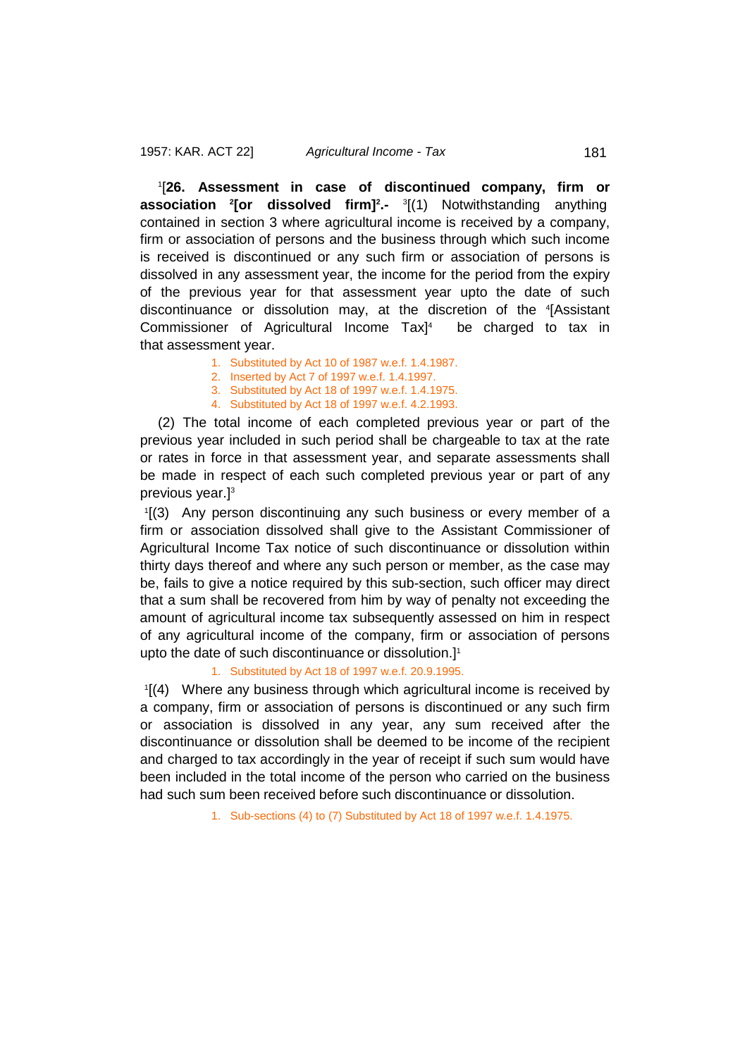[1][**26. Assessment in case of discontinued company, firm or association [2][or dissolved firm]**[2]**.-** [3][(1) Notwithstanding anything contained in section 3 where agricultural income is received by a company, firm or association of persons and the business through which such income is received is discontinued or any such firm or association of persons is dissolved in any assessment year, the income for the period from the expiry of the previous year for that assessment year upto the date of such discontinuance or dissolution may, at the discretion of the [4][Assistant Commissioner of Agricultural Income Tax][4] be charged to tax in that assessment year.

1. Substituted by Act 10 of 1987 w.e.f. 1.4.1987.
2. Inserted by Act 7 of 1997 w.e.f. 1.4.1997.
3. Substituted by Act 18 of 1997 w.e.f. 1.4.1975.
4. Substituted by Act 18 of 1997 w.e.f. 4.2.1993.

(2) The total income of each completed previous year or part of the previous year included in such period shall be chargeable to tax at the rate or rates in force in that assessment year, and separate assessments shall be made in respect of each such completed previous year or part of any previous year.][3]

[1][(3) Any person discontinuing any such business or every member of a firm or association dissolved shall give to the Assistant Commissioner of Agricultural Income Tax notice of such discontinuance or dissolution within thirty days thereof and where any such person or member, as the case may be, fails to give a notice required by this sub-section, such officer may direct that a sum shall be recovered from him by way of penalty not exceeding the amount of agricultural income tax subsequently assessed on him in respect of any agricultural income of the company, firm or association of persons upto the date of such discontinuance or dissolution.][1]

1. Substituted by Act 18 of 1997 w.e.f. 20.9.1995.

[1][(4) Where any business through which agricultural income is received by a company, firm or association of persons is discontinued or any such firm or association is dissolved in any year, any sum received after the discontinuance or dissolution shall be deemed to be income of the recipient and charged to tax accordingly in the year of receipt if such sum would have been included in the total income of the person who carried on the business had such sum been received before such discontinuance or dissolution.

1. Sub-sections (4) to (7) Substituted by Act 18 of 1997 w.e.f. 1.4.1975.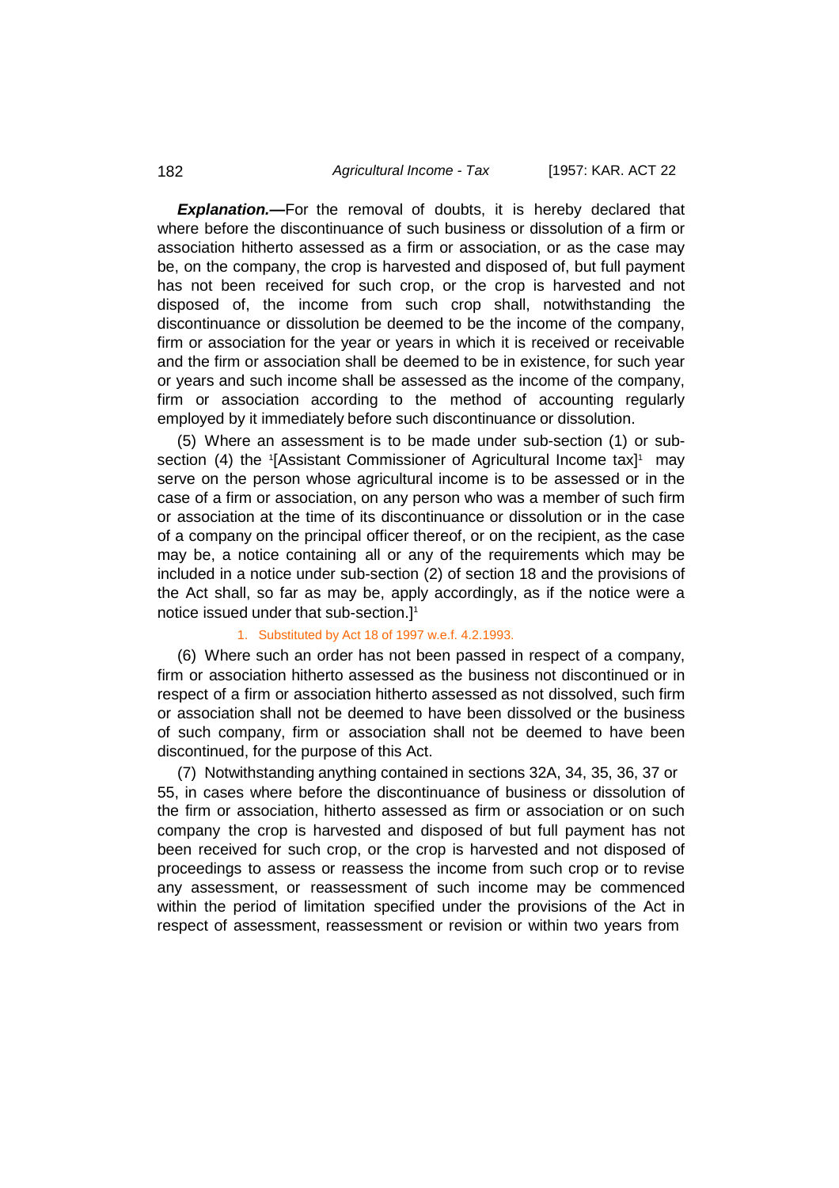***Explanation.—***For the removal of doubts, it is hereby declared that where before the discontinuance of such business or dissolution of a firm or association hitherto assessed as a firm or association, or as the case may be, on the company, the crop is harvested and disposed of, but full payment has not been received for such crop, or the crop is harvested and not disposed of, the income from such crop shall, notwithstanding the discontinuance or dissolution be deemed to be the income of the company, firm or association for the year or years in which it is received or receivable and the firm or association shall be deemed to be in existence, for such year or years and such income shall be assessed as the income of the company, firm or association according to the method of accounting regularly employed by it immediately before such discontinuance or dissolution.

(5) Where an assessment is to be made under sub-section (1) or sub-section (4) the [1][Assistant Commissioner of Agricultural Income tax][1] may serve on the person whose agricultural income is to be assessed or in the case of a firm or association, on any person who was a member of such firm or association at the time of its discontinuance or dissolution or in the case of a company on the principal officer thereof, or on the recipient, as the case may be, a notice containing all or any of the requirements which may be included in a notice under sub-section (2) of section 18 and the provisions of the Act shall, so far as may be, apply accordingly, as if the notice were a notice issued under that sub-section.][1]

1. Substituted by Act 18 of 1997 w.e.f. 4.2.1993.

(6) Where such an order has not been passed in respect of a company, firm or association hitherto assessed as the business not discontinued or in respect of a firm or association hitherto assessed as not dissolved, such firm or association shall not be deemed to have been dissolved or the business of such company, firm or association shall not be deemed to have been discontinued, for the purpose of this Act.

(7) Notwithstanding anything contained in sections 32A, 34, 35, 36, 37 or 55, in cases where before the discontinuance of business or dissolution of the firm or association, hitherto assessed as firm or association or on such company the crop is harvested and disposed of but full payment has not been received for such crop, or the crop is harvested and not disposed of proceedings to assess or reassess the income from such crop or to revise any assessment, or reassessment of such income may be commenced within the period of limitation specified under the provisions of the Act in respect of assessment, reassessment or revision or within two years from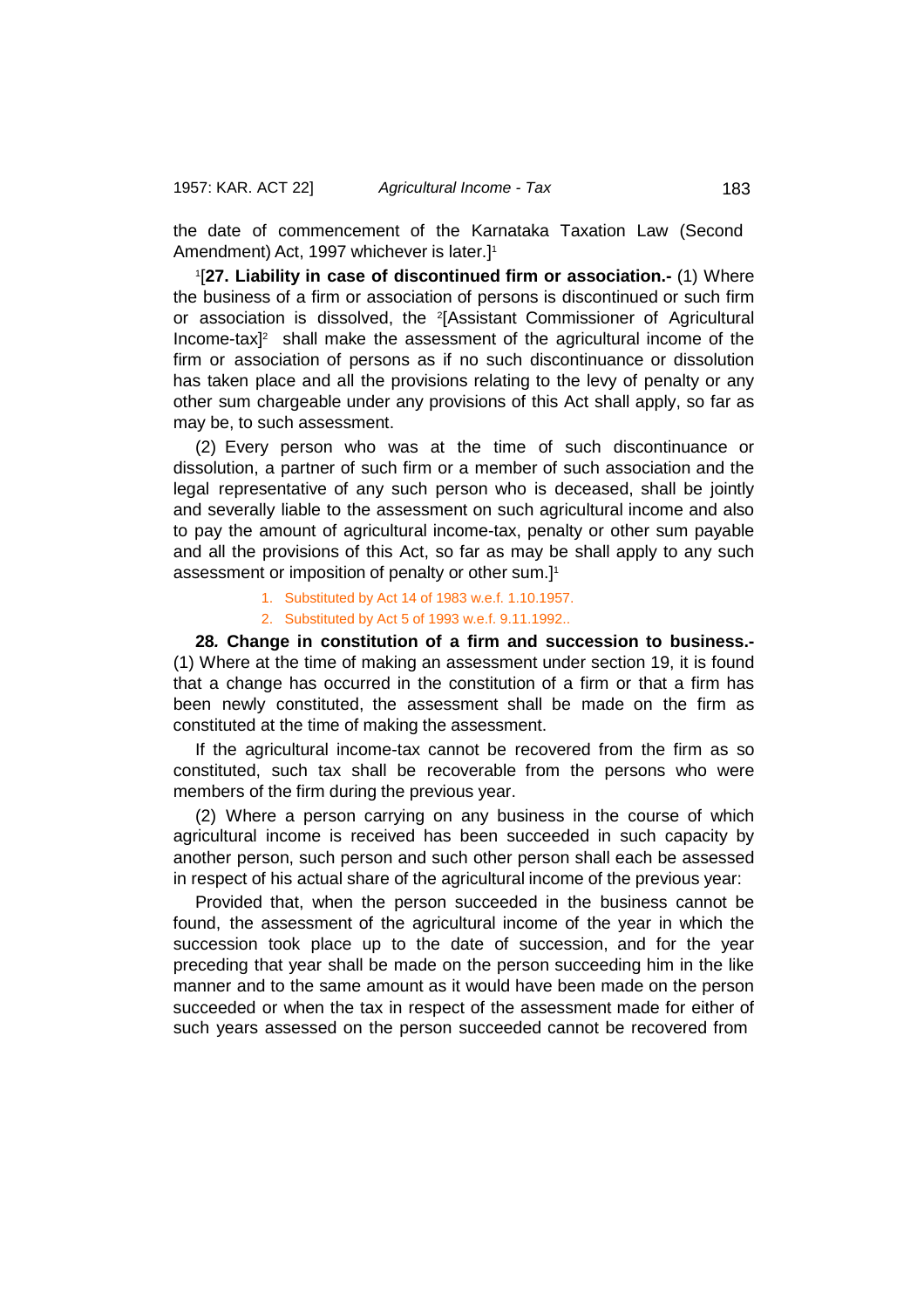the date of commencement of the Karnataka Taxation Law (Second Amendment) Act, 1997 whichever is later.][1]

[1][**27. Liability in case of discontinued firm or association.-** (1) Where the business of a firm or association of persons is discontinued or such firm or association is dissolved, the [2][Assistant Commissioner of Agricultural Income-tax][2] shall make the assessment of the agricultural income of the firm or association of persons as if no such discontinuance or dissolution has taken place and all the provisions relating to the levy of penalty or any other sum chargeable under any provisions of this Act shall apply, so far as may be, to such assessment.

(2) Every person who was at the time of such discontinuance or dissolution, a partner of such firm or a member of such association and the legal representative of any such person who is deceased, shall be jointly and severally liable to the assessment on such agricultural income and also to pay the amount of agricultural income-tax, penalty or other sum payable and all the provisions of this Act, so far as may be shall apply to any such assessment or imposition of penalty or other sum.][1]

1. Substituted by Act 14 of 1983 w.e.f. 1.10.1957.
2. Substituted by Act 5 of 1993 w.e.f. 9.11.1992..

**28. Change in constitution of a firm and succession to business.-** (1) Where at the time of making an assessment under section 19, it is found that a change has occurred in the constitution of a firm or that a firm has been newly constituted, the assessment shall be made on the firm as constituted at the time of making the assessment.

If the agricultural income-tax cannot be recovered from the firm as so constituted, such tax shall be recoverable from the persons who were members of the firm during the previous year.

(2) Where a person carrying on any business in the course of which agricultural income is received has been succeeded in such capacity by another person, such person and such other person shall each be assessed in respect of his actual share of the agricultural income of the previous year:

Provided that, when the person succeeded in the business cannot be found, the assessment of the agricultural income of the year in which the succession took place up to the date of succession, and for the year preceding that year shall be made on the person succeeding him in the like manner and to the same amount as it would have been made on the person succeeded or when the tax in respect of the assessment made for either of such years assessed on the person succeeded cannot be recovered from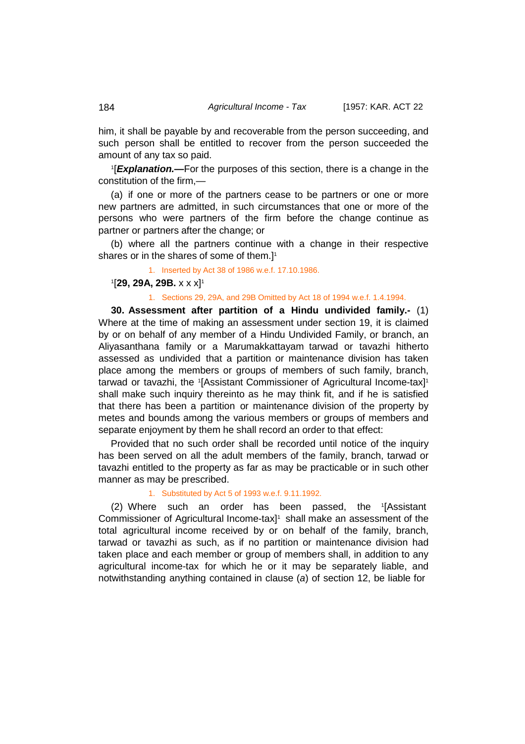him, it shall be payable by and recoverable from the person succeeding, and such person shall be entitled to recover from the person succeeded the amount of any tax so paid.

[1][***Explanation.***—For the purposes of this section, there is a change in the constitution of the firm,—

(a) if one or more of the partners cease to be partners or one or more new partners are admitted, in such circumstances that one or more of the persons who were partners of the firm before the change continue as partner or partners after the change; or

(b) where all the partners continue with a change in their respective shares or in the shares of some of them.][1]

1. Inserted by Act 38 of 1986 w.e.f. 17.10.1986.

[1][**29, 29A, 29B.** x x x][1]

1. Sections 29, 29A, and 29B Omitted by Act 18 of 1994 w.e.f. 1.4.1994.

**30. Assessment after partition of a Hindu undivided family.-** (1) Where at the time of making an assessment under section 19, it is claimed by or on behalf of any member of a Hindu Undivided Family, or branch, an Aliyasanthana family or a Marumakkattayam tarwad or tavazhi hitherto assessed as undivided that a partition or maintenance division has taken place among the members or groups of members of such family, branch, tarwad or tavazhi, the [1][Assistant Commissioner of Agricultural Income-tax][1] shall make such inquiry thereinto as he may think fit, and if he is satisfied that there has been a partition or maintenance division of the property by metes and bounds among the various members or groups of members and separate enjoyment by them he shall record an order to that effect:

Provided that no such order shall be recorded until notice of the inquiry has been served on all the adult members of the family, branch, tarwad or tavazhi entitled to the property as far as may be practicable or in such other manner as may be prescribed.

1. Substituted by Act 5 of 1993 w.e.f. 9.11.1992.

(2) Where such an order has been passed, the [1][Assistant Commissioner of Agricultural Income-tax][1] shall make an assessment of the total agricultural income received by or on behalf of the family, branch, tarwad or tavazhi as such, as if no partition or maintenance division had taken place and each member or group of members shall, in addition to any agricultural income-tax for which he or it may be separately liable, and notwithstanding anything contained in clause (*a*) of section 12, be liable for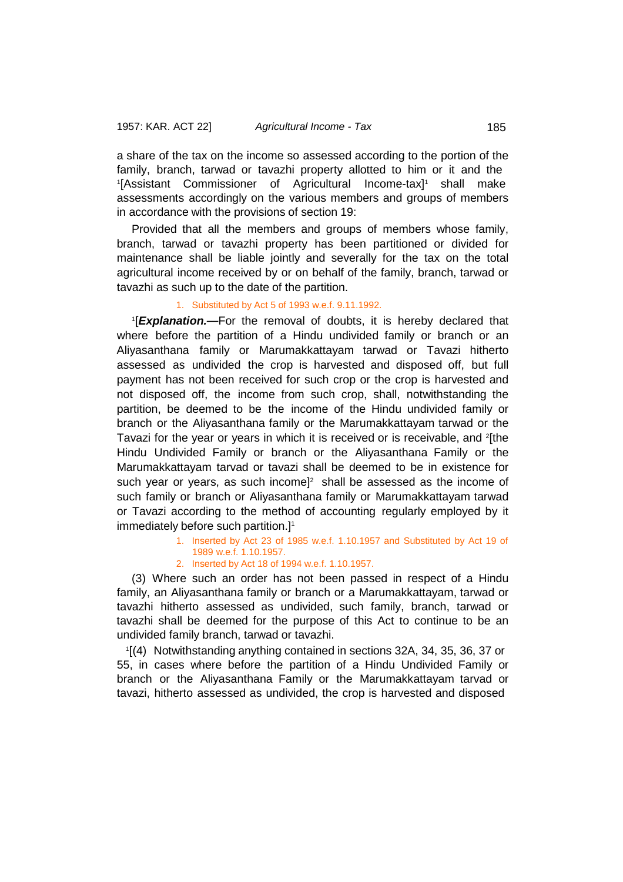a share of the tax on the income so assessed according to the portion of the family, branch, tarwad or tavazhi property allotted to him or it and the [1][Assistant Commissioner of Agricultural Income-tax][1] shall make assessments accordingly on the various members and groups of members in accordance with the provisions of section 19:

Provided that all the members and groups of members whose family, branch, tarwad or tavazhi property has been partitioned or divided for maintenance shall be liable jointly and severally for the tax on the total agricultural income received by or on behalf of the family, branch, tarwad or tavazhi as such up to the date of the partition.

1. Substituted by Act 5 of 1993 w.e.f. 9.11.1992.

[1][***Explanation.*—**For the removal of doubts, it is hereby declared that where before the partition of a Hindu undivided family or branch or an Aliyasanthana family or Marumakkattayam tarwad or Tavazi hitherto assessed as undivided the crop is harvested and disposed off, but full payment has not been received for such crop or the crop is harvested and not disposed off, the income from such crop, shall, notwithstanding the partition, be deemed to be the income of the Hindu undivided family or branch or the Aliyasanthana family or the Marumakkattayam tarwad or the Tavazi for the year or years in which it is received or is receivable, and [2][the Hindu Undivided Family or branch or the Aliyasanthana Family or the Marumakkattayam tarvad or tavazi shall be deemed to be in existence for such year or years, as such income][2] shall be assessed as the income of such family or branch or Aliyasanthana family or Marumakkattayam tarwad or Tavazi according to the method of accounting regularly employed by it immediately before such partition.][1]

1. Inserted by Act 23 of 1985 w.e.f. 1.10.1957 and Substituted by Act 19 of 1989 w.e.f. 1.10.1957.
2. Inserted by Act 18 of 1994 w.e.f. 1.10.1957.

(3) Where such an order has not been passed in respect of a Hindu family, an Aliyasanthana family or branch or a Marumakkattayam, tarwad or tavazhi hitherto assessed as undivided, such family, branch, tarwad or tavazhi shall be deemed for the purpose of this Act to continue to be an undivided family branch, tarwad or tavazhi.

[1][(4) Notwithstanding anything contained in sections 32A, 34, 35, 36, 37 or 55, in cases where before the partition of a Hindu Undivided Family or branch or the Aliyasanthana Family or the Marumakkattayam tarvad or tavazi, hitherto assessed as undivided, the crop is harvested and disposed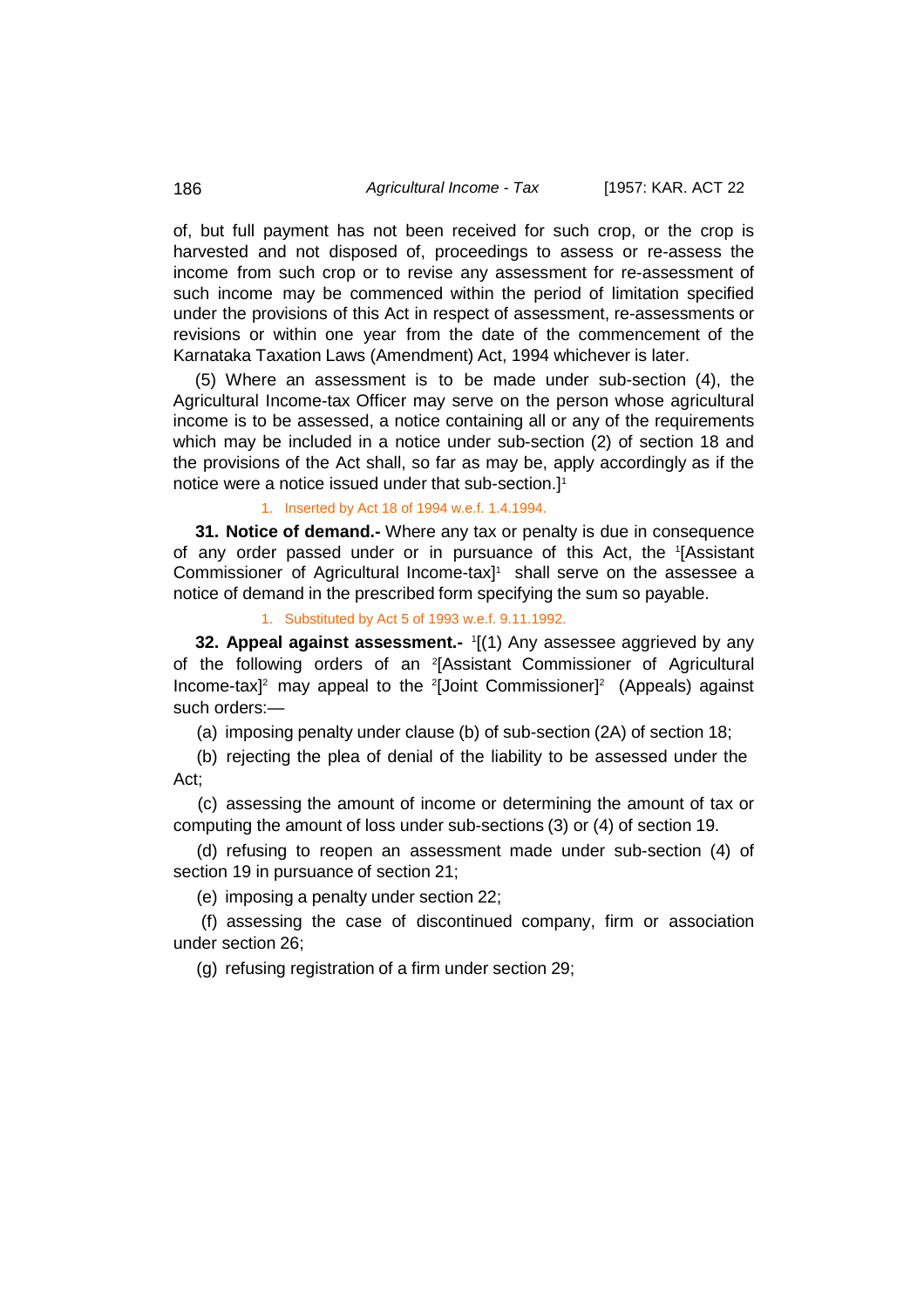of, but full payment has not been received for such crop, or the crop is harvested and not disposed of, proceedings to assess or re-assess the income from such crop or to revise any assessment for re-assessment of such income may be commenced within the period of limitation specified under the provisions of this Act in respect of assessment, re-assessments or revisions or within one year from the date of the commencement of the Karnataka Taxation Laws (Amendment) Act, 1994 whichever is later.

(5) Where an assessment is to be made under sub-section (4), the Agricultural Income-tax Officer may serve on the person whose agricultural income is to be assessed, a notice containing all or any of the requirements which may be included in a notice under sub-section (2) of section 18 and the provisions of the Act shall, so far as may be, apply accordingly as if the notice were a notice issued under that sub-section.][1]

1. Inserted by Act 18 of 1994 w.e.f. 1.4.1994.

**31. Notice of demand.-** Where any tax or penalty is due in consequence of any order passed under or in pursuance of this Act, the [1][Assistant Commissioner of Agricultural Income-tax][1] shall serve on the assessee a notice of demand in the prescribed form specifying the sum so payable.

1. Substituted by Act 5 of 1993 w.e.f. 9.11.1992.

**32. Appeal against assessment.-** [1][(1) Any assessee aggrieved by any of the following orders of an [2][Assistant Commissioner of Agricultural Income-tax][2] may appeal to the [2][Joint Commissioner][2] (Appeals) against such orders:—

(a) imposing penalty under clause (b) of sub-section (2A) of section 18;

(b) rejecting the plea of denial of the liability to be assessed under the Act;

(c) assessing the amount of income or determining the amount of tax or computing the amount of loss under sub-sections (3) or (4) of section 19.

(d) refusing to reopen an assessment made under sub-section (4) of section 19 in pursuance of section 21;

(e) imposing a penalty under section 22;

(f) assessing the case of discontinued company, firm or association under section 26;

(g) refusing registration of a firm under section 29;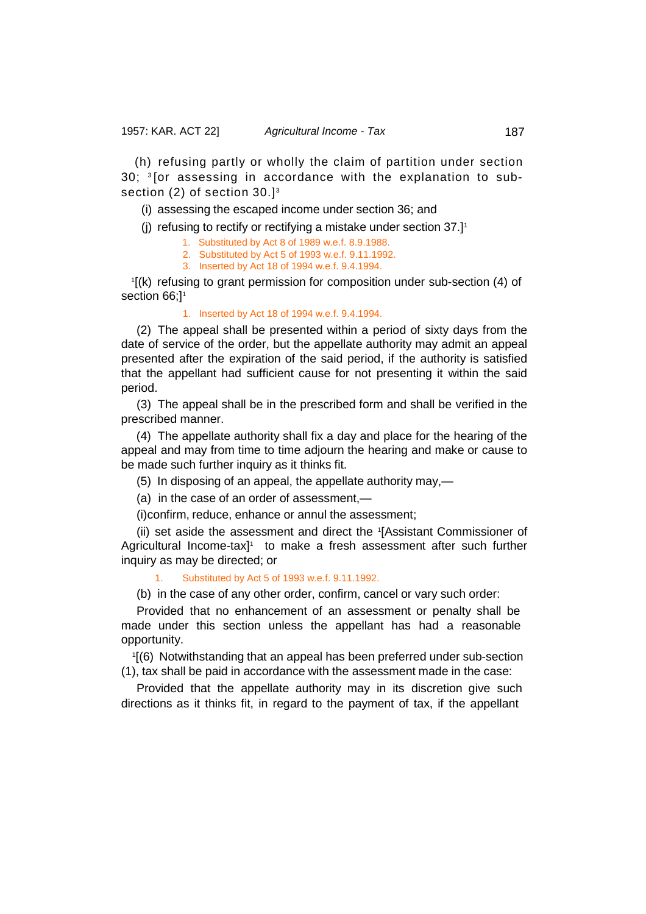(h) refusing partly or wholly the claim of partition under section 30; [3][or assessing in accordance with the explanation to sub-section (2) of section 30.][3]

(i) assessing the escaped income under section 36; and

(j) refusing to rectify or rectifying a mistake under section 37.][1]

1. Substituted by Act 8 of 1989 w.e.f. 8.9.1988.
2. Substituted by Act 5 of 1993 w.e.f. 9.11.1992.
3. Inserted by Act 18 of 1994 w.e.f. 9.4.1994.

[1][(k) refusing to grant permission for composition under sub-section (4) of section 66;][1]

1. Inserted by Act 18 of 1994 w.e.f. 9.4.1994.

(2) The appeal shall be presented within a period of sixty days from the date of service of the order, but the appellate authority may admit an appeal presented after the expiration of the said period, if the authority is satisfied that the appellant had sufficient cause for not presenting it within the said period.

(3) The appeal shall be in the prescribed form and shall be verified in the prescribed manner.

(4) The appellate authority shall fix a day and place for the hearing of the appeal and may from time to time adjourn the hearing and make or cause to be made such further inquiry as it thinks fit.

(5) In disposing of an appeal, the appellate authority may,—

(a) in the case of an order of assessment,—

(i)confirm, reduce, enhance or annul the assessment;

(ii) set aside the assessment and direct the [1][Assistant Commissioner of Agricultural Income-tax][1] to make a fresh assessment after such further inquiry as may be directed; or

1. Substituted by Act 5 of 1993 w.e.f. 9.11.1992.

(b) in the case of any other order, confirm, cancel or vary such order:

Provided that no enhancement of an assessment or penalty shall be made under this section unless the appellant has had a reasonable opportunity.

[1][(6) Notwithstanding that an appeal has been preferred under sub-section (1), tax shall be paid in accordance with the assessment made in the case:

Provided that the appellate authority may in its discretion give such directions as it thinks fit, in regard to the payment of tax, if the appellant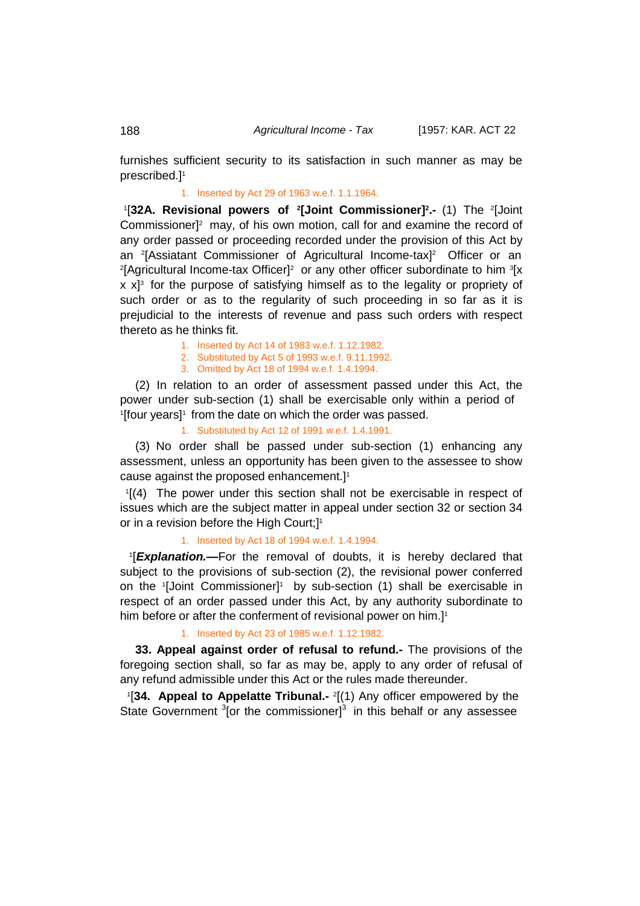furnishes sufficient security to its satisfaction in such manner as may be prescribed.][1]

1. Inserted by Act 29 of 1963 w.e.f. 1.1.1964.

[1][**32A. Revisional powers of [2][Joint Commissioner][2].-** (1) The [2][Joint Commissioner][2] may, of his own motion, call for and examine the record of any order passed or proceeding recorded under the provision of this Act by an [2][Assiatant Commissioner of Agricultural Income-tax][2] Officer or an [2][Agricultural Income-tax Officer][2] or any other officer subordinate to him [3][x x x][3] for the purpose of satisfying himself as to the legality or propriety of such order or as to the regularity of such proceeding in so far as it is prejudicial to the interests of revenue and pass such orders with respect thereto as he thinks fit.

1. Inserted by Act 14 of 1983 w.e.f. 1.12.1982.
2. Substituted by Act 5 of 1993 w.e.f. 9.11.1992.
3. Omitted by Act 18 of 1994 w.e.f. 1.4.1994.

(2) In relation to an order of assessment passed under this Act, the power under sub-section (1) shall be exercisable only within a period of [1][four years][1] from the date on which the order was passed.

1. Substituted by Act 12 of 1991 w.e.f. 1.4.1991.

(3) No order shall be passed under sub-section (1) enhancing any assessment, unless an opportunity has been given to the assessee to show cause against the proposed enhancement.][1]

[1][(4) The power under this section shall not be exercisable in respect of issues which are the subject matter in appeal under section 32 or section 34 or in a revision before the High Court;][1]

1. Inserted by Act 18 of 1994 w.e.f. 1.4.1994.

[1][***Explanation.—***For the removal of doubts, it is hereby declared that subject to the provisions of sub-section (2), the revisional power conferred on the [1][Joint Commissioner][1] by sub-section (1) shall be exercisable in respect of an order passed under this Act, by any authority subordinate to him before or after the conferment of revisional power on him.][1]

1. Inserted by Act 23 of 1985 w.e.f. 1.12.1982.

**33. Appeal against order of refusal to refund.-** The provisions of the foregoing section shall, so far as may be, apply to any order of refusal of any refund admissible under this Act or the rules made thereunder.

[1][**34. Appeal to Appelatte Tribunal.-** [2][(1) Any officer empowered by the State Government [3][or the commissioner][3] in this behalf or any assessee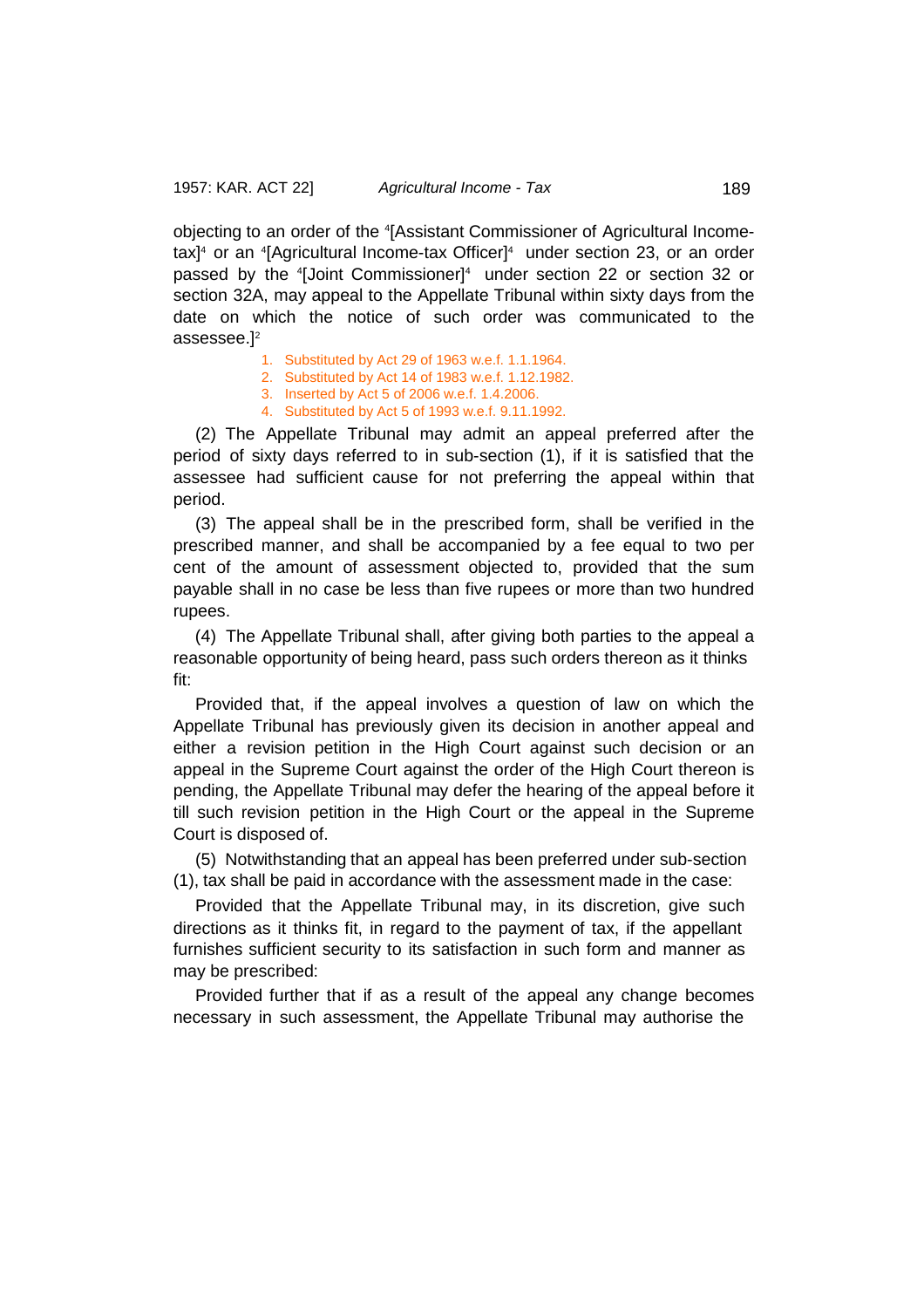objecting to an order of the [4][Assistant Commissioner of Agricultural Income-tax][4] or an [4][Agricultural Income-tax Officer][4] under section 23, or an order passed by the [4][Joint Commissioner][4] under section 22 or section 32 or section 32A, may appeal to the Appellate Tribunal within sixty days from the date on which the notice of such order was communicated to the assessee.][2]

1. Substituted by Act 29 of 1963 w.e.f. 1.1.1964.
2. Substituted by Act 14 of 1983 w.e.f. 1.12.1982.
3. Inserted by Act 5 of 2006 w.e.f. 1.4.2006.
4. Substituted by Act 5 of 1993 w.e.f. 9.11.1992.

(2) The Appellate Tribunal may admit an appeal preferred after the period of sixty days referred to in sub-section (1), if it is satisfied that the assessee had sufficient cause for not preferring the appeal within that period.

(3) The appeal shall be in the prescribed form, shall be verified in the prescribed manner, and shall be accompanied by a fee equal to two per cent of the amount of assessment objected to, provided that the sum payable shall in no case be less than five rupees or more than two hundred rupees.

(4) The Appellate Tribunal shall, after giving both parties to the appeal a reasonable opportunity of being heard, pass such orders thereon as it thinks fit:

Provided that, if the appeal involves a question of law on which the Appellate Tribunal has previously given its decision in another appeal and either a revision petition in the High Court against such decision or an appeal in the Supreme Court against the order of the High Court thereon is pending, the Appellate Tribunal may defer the hearing of the appeal before it till such revision petition in the High Court or the appeal in the Supreme Court is disposed of.

(5) Notwithstanding that an appeal has been preferred under sub-section (1), tax shall be paid in accordance with the assessment made in the case:

Provided that the Appellate Tribunal may, in its discretion, give such directions as it thinks fit, in regard to the payment of tax, if the appellant furnishes sufficient security to its satisfaction in such form and manner as may be prescribed:

Provided further that if as a result of the appeal any change becomes necessary in such assessment, the Appellate Tribunal may authorise the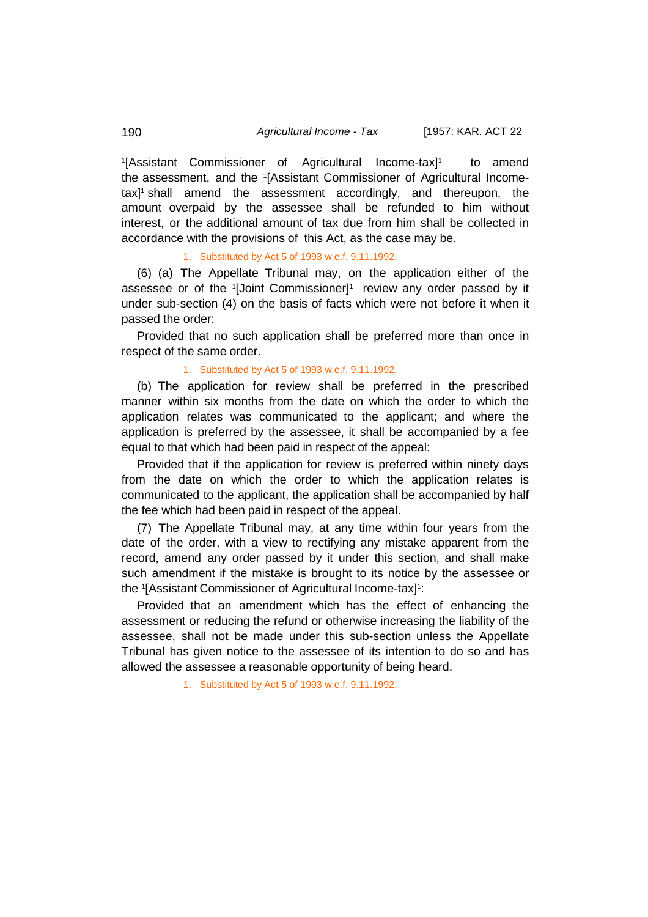[1][Assistant Commissioner of Agricultural Income-tax][1] to amend the assessment, and the [1][Assistant Commissioner of Agricultural Income-tax][1] shall amend the assessment accordingly, and thereupon, the amount overpaid by the assessee shall be refunded to him without interest, or the additional amount of tax due from him shall be collected in accordance with the provisions of this Act, as the case may be.

1. Substituted by Act 5 of 1993 w.e.f. 9.11.1992.

(6) (a) The Appellate Tribunal may, on the application either of the assessee or of the [1][Joint Commissioner][1] review any order passed by it under sub-section (4) on the basis of facts which were not before it when it passed the order:

Provided that no such application shall be preferred more than once in respect of the same order.

1. Substituted by Act 5 of 1993 w.e.f. 9.11.1992.

(b) The application for review shall be preferred in the prescribed manner within six months from the date on which the order to which the application relates was communicated to the applicant; and where the application is preferred by the assessee, it shall be accompanied by a fee equal to that which had been paid in respect of the appeal:

Provided that if the application for review is preferred within ninety days from the date on which the order to which the application relates is communicated to the applicant, the application shall be accompanied by half the fee which had been paid in respect of the appeal.

(7) The Appellate Tribunal may, at any time within four years from the date of the order, with a view to rectifying any mistake apparent from the record, amend any order passed by it under this section, and shall make such amendment if the mistake is brought to its notice by the assessee or the [1][Assistant Commissioner of Agricultural Income-tax][1]:

Provided that an amendment which has the effect of enhancing the assessment or reducing the refund or otherwise increasing the liability of the assessee, shall not be made under this sub-section unless the Appellate Tribunal has given notice to the assessee of its intention to do so and has allowed the assessee a reasonable opportunity of being heard.

1. Substituted by Act 5 of 1993 w.e.f. 9.11.1992.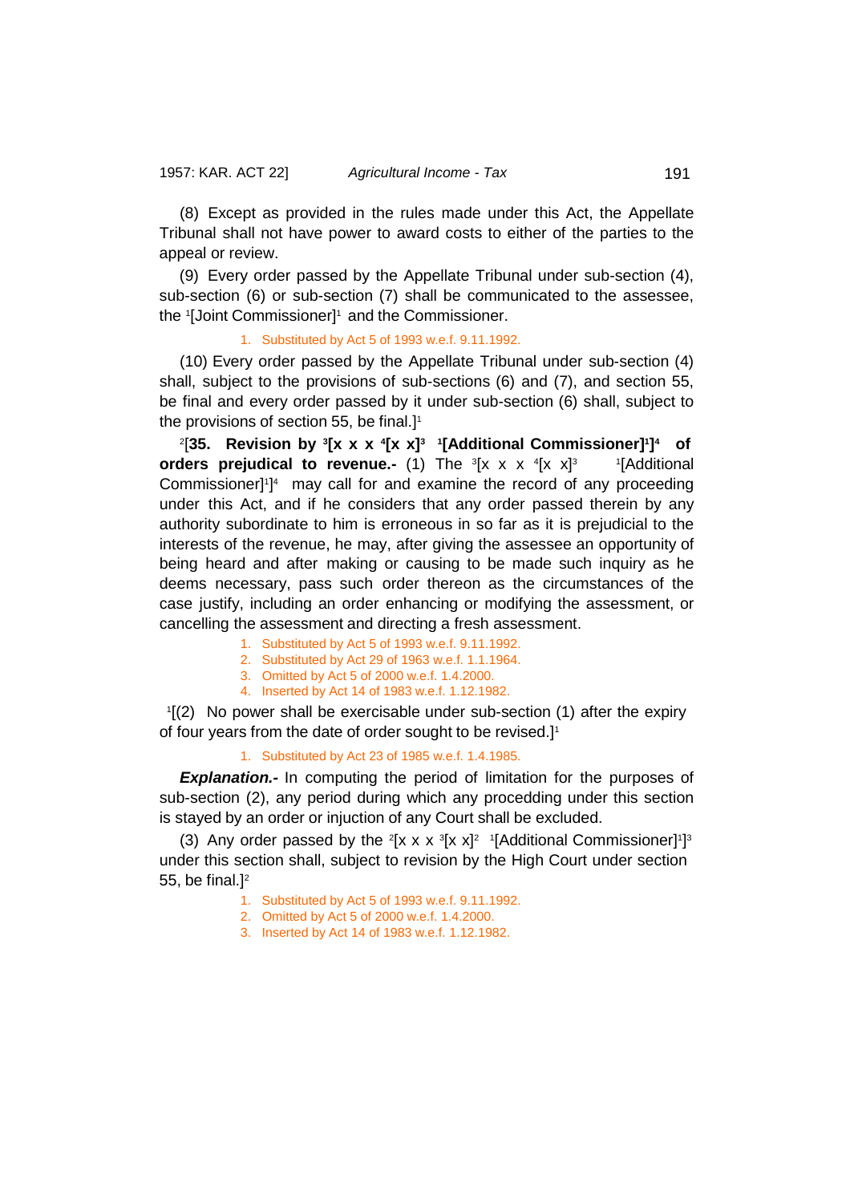(8) Except as provided in the rules made under this Act, the Appellate Tribunal shall not have power to award costs to either of the parties to the appeal or review.

(9) Every order passed by the Appellate Tribunal under sub-section (4), sub-section (6) or sub-section (7) shall be communicated to the assessee, the [1][Joint Commissioner][1] and the Commissioner.

1. Substituted by Act 5 of 1993 w.e.f. 9.11.1992.

(10) Every order passed by the Appellate Tribunal under sub-section (4) shall, subject to the provisions of sub-sections (6) and (7), and section 55, be final and every order passed by it under sub-section (6) shall, subject to the provisions of section 55, be final.][1]

[2][**35. Revision by [3][x x x [4][x x][3] [1][Additional Commissioner][1]][4] of orders prejudical to revenue.-** (1) The [3][x x x [4][x x][3] [1][Additional Commissioner][1]][4] may call for and examine the record of any proceeding under this Act, and if he considers that any order passed therein by any authority subordinate to him is erroneous in so far as it is prejudicial to the interests of the revenue, he may, after giving the assessee an opportunity of being heard and after making or causing to be made such inquiry as he deems necessary, pass such order thereon as the circumstances of the case justify, including an order enhancing or modifying the assessment, or cancelling the assessment and directing a fresh assessment.

1. Substituted by Act 5 of 1993 w.e.f. 9.11.1992.
2. Substituted by Act 29 of 1963 w.e.f. 1.1.1964.
3. Omitted by Act 5 of 2000 w.e.f. 1.4.2000.
4. Inserted by Act 14 of 1983 w.e.f. 1.12.1982.

[1][(2) No power shall be exercisable under sub-section (1) after the expiry of four years from the date of order sought to be revised.][1]

1. Substituted by Act 23 of 1985 w.e.f. 1.4.1985.

***Explanation.-*** In computing the period of limitation for the purposes of sub-section (2), any period during which any procedding under this section is stayed by an order or injuction of any Court shall be excluded.

(3) Any order passed by the [2][x x x [3][x x][2] [1][Additional Commissioner][1]][3] under this section shall, subject to revision by the High Court under section 55, be final.][2]

1. Substituted by Act 5 of 1993 w.e.f. 9.11.1992.
2. Omitted by Act 5 of 2000 w.e.f. 1.4.2000.
3. Inserted by Act 14 of 1983 w.e.f. 1.12.1982.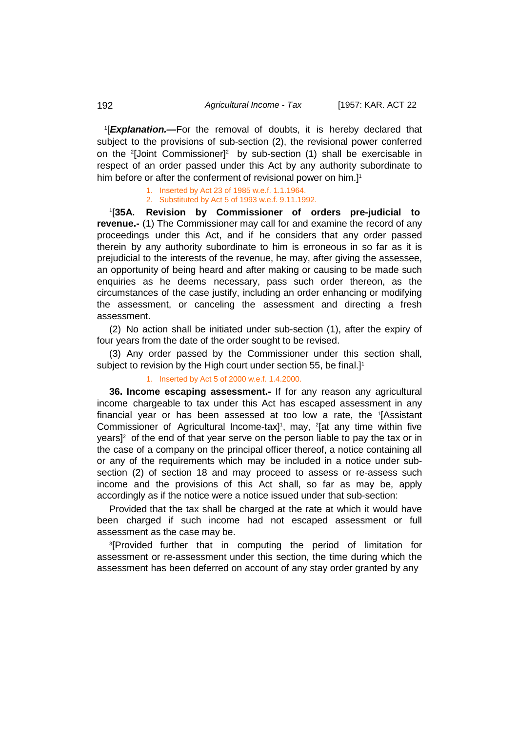[1][***Explanation.*—**For the removal of doubts, it is hereby declared that subject to the provisions of sub-section (2), the revisional power conferred on the [2][Joint Commissioner][2] by sub-section (1) shall be exercisable in respect of an order passed under this Act by any authority subordinate to him before or after the conferment of revisional power on him.][1]

1. Inserted by Act 23 of 1985 w.e.f. 1.1.1964.
2. Substituted by Act 5 of 1993 w.e.f. 9.11.1992.

[1][**35A. Revision by Commissioner of orders pre-judicial to revenue.-** (1) The Commissioner may call for and examine the record of any proceedings under this Act, and if he considers that any order passed therein by any authority subordinate to him is erroneous in so far as it is prejudicial to the interests of the revenue, he may, after giving the assessee, an opportunity of being heard and after making or causing to be made such enquiries as he deems necessary, pass such order thereon, as the circumstances of the case justify, including an order enhancing or modifying the assessment, or canceling the assessment and directing a fresh assessment.

(2) No action shall be initiated under sub-section (1), after the expiry of four years from the date of the order sought to be revised.

(3) Any order passed by the Commissioner under this section shall, subject to revision by the High court under section 55, be final.][1]

1. Inserted by Act 5 of 2000 w.e.f. 1.4.2000.

**36. Income escaping assessment.-** If for any reason any agricultural income chargeable to tax under this Act has escaped assessment in any financial year or has been assessed at too low a rate, the [1][Assistant Commissioner of Agricultural Income-tax][1], may, [2][at any time within five years][2] of the end of that year serve on the person liable to pay the tax or in the case of a company on the principal officer thereof, a notice containing all or any of the requirements which may be included in a notice under sub-section (2) of section 18 and may proceed to assess or re-assess such income and the provisions of this Act shall, so far as may be, apply accordingly as if the notice were a notice issued under that sub-section:

Provided that the tax shall be charged at the rate at which it would have been charged if such income had not escaped assessment or full assessment as the case may be.

[3][Provided further that in computing the period of limitation for assessment or re-assessment under this section, the time during which the assessment has been deferred on account of any stay order granted by any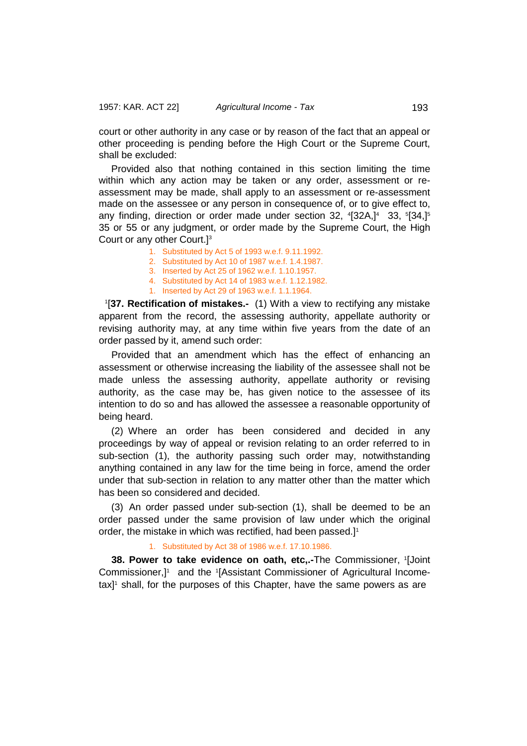court or other authority in any case or by reason of the fact that an appeal or other proceeding is pending before the High Court or the Supreme Court, shall be excluded:

Provided also that nothing contained in this section limiting the time within which any action may be taken or any order, assessment or re-assessment may be made, shall apply to an assessment or re-assessment made on the assessee or any person in consequence of, or to give effect to, any finding, direction or order made under section 32, [4][32A,][4] 33, [5][34,][5] 35 or 55 or any judgment, or order made by the Supreme Court, the High Court or any other Court.][3]

1. Substituted by Act 5 of 1993 w.e.f. 9.11.1992.
2. Substituted by Act 10 of 1987 w.e.f. 1.4.1987.
3. Inserted by Act 25 of 1962 w.e.f. 1.10.1957.
4. Substituted by Act 14 of 1983 w.e.f. 1.12.1982.
1. Inserted by Act 29 of 1963 w.e.f. 1.1.1964.

[1][**37. Rectification of mistakes.-** (1) With a view to rectifying any mistake apparent from the record, the assessing authority, appellate authority or revising authority may, at any time within five years from the date of an order passed by it, amend such order:

Provided that an amendment which has the effect of enhancing an assessment or otherwise increasing the liability of the assessee shall not be made unless the assessing authority, appellate authority or revising authority, as the case may be, has given notice to the assessee of its intention to do so and has allowed the assessee a reasonable opportunity of being heard.

(2) Where an order has been considered and decided in any proceedings by way of appeal or revision relating to an order referred to in sub-section (1), the authority passing such order may, notwithstanding anything contained in any law for the time being in force, amend the order under that sub-section in relation to any matter other than the matter which has been so considered and decided.

(3) An order passed under sub-section (1), shall be deemed to be an order passed under the same provision of law under which the original order, the mistake in which was rectified, had been passed.][1]

1. Substituted by Act 38 of 1986 w.e.f. 17.10.1986.

**38. Power to take evidence on oath, etc,.-**The Commissioner, [1][Joint Commissioner,][1] and the [1][Assistant Commissioner of Agricultural Income-tax][1] shall, for the purposes of this Chapter, have the same powers as are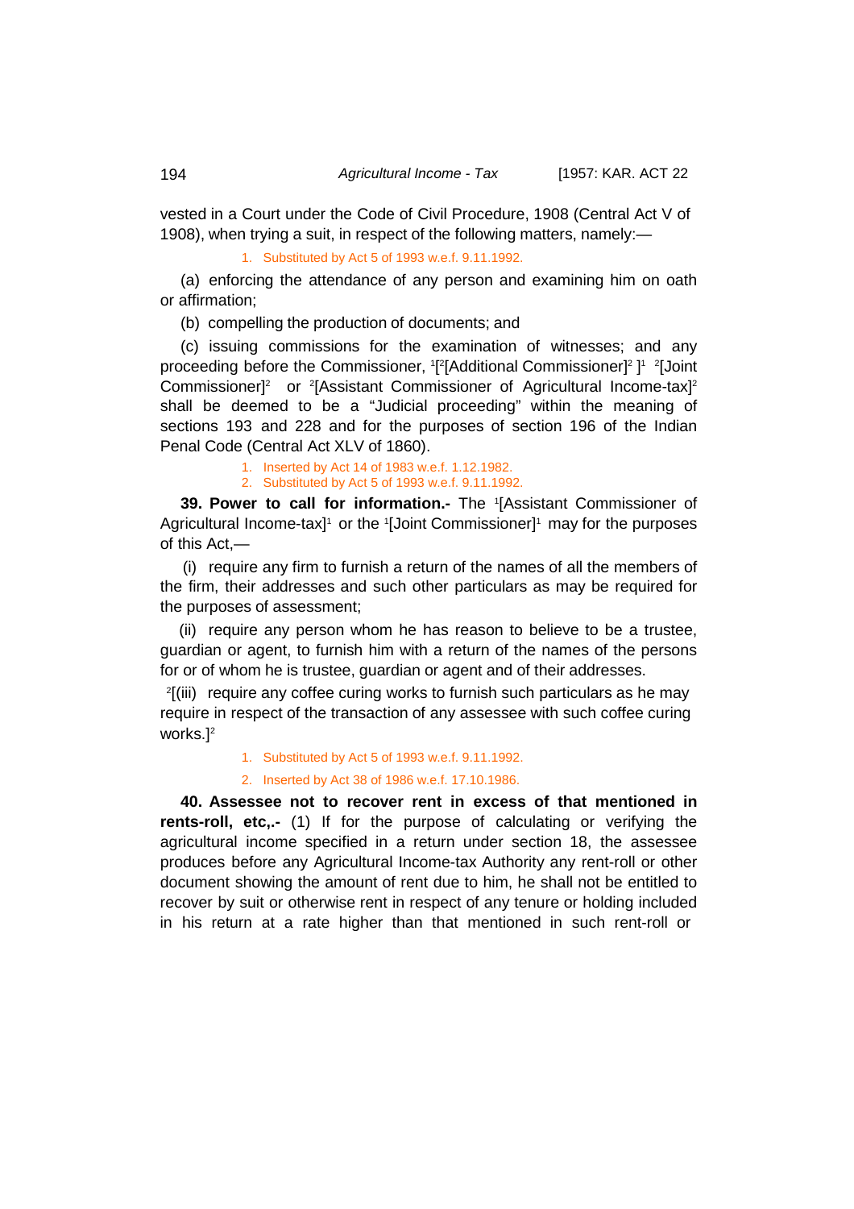vested in a Court under the Code of Civil Procedure, 1908 (Central Act V of 1908), when trying a suit, in respect of the following matters, namely:—

1. Substituted by Act 5 of 1993 w.e.f. 9.11.1992.

(a) enforcing the attendance of any person and examining him on oath or affirmation;

(b) compelling the production of documents; and

(c) issuing commissions for the examination of witnesses; and any proceeding before the Commissioner, [1][[2][Additional Commissioner][2] ][1] [2][Joint Commissioner][2] or [2][Assistant Commissioner of Agricultural Income-tax][2] shall be deemed to be a "Judicial proceeding" within the meaning of sections 193 and 228 and for the purposes of section 196 of the Indian Penal Code (Central Act XLV of 1860).

1. Inserted by Act 14 of 1983 w.e.f. 1.12.1982.
2. Substituted by Act 5 of 1993 w.e.f. 9.11.1992.

**39. Power to call for information.-** The [1][Assistant Commissioner of Agricultural Income-tax][1] or the [1][Joint Commissioner][1] may for the purposes of this Act,—

(i) require any firm to furnish a return of the names of all the members of the firm, their addresses and such other particulars as may be required for the purposes of assessment;

(ii) require any person whom he has reason to believe to be a trustee, guardian or agent, to furnish him with a return of the names of the persons for or of whom he is trustee, guardian or agent and of their addresses.

[2][(iii) require any coffee curing works to furnish such particulars as he may require in respect of the transaction of any assessee with such coffee curing works.][2]

1. Substituted by Act 5 of 1993 w.e.f. 9.11.1992.
2. Inserted by Act 38 of 1986 w.e.f. 17.10.1986.

**40. Assessee not to recover rent in excess of that mentioned in rents-roll, etc,.-** (1) If for the purpose of calculating or verifying the agricultural income specified in a return under section 18, the assessee produces before any Agricultural Income-tax Authority any rent-roll or other document showing the amount of rent due to him, he shall not be entitled to recover by suit or otherwise rent in respect of any tenure or holding included in his return at a rate higher than that mentioned in such rent-roll or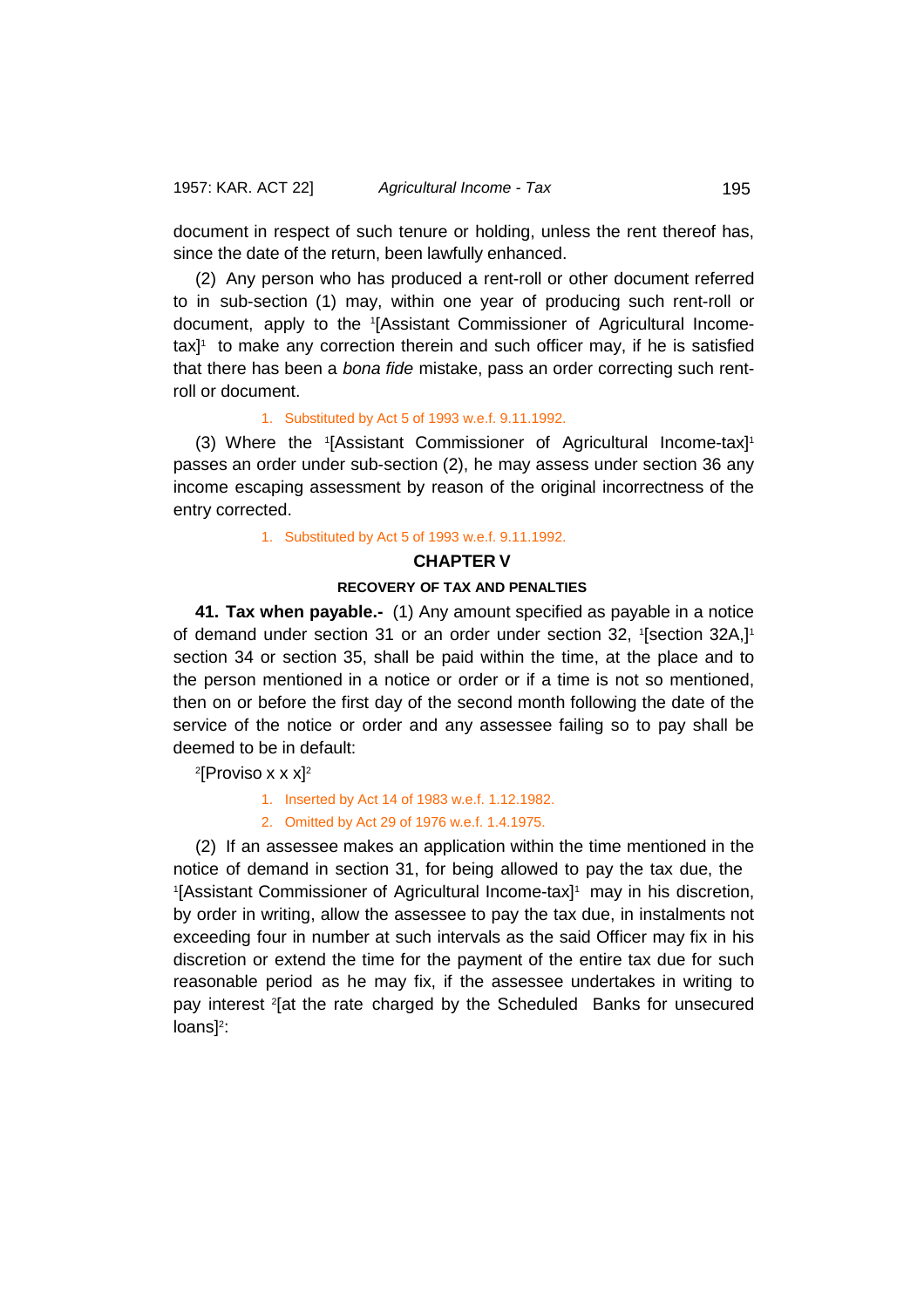document in respect of such tenure or holding, unless the rent thereof has, since the date of the return, been lawfully enhanced.

(2) Any person who has produced a rent-roll or other document referred to in sub-section (1) may, within one year of producing such rent-roll or document, apply to the [1][Assistant Commissioner of Agricultural Income-tax][1] to make any correction therein and such officer may, if he is satisfied that there has been a *bona fide* mistake, pass an order correcting such rent-roll or document.

1. Substituted by Act 5 of 1993 w.e.f. 9.11.1992.

(3) Where the [1][Assistant Commissioner of Agricultural Income-tax][1] passes an order under sub-section (2), he may assess under section 36 any income escaping assessment by reason of the original incorrectness of the entry corrected.

1. Substituted by Act 5 of 1993 w.e.f. 9.11.1992.

## CHAPTER V

### RECOVERY OF TAX AND PENALTIES

**41. Tax when payable.-** (1) Any amount specified as payable in a notice of demand under section 31 or an order under section 32, [1][section 32A,][1] section 34 or section 35, shall be paid within the time, at the place and to the person mentioned in a notice or order or if a time is not so mentioned, then on or before the first day of the second month following the date of the service of the notice or order and any assessee failing so to pay shall be deemed to be in default:

[2][Proviso x x x][2]

1. Inserted by Act 14 of 1983 w.e.f. 1.12.1982.
2. Omitted by Act 29 of 1976 w.e.f. 1.4.1975.

(2) If an assessee makes an application within the time mentioned in the notice of demand in section 31, for being allowed to pay the tax due, the [1][Assistant Commissioner of Agricultural Income-tax][1] may in his discretion, by order in writing, allow the assessee to pay the tax due, in instalments not exceeding four in number at such intervals as the said Officer may fix in his discretion or extend the time for the payment of the entire tax due for such reasonable period as he may fix, if the assessee undertakes in writing to pay interest [2][at the rate charged by the Scheduled Banks for unsecured loans][2]: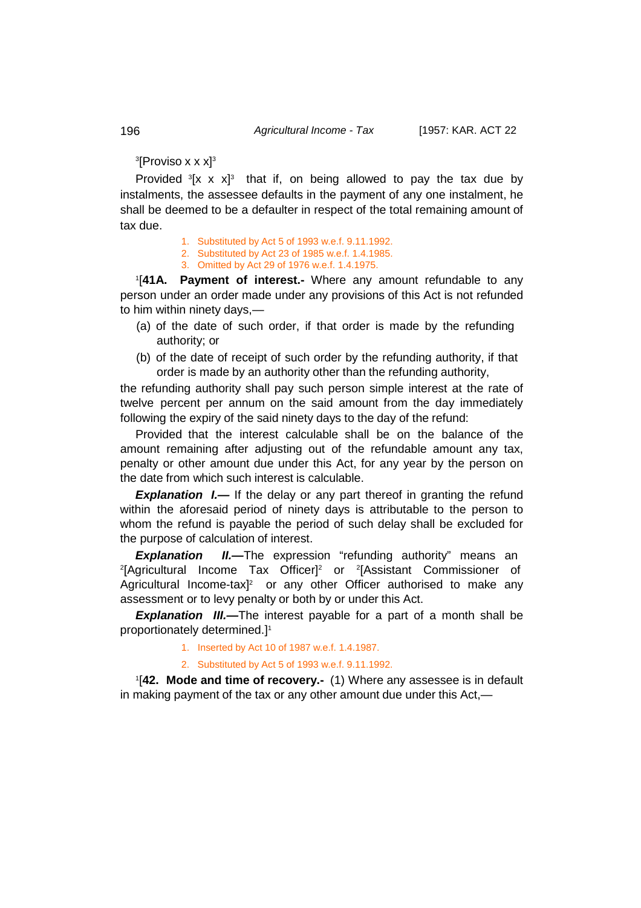[3][Proviso x x x][3]

Provided [3][x x x][3] that if, on being allowed to pay the tax due by instalments, the assessee defaults in the payment of any one instalment, he shall be deemed to be a defaulter in respect of the total remaining amount of tax due.

1. Substituted by Act 5 of 1993 w.e.f. 9.11.1992.
2. Substituted by Act 23 of 1985 w.e.f. 1.4.1985.
3. Omitted by Act 29 of 1976 w.e.f. 1.4.1975.

[1][**41A. Payment of interest.-** Where any amount refundable to any person under an order made under any provisions of this Act is not refunded to him within ninety days,—

(a) of the date of such order, if that order is made by the refunding authority; or

(b) of the date of receipt of such order by the refunding authority, if that order is made by an authority other than the refunding authority,

the refunding authority shall pay such person simple interest at the rate of twelve percent per annum on the said amount from the day immediately following the expiry of the said ninety days to the day of the refund:

Provided that the interest calculable shall be on the balance of the amount remaining after adjusting out of the refundable amount any tax, penalty or other amount due under this Act, for any year by the person on the date from which such interest is calculable.

***Explanation I.—*** If the delay or any part thereof in granting the refund within the aforesaid period of ninety days is attributable to the person to whom the refund is payable the period of such delay shall be excluded for the purpose of calculation of interest.

***Explanation II.—***The expression "refunding authority" means an [2][Agricultural Income Tax Officer][2] or [2][Assistant Commissioner of Agricultural Income-tax][2] or any other Officer authorised to make any assessment or to levy penalty or both by or under this Act.

***Explanation III.—***The interest payable for a part of a month shall be proportionately determined.][1]

1. Inserted by Act 10 of 1987 w.e.f. 1.4.1987.
2. Substituted by Act 5 of 1993 w.e.f. 9.11.1992.

[1][**42. Mode and time of recovery.-** (1) Where any assessee is in default in making payment of the tax or any other amount due under this Act,—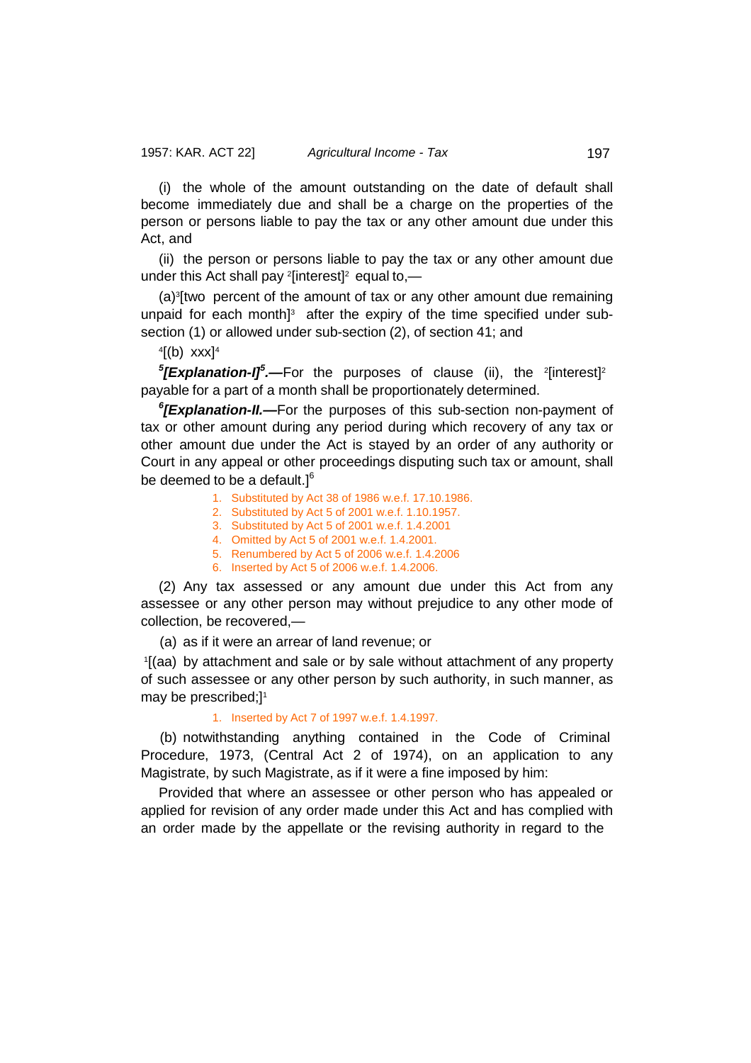(i) the whole of the amount outstanding on the date of default shall become immediately due and shall be a charge on the properties of the person or persons liable to pay the tax or any other amount due under this Act, and

(ii) the person or persons liable to pay the tax or any other amount due under this Act shall pay [2][interest][2] equal to,—

(a)[3][two percent of the amount of tax or any other amount due remaining unpaid for each month][3] after the expiry of the time specified under sub-section (1) or allowed under sub-section (2), of section 41; and

[4][(b) xxx][4]

***[5][Explanation-I][5].—***For the purposes of clause (ii), the [2][interest][2] payable for a part of a month shall be proportionately determined.

***[6][Explanation-II.—***For the purposes of this sub-section non-payment of tax or other amount during any period during which recovery of any tax or other amount due under the Act is stayed by an order of any authority or Court in any appeal or other proceedings disputing such tax or amount, shall be deemed to be a default.][6]

1. Substituted by Act 38 of 1986 w.e.f. 17.10.1986.
2. Substituted by Act 5 of 2001 w.e.f. 1.10.1957.
3. Substituted by Act 5 of 2001 w.e.f. 1.4.2001
4. Omitted by Act 5 of 2001 w.e.f. 1.4.2001.
5. Renumbered by Act 5 of 2006 w.e.f. 1.4.2006
6. Inserted by Act 5 of 2006 w.e.f. 1.4.2006.

(2) Any tax assessed or any amount due under this Act from any assessee or any other person may without prejudice to any other mode of collection, be recovered,—

(a) as if it were an arrear of land revenue; or

[1][(aa) by attachment and sale or by sale without attachment of any property of such assessee or any other person by such authority, in such manner, as may be prescribed;][1]

1. Inserted by Act 7 of 1997 w.e.f. 1.4.1997.

(b) notwithstanding anything contained in the Code of Criminal Procedure, 1973, (Central Act 2 of 1974), on an application to any Magistrate, by such Magistrate, as if it were a fine imposed by him:

Provided that where an assessee or other person who has appealed or applied for revision of any order made under this Act and has complied with an order made by the appellate or the revising authority in regard to the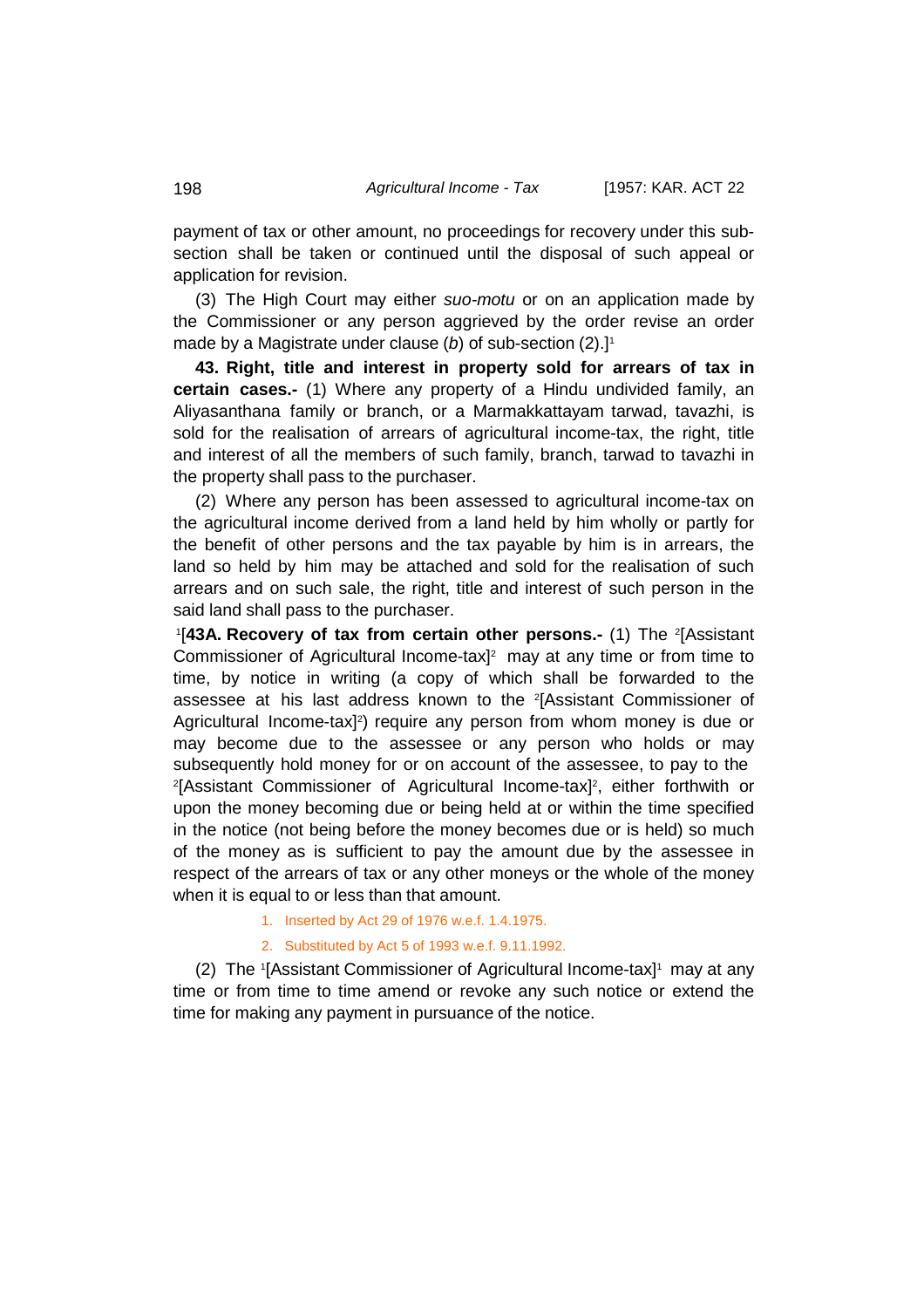payment of tax or other amount, no proceedings for recovery under this sub-section shall be taken or continued until the disposal of such appeal or application for revision.

(3) The High Court may either *suo-motu* or on an application made by the Commissioner or any person aggrieved by the order revise an order made by a Magistrate under clause (*b*) of sub-section (2).][1]

**43. Right, title and interest in property sold for arrears of tax in certain cases.-** (1) Where any property of a Hindu undivided family, an Aliyasanthana family or branch, or a Marmakkattayam tarwad, tavazhi, is sold for the realisation of arrears of agricultural income-tax, the right, title and interest of all the members of such family, branch, tarwad to tavazhi in the property shall pass to the purchaser.

(2) Where any person has been assessed to agricultural income-tax on the agricultural income derived from a land held by him wholly or partly for the benefit of other persons and the tax payable by him is in arrears, the land so held by him may be attached and sold for the realisation of such arrears and on such sale, the right, title and interest of such person in the said land shall pass to the purchaser.

[1][**43A. Recovery of tax from certain other persons.-** (1) The [2][Assistant Commissioner of Agricultural Income-tax][2] may at any time or from time to time, by notice in writing (a copy of which shall be forwarded to the assessee at his last address known to the [2][Assistant Commissioner of Agricultural Income-tax][2]) require any person from whom money is due or may become due to the assessee or any person who holds or may subsequently hold money for or on account of the assessee, to pay to the [2][Assistant Commissioner of Agricultural Income-tax][2], either forthwith or upon the money becoming due or being held at or within the time specified in the notice (not being before the money becomes due or is held) so much of the money as is sufficient to pay the amount due by the assessee in respect of the arrears of tax or any other moneys or the whole of the money when it is equal to or less than that amount.

1. Inserted by Act 29 of 1976 w.e.f. 1.4.1975.
2. Substituted by Act 5 of 1993 w.e.f. 9.11.1992.

(2) The [1][Assistant Commissioner of Agricultural Income-tax][1] may at any time or from time to time amend or revoke any such notice or extend the time for making any payment in pursuance of the notice.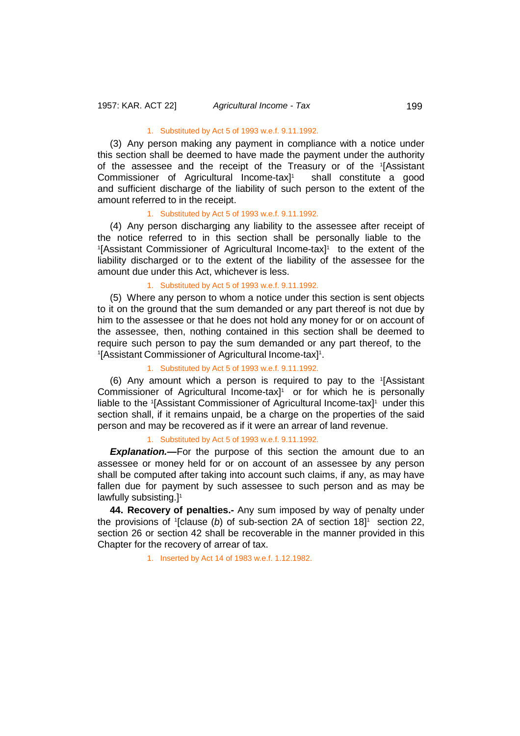1. Substituted by Act 5 of 1993 w.e.f. 9.11.1992.

(3) Any person making any payment in compliance with a notice under this section shall be deemed to have made the payment under the authority of the assessee and the receipt of the Treasury or of the [1][Assistant Commissioner of Agricultural Income-tax][1] shall constitute a good and sufficient discharge of the liability of such person to the extent of the amount referred to in the receipt.

1. Substituted by Act 5 of 1993 w.e.f. 9.11.1992.

(4) Any person discharging any liability to the assessee after receipt of the notice referred to in this section shall be personally liable to the [1][Assistant Commissioner of Agricultural Income-tax][1] to the extent of the liability discharged or to the extent of the liability of the assessee for the amount due under this Act, whichever is less.

1. Substituted by Act 5 of 1993 w.e.f. 9.11.1992.

(5) Where any person to whom a notice under this section is sent objects to it on the ground that the sum demanded or any part thereof is not due by him to the assessee or that he does not hold any money for or on account of the assessee, then, nothing contained in this section shall be deemed to require such person to pay the sum demanded or any part thereof, to the [1][Assistant Commissioner of Agricultural Income-tax][1].

1. Substituted by Act 5 of 1993 w.e.f. 9.11.1992.

(6) Any amount which a person is required to pay to the [1][Assistant Commissioner of Agricultural Income-tax][1] or for which he is personally liable to the [1][Assistant Commissioner of Agricultural Income-tax][1] under this section shall, if it remains unpaid, be a charge on the properties of the said person and may be recovered as if it were an arrear of land revenue.

1. Substituted by Act 5 of 1993 w.e.f. 9.11.1992.

***Explanation.*—**For the purpose of this section the amount due to an assessee or money held for or on account of an assessee by any person shall be computed after taking into account such claims, if any, as may have fallen due for payment by such assessee to such person and as may be lawfully subsisting.][1]

**44. Recovery of penalties.-** Any sum imposed by way of penalty under the provisions of [1][clause (*b*) of sub-section 2A of section 18][1] section 22, section 26 or section 42 shall be recoverable in the manner provided in this Chapter for the recovery of arrear of tax.

1. Inserted by Act 14 of 1983 w.e.f. 1.12.1982.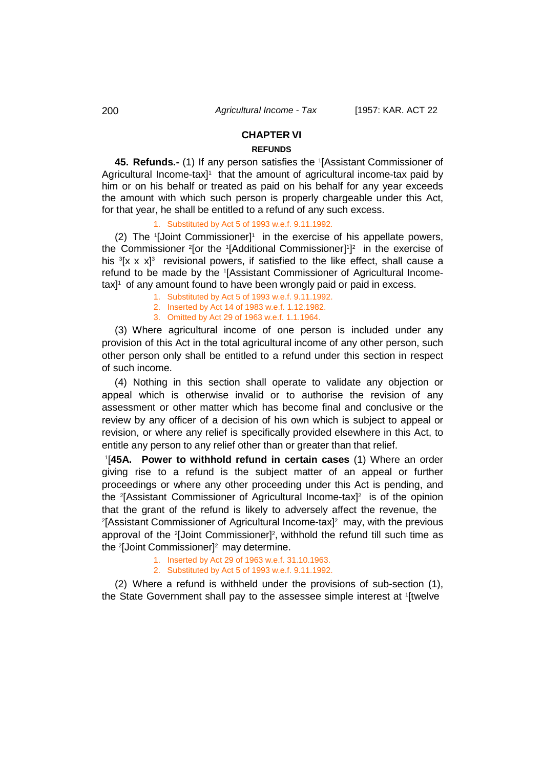## CHAPTER VI

### REFUNDS

**45. Refunds.-** (1) If any person satisfies the [1][Assistant Commissioner of Agricultural Income-tax][1] that the amount of agricultural income-tax paid by him or on his behalf or treated as paid on his behalf for any year exceeds the amount with which such person is properly chargeable under this Act, for that year, he shall be entitled to a refund of any such excess.

1. Substituted by Act 5 of 1993 w.e.f. 9.11.1992.

(2) The [1][Joint Commissioner][1] in the exercise of his appellate powers, the Commissioner [2][or the [1][Additional Commissioner][1]][2] in the exercise of his [3][x x x][3] revisional powers, if satisfied to the like effect, shall cause a refund to be made by the [1][Assistant Commissioner of Agricultural Income-tax][1] of any amount found to have been wrongly paid or paid in excess.

1. Substituted by Act 5 of 1993 w.e.f. 9.11.1992.
2. Inserted by Act 14 of 1983 w.e.f. 1.12.1982.
3. Omitted by Act 29 of 1963 w.e.f. 1.1.1964.

(3) Where agricultural income of one person is included under any provision of this Act in the total agricultural income of any other person, such other person only shall be entitled to a refund under this section in respect of such income.

(4) Nothing in this section shall operate to validate any objection or appeal which is otherwise invalid or to authorise the revision of any assessment or other matter which has become final and conclusive or the review by any officer of a decision of his own which is subject to appeal or revision, or where any relief is specifically provided elsewhere in this Act, to entitle any person to any relief other than or greater than that relief.

[1][**45A. Power to withhold refund in certain cases** (1) Where an order giving rise to a refund is the subject matter of an appeal or further proceedings or where any other proceeding under this Act is pending, and the [2][Assistant Commissioner of Agricultural Income-tax][2] is of the opinion that the grant of the refund is likely to adversely affect the revenue, the [2][Assistant Commissioner of Agricultural Income-tax][2] may, with the previous approval of the [2][Joint Commissioner][2], withhold the refund till such time as the [2][Joint Commissioner][2] may determine.

1. Inserted by Act 29 of 1963 w.e.f. 31.10.1963.
2. Substituted by Act 5 of 1993 w.e.f. 9.11.1992.

(2) Where a refund is withheld under the provisions of sub-section (1), the State Government shall pay to the assessee simple interest at [1][twelve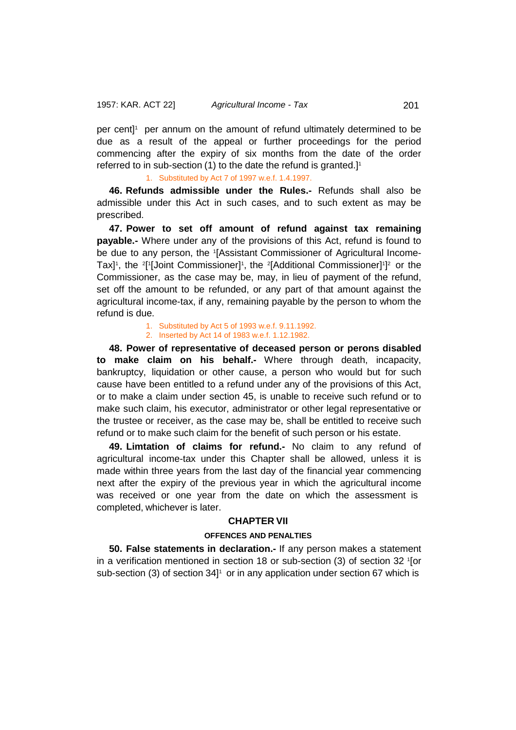per cent][1] per annum on the amount of refund ultimately determined to be due as a result of the appeal or further proceedings for the period commencing after the expiry of six months from the date of the order referred to in sub-section (1) to the date the refund is granted.][1]

1. Substituted by Act 7 of 1997 w.e.f. 1.4.1997.

**46. Refunds admissible under the Rules.-** Refunds shall also be admissible under this Act in such cases, and to such extent as may be prescribed.

**47. Power to set off amount of refund against tax remaining payable.-** Where under any of the provisions of this Act, refund is found to be due to any person, the [1][Assistant Commissioner of Agricultural Income-Tax][1], the [2][[1][Joint Commissioner][1], the [2][Additional Commissioner][1]][2] or the Commissioner, as the case may be, may, in lieu of payment of the refund, set off the amount to be refunded, or any part of that amount against the agricultural income-tax, if any, remaining payable by the person to whom the refund is due.

1. Substituted by Act 5 of 1993 w.e.f. 9.11.1992.
2. Inserted by Act 14 of 1983 w.e.f. 1.12.1982.

**48. Power of representative of deceased person or perons disabled to make claim on his behalf.-** Where through death, incapacity, bankruptcy, liquidation or other cause, a person who would but for such cause have been entitled to a refund under any of the provisions of this Act, or to make a claim under section 45, is unable to receive such refund or to make such claim, his executor, administrator or other legal representative or the trustee or receiver, as the case may be, shall be entitled to receive such refund or to make such claim for the benefit of such person or his estate.

**49. Limtation of claims for refund.-** No claim to any refund of agricultural income-tax under this Chapter shall be allowed, unless it is made within three years from the last day of the financial year commencing next after the expiry of the previous year in which the agricultural income was received or one year from the date on which the assessment is completed, whichever is later.

## CHAPTER VII

### OFFENCES AND PENALTIES

**50. False statements in declaration.-** If any person makes a statement in a verification mentioned in section 18 or sub-section (3) of section 32 [1][or sub-section (3) of section 34][1] or in any application under section 67 which is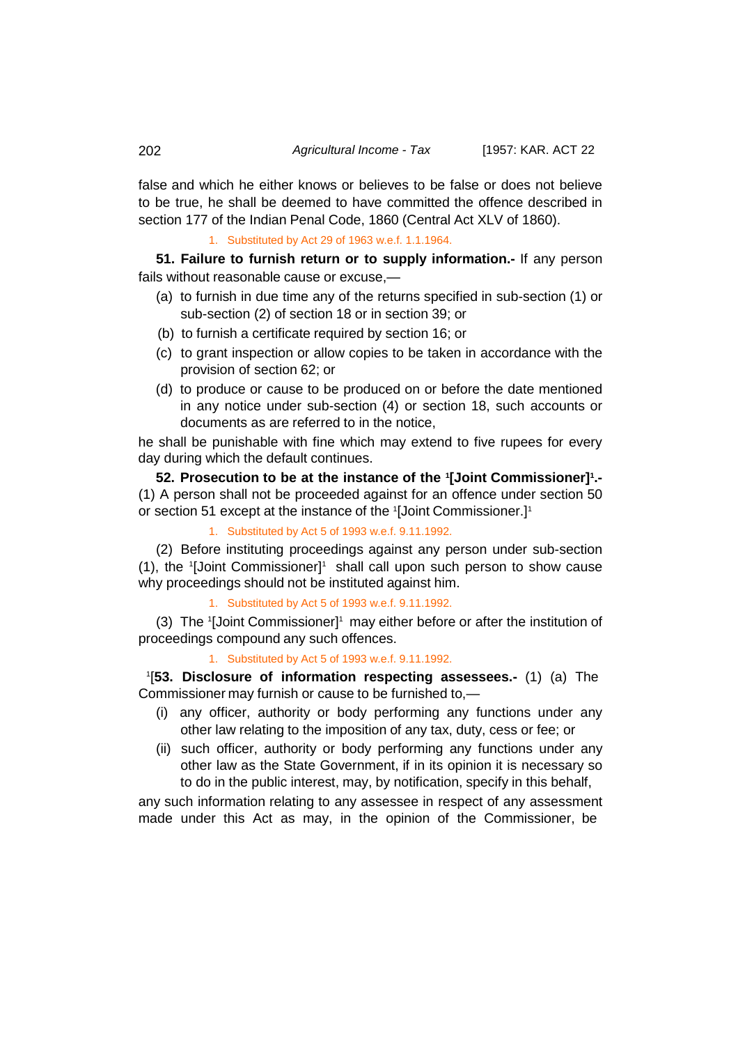false and which he either knows or believes to be false or does not believe to be true, he shall be deemed to have committed the offence described in section 177 of the Indian Penal Code, 1860 (Central Act XLV of 1860).

1. Substituted by Act 29 of 1963 w.e.f. 1.1.1964.

**51. Failure to furnish return or to supply information.-** If any person fails without reasonable cause or excuse,—

(a) to furnish in due time any of the returns specified in sub-section (1) or sub-section (2) of section 18 or in section 39; or

(b) to furnish a certificate required by section 16; or

(c) to grant inspection or allow copies to be taken in accordance with the provision of section 62; or

(d) to produce or cause to be produced on or before the date mentioned in any notice under sub-section (4) or section 18, such accounts or documents as are referred to in the notice,

he shall be punishable with fine which may extend to five rupees for every day during which the default continues.

**52. Prosecution to be at the instance of the [1][Joint Commissioner][1].-** (1) A person shall not be proceeded against for an offence under section 50 or section 51 except at the instance of the [1][Joint Commissioner.][1]

1. Substituted by Act 5 of 1993 w.e.f. 9.11.1992.

(2) Before instituting proceedings against any person under sub-section (1), the [1][Joint Commissioner][1] shall call upon such person to show cause why proceedings should not be instituted against him.

1. Substituted by Act 5 of 1993 w.e.f. 9.11.1992.

(3) The [1][Joint Commissioner][1] may either before or after the institution of proceedings compound any such offences.

1. Substituted by Act 5 of 1993 w.e.f. 9.11.1992.

[1][**53. Disclosure of information respecting assessees.-** (1) (a) The Commissioner may furnish or cause to be furnished to,—

(i) any officer, authority or body performing any functions under any other law relating to the imposition of any tax, duty, cess or fee; or

(ii) such officer, authority or body performing any functions under any other law as the State Government, if in its opinion it is necessary so to do in the public interest, may, by notification, specify in this behalf,

any such information relating to any assessee in respect of any assessment made under this Act as may, in the opinion of the Commissioner, be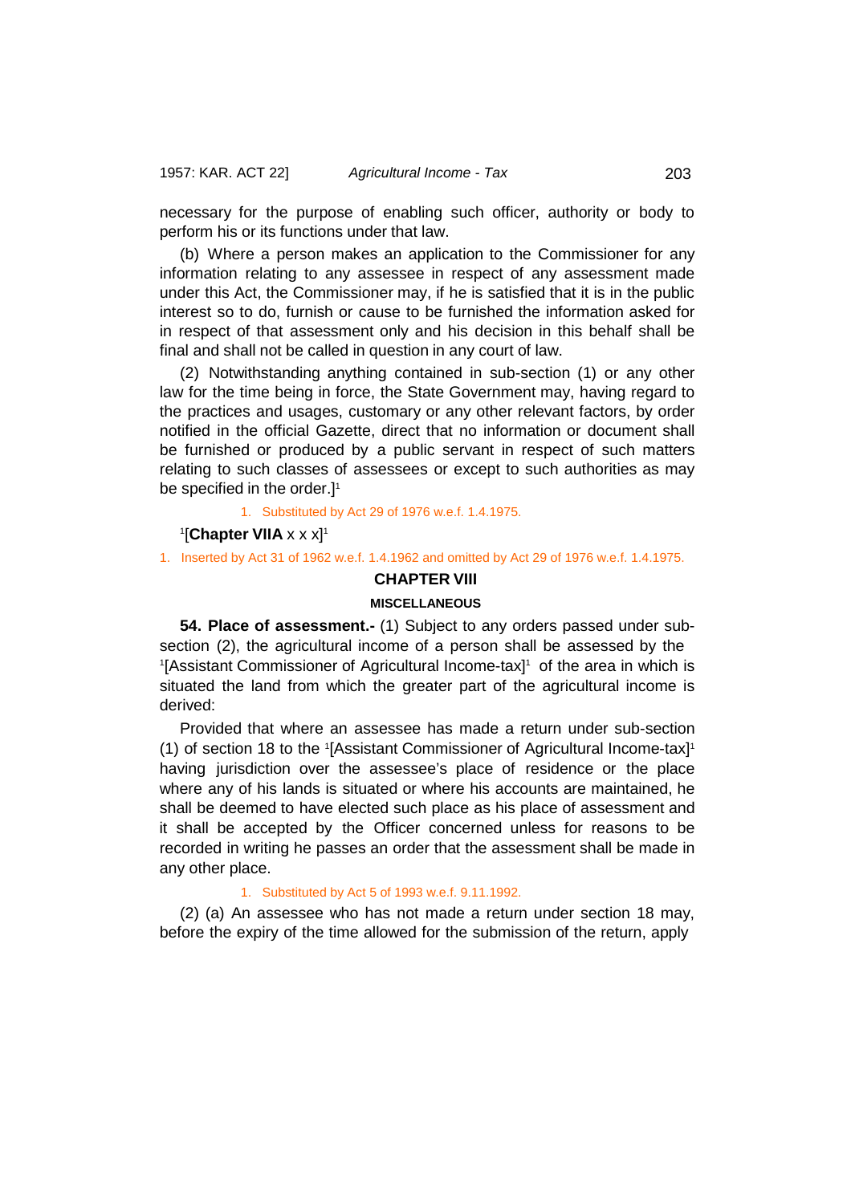necessary for the purpose of enabling such officer, authority or body to perform his or its functions under that law.

(b) Where a person makes an application to the Commissioner for any information relating to any assessee in respect of any assessment made under this Act, the Commissioner may, if he is satisfied that it is in the public interest so to do, furnish or cause to be furnished the information asked for in respect of that assessment only and his decision in this behalf shall be final and shall not be called in question in any court of law.

(2) Notwithstanding anything contained in sub-section (1) or any other law for the time being in force, the State Government may, having regard to the practices and usages, customary or any other relevant factors, by order notified in the official Gazette, direct that no information or document shall be furnished or produced by a public servant in respect of such matters relating to such classes of assessees or except to such authorities as may be specified in the order.][1]

1. Substituted by Act 29 of 1976 w.e.f. 1.4.1975.

[1][**Chapter VIIA** x x x][1]

1. Inserted by Act 31 of 1962 w.e.f. 1.4.1962 and omitted by Act 29 of 1976 w.e.f. 1.4.1975.

## CHAPTER VIII

### MISCELLANEOUS

**54. Place of assessment.-** (1) Subject to any orders passed under sub-section (2), the agricultural income of a person shall be assessed by the [1][Assistant Commissioner of Agricultural Income-tax][1] of the area in which is situated the land from which the greater part of the agricultural income is derived:

Provided that where an assessee has made a return under sub-section (1) of section 18 to the [1][Assistant Commissioner of Agricultural Income-tax][1] having jurisdiction over the assessee's place of residence or the place where any of his lands is situated or where his accounts are maintained, he shall be deemed to have elected such place as his place of assessment and it shall be accepted by the Officer concerned unless for reasons to be recorded in writing he passes an order that the assessment shall be made in any other place.

1. Substituted by Act 5 of 1993 w.e.f. 9.11.1992.

(2) (a) An assessee who has not made a return under section 18 may, before the expiry of the time allowed for the submission of the return, apply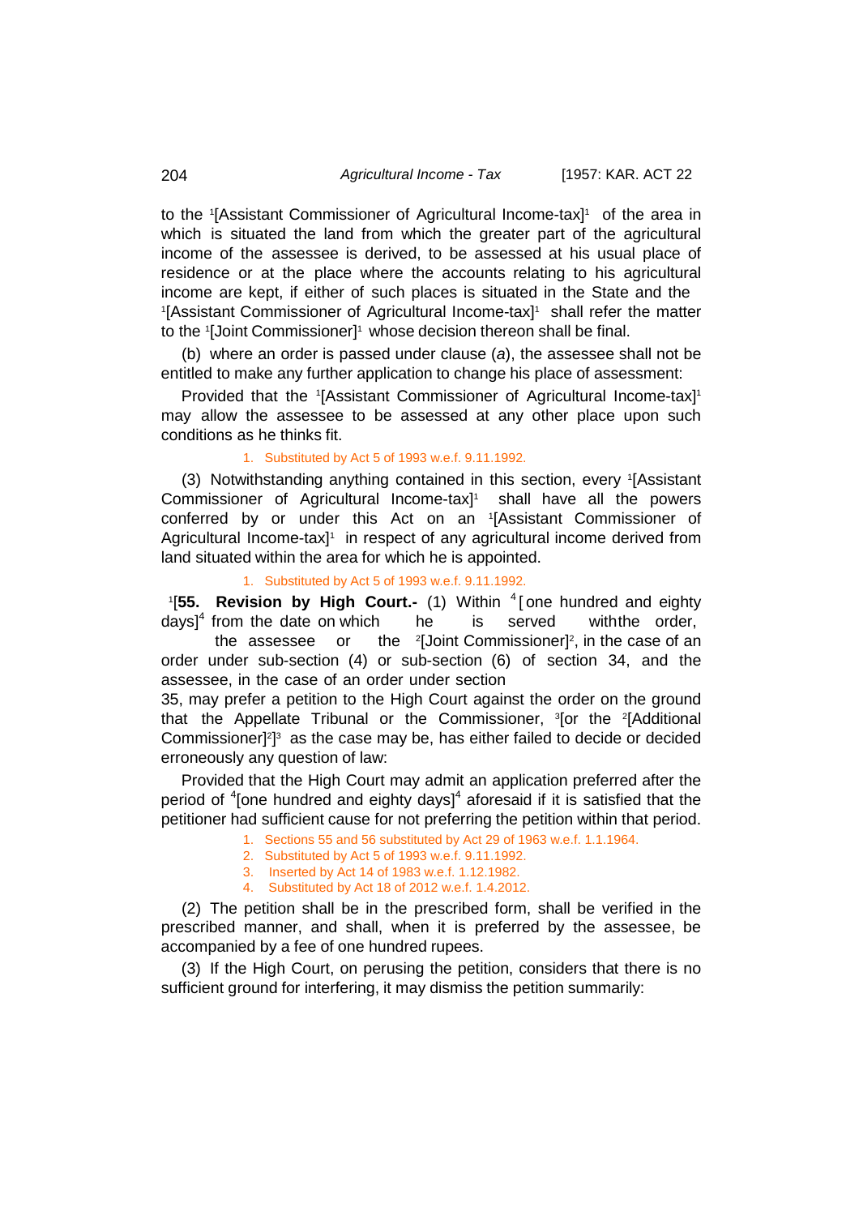to the [1][Assistant Commissioner of Agricultural Income-tax][1] of the area in which is situated the land from which the greater part of the agricultural income of the assessee is derived, to be assessed at his usual place of residence or at the place where the accounts relating to his agricultural income are kept, if either of such places is situated in the State and the [1][Assistant Commissioner of Agricultural Income-tax][1] shall refer the matter to the [1][Joint Commissioner][1] whose decision thereon shall be final.

(b) where an order is passed under clause (*a*), the assessee shall not be entitled to make any further application to change his place of assessment:

Provided that the [1][Assistant Commissioner of Agricultural Income-tax][1] may allow the assessee to be assessed at any other place upon such conditions as he thinks fit.

1. Substituted by Act 5 of 1993 w.e.f. 9.11.1992.

(3) Notwithstanding anything contained in this section, every [1][Assistant Commissioner of Agricultural Income-tax][1] shall have all the powers conferred by or under this Act on an [1][Assistant Commissioner of Agricultural Income-tax][1] in respect of any agricultural income derived from land situated within the area for which he is appointed.

1. Substituted by Act 5 of 1993 w.e.f. 9.11.1992.

[1][**55. Revision by High Court.-** (1) Within [4][one hundred and eighty days][4] from the date on which he is served with the order, the assessee or the [2][Joint Commissioner][2], in the case of an order under sub-section (4) or sub-section (6) of section 34, and the assessee, in the case of an order under section 35, may prefer a petition to the High Court against the order on the ground that the Appellate Tribunal or the Commissioner, [3][or the [2][Additional Commissioner][2]][3] as the case may be, has either failed to decide or decided erroneously any question of law:

Provided that the High Court may admit an application preferred after the period of [4][one hundred and eighty days][4] aforesaid if it is satisfied that the petitioner had sufficient cause for not preferring the petition within that period.

1. Sections 55 and 56 substituted by Act 29 of 1963 w.e.f. 1.1.1964.
2. Substituted by Act 5 of 1993 w.e.f. 9.11.1992.
3. Inserted by Act 14 of 1983 w.e.f. 1.12.1982.
4. Substituted by Act 18 of 2012 w.e.f. 1.4.2012.

(2) The petition shall be in the prescribed form, shall be verified in the prescribed manner, and shall, when it is preferred by the assessee, be accompanied by a fee of one hundred rupees.

(3) If the High Court, on perusing the petition, considers that there is no sufficient ground for interfering, it may dismiss the petition summarily: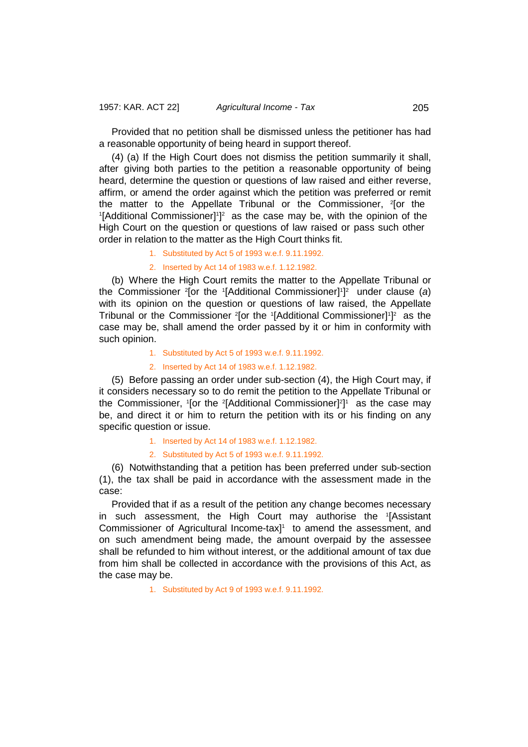Provided that no petition shall be dismissed unless the petitioner has had a reasonable opportunity of being heard in support thereof.

(4) (a) If the High Court does not dismiss the petition summarily it shall, after giving both parties to the petition a reasonable opportunity of being heard, determine the question or questions of law raised and either reverse, affirm, or amend the order against which the petition was preferred or remit the matter to the Appellate Tribunal or the Commissioner, [2][or the [1][Additional Commissioner][1]][2] as the case may be, with the opinion of the High Court on the question or questions of law raised or pass such other order in relation to the matter as the High Court thinks fit.

1. Substituted by Act 5 of 1993 w.e.f. 9.11.1992.
2. Inserted by Act 14 of 1983 w.e.f. 1.12.1982.

(b) Where the High Court remits the matter to the Appellate Tribunal or the Commissioner [2][or the [1][Additional Commissioner][1]][2] under clause (*a*) with its opinion on the question or questions of law raised, the Appellate Tribunal or the Commissioner [2][or the [1][Additional Commissioner][1]][2] as the case may be, shall amend the order passed by it or him in conformity with such opinion.

1. Substituted by Act 5 of 1993 w.e.f. 9.11.1992.
2. Inserted by Act 14 of 1983 w.e.f. 1.12.1982.

(5) Before passing an order under sub-section (4), the High Court may, if it considers necessary so to do remit the petition to the Appellate Tribunal or the Commissioner, [1][or the [2][Additional Commissioner][2]][1] as the case may be, and direct it or him to return the petition with its or his finding on any specific question or issue.

1. Inserted by Act 14 of 1983 w.e.f. 1.12.1982.
2. Substituted by Act 5 of 1993 w.e.f. 9.11.1992.

(6) Notwithstanding that a petition has been preferred under sub-section (1), the tax shall be paid in accordance with the assessment made in the case:

Provided that if as a result of the petition any change becomes necessary in such assessment, the High Court may authorise the [1][Assistant Commissioner of Agricultural Income-tax][1] to amend the assessment, and on such amendment being made, the amount overpaid by the assessee shall be refunded to him without interest, or the additional amount of tax due from him shall be collected in accordance with the provisions of this Act, as the case may be.

1. Substituted by Act 9 of 1993 w.e.f. 9.11.1992.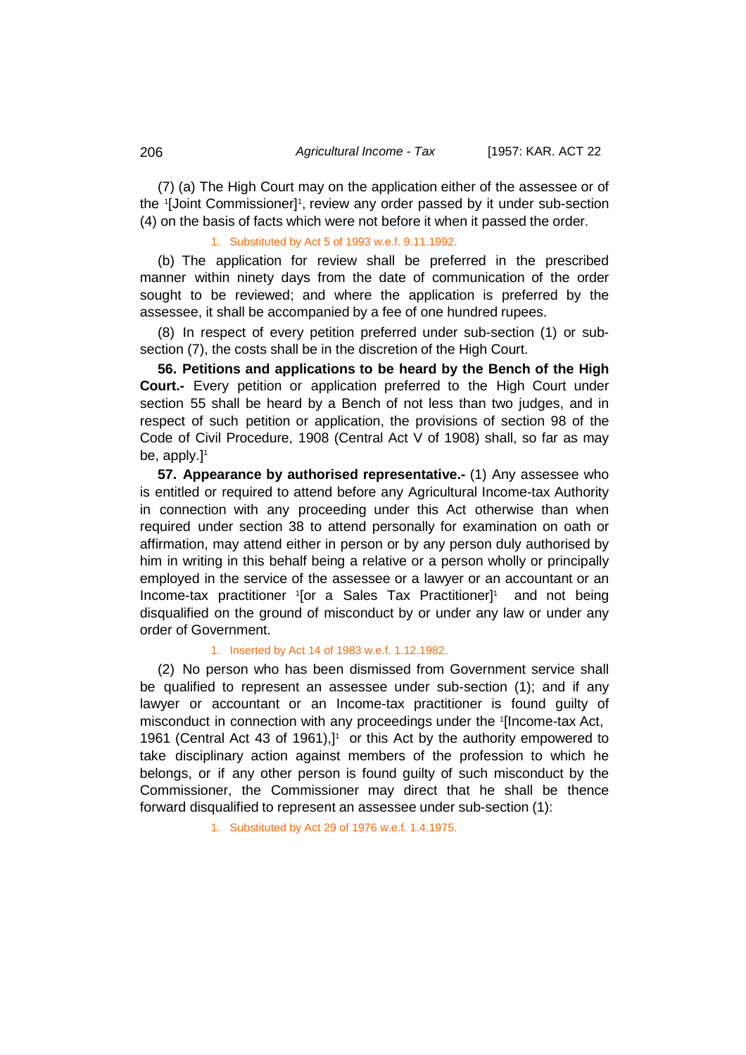(7) (a) The High Court may on the application either of the assessee or of the [1][Joint Commissioner][1], review any order passed by it under sub-section (4) on the basis of facts which were not before it when it passed the order.

1. Substituted by Act 5 of 1993 w.e.f. 9.11.1992.

(b) The application for review shall be preferred in the prescribed manner within ninety days from the date of communication of the order sought to be reviewed; and where the application is preferred by the assessee, it shall be accompanied by a fee of one hundred rupees.

(8) In respect of every petition preferred under sub-section (1) or sub-section (7), the costs shall be in the discretion of the High Court.

**56. Petitions and applications to be heard by the Bench of the High Court.-** Every petition or application preferred to the High Court under section 55 shall be heard by a Bench of not less than two judges, and in respect of such petition or application, the provisions of section 98 of the Code of Civil Procedure, 1908 (Central Act V of 1908) shall, so far as may be, apply.][1]

**57. Appearance by authorised representative.-** (1) Any assessee who is entitled or required to attend before any Agricultural Income-tax Authority in connection with any proceeding under this Act otherwise than when required under section 38 to attend personally for examination on oath or affirmation, may attend either in person or by any person duly authorised by him in writing in this behalf being a relative or a person wholly or principally employed in the service of the assessee or a lawyer or an accountant or an Income-tax practitioner [1][or a Sales Tax Practitioner][1] and not being disqualified on the ground of misconduct by or under any law or under any order of Government.

1. Inserted by Act 14 of 1983 w.e.f. 1.12.1982.

(2) No person who has been dismissed from Government service shall be qualified to represent an assessee under sub-section (1); and if any lawyer or accountant or an Income-tax practitioner is found guilty of misconduct in connection with any proceedings under the [1][Income-tax Act, 1961 (Central Act 43 of 1961),][1] or this Act by the authority empowered to take disciplinary action against members of the profession to which he belongs, or if any other person is found guilty of such misconduct by the Commissioner, the Commissioner may direct that he shall be thence forward disqualified to represent an assessee under sub-section (1):

1. Substituted by Act 29 of 1976 w.e.f. 1.4.1975.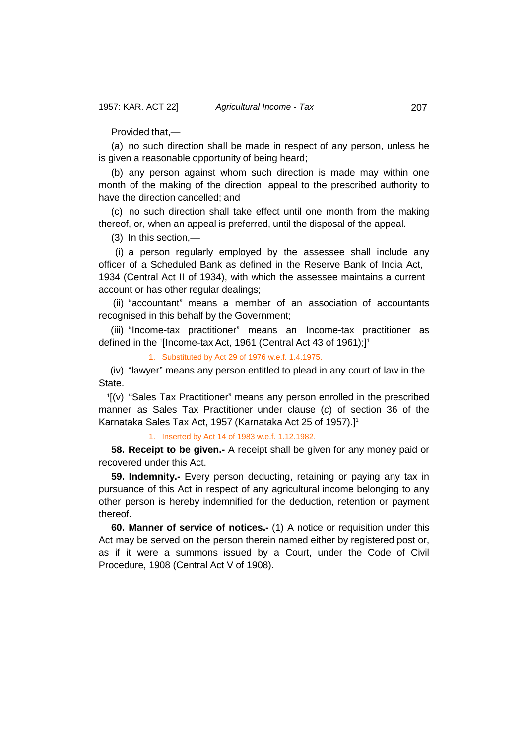Provided that,—

(a) no such direction shall be made in respect of any person, unless he is given a reasonable opportunity of being heard;

(b) any person against whom such direction is made may within one month of the making of the direction, appeal to the prescribed authority to have the direction cancelled; and

(c) no such direction shall take effect until one month from the making thereof, or, when an appeal is preferred, until the disposal of the appeal.

(3) In this section,—

(i) a person regularly employed by the assessee shall include any officer of a Scheduled Bank as defined in the Reserve Bank of India Act, 1934 (Central Act II of 1934), with which the assessee maintains a current account or has other regular dealings;

(ii) "accountant" means a member of an association of accountants recognised in this behalf by the Government;

(iii) "Income-tax practitioner" means an Income-tax practitioner as defined in the [1][Income-tax Act, 1961 (Central Act 43 of 1961);][1]

1. Substituted by Act 29 of 1976 w.e.f. 1.4.1975.

(iv) "lawyer" means any person entitled to plead in any court of law in the State.

[1][(v) "Sales Tax Practitioner" means any person enrolled in the prescribed manner as Sales Tax Practitioner under clause (*c*) of section 36 of the Karnataka Sales Tax Act, 1957 (Karnataka Act 25 of 1957).][1]

1. Inserted by Act 14 of 1983 w.e.f. 1.12.1982.

**58. Receipt to be given.-** A receipt shall be given for any money paid or recovered under this Act.

**59. Indemnity.-** Every person deducting, retaining or paying any tax in pursuance of this Act in respect of any agricultural income belonging to any other person is hereby indemnified for the deduction, retention or payment thereof.

**60. Manner of service of notices.-** (1) A notice or requisition under this Act may be served on the person therein named either by registered post or, as if it were a summons issued by a Court, under the Code of Civil Procedure, 1908 (Central Act V of 1908).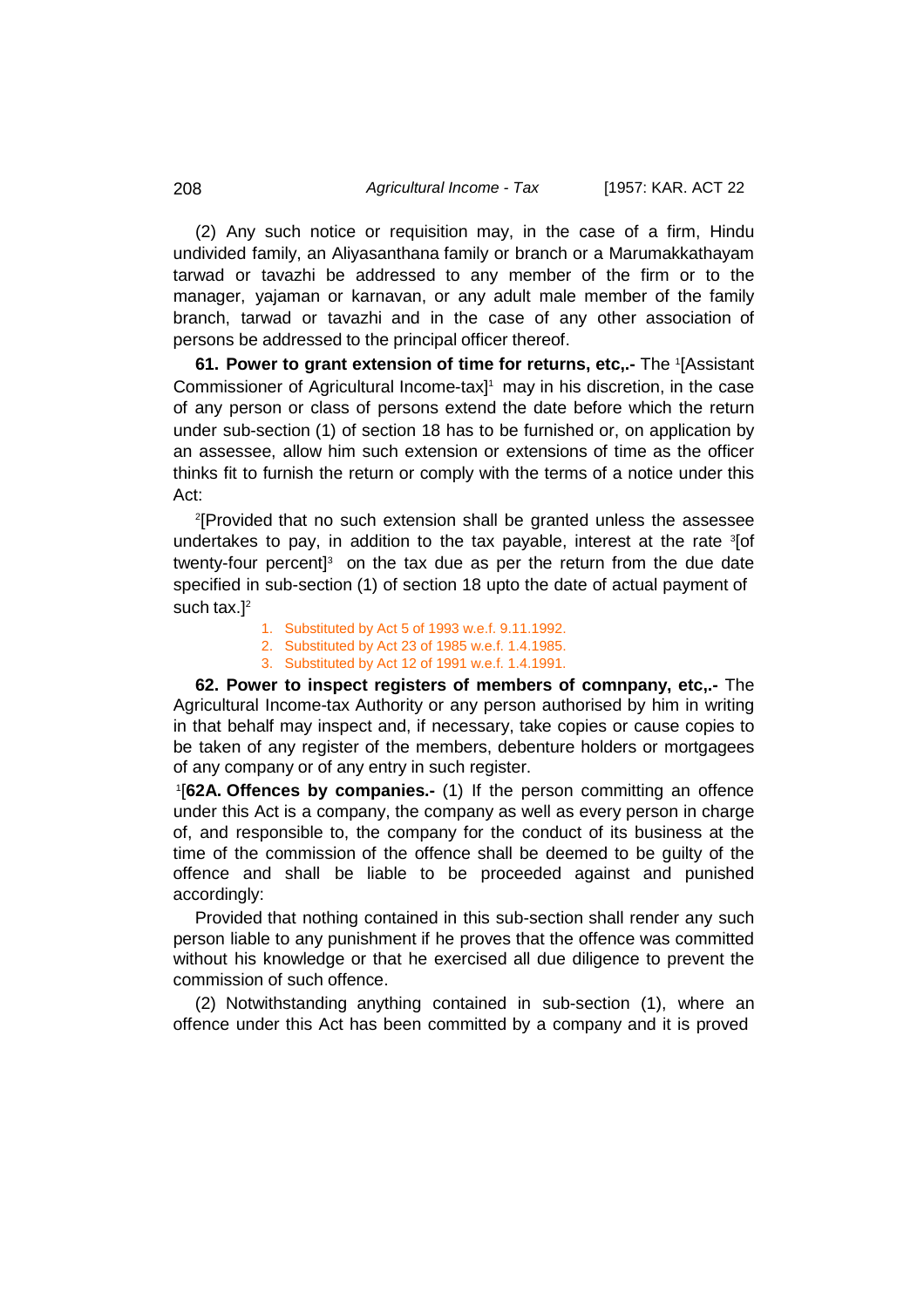(2) Any such notice or requisition may, in the case of a firm, Hindu undivided family, an Aliyasanthana family or branch or a Marumakkathayam tarwad or tavazhi be addressed to any member of the firm or to the manager, yajaman or karnavan, or any adult male member of the family branch, tarwad or tavazhi and in the case of any other association of persons be addressed to the principal officer thereof.

**61. Power to grant extension of time for returns, etc,.-** The [1][Assistant Commissioner of Agricultural Income-tax][1] may in his discretion, in the case of any person or class of persons extend the date before which the return under sub-section (1) of section 18 has to be furnished or, on application by an assessee, allow him such extension or extensions of time as the officer thinks fit to furnish the return or comply with the terms of a notice under this Act:

[2][Provided that no such extension shall be granted unless the assessee undertakes to pay, in addition to the tax payable, interest at the rate [3][of twenty-four percent][3] on the tax due as per the return from the due date specified in sub-section (1) of section 18 upto the date of actual payment of such tax.][2]

1. Substituted by Act 5 of 1993 w.e.f. 9.11.1992.
2. Substituted by Act 23 of 1985 w.e.f. 1.4.1985.
3. Substituted by Act 12 of 1991 w.e.f. 1.4.1991.

**62. Power to inspect registers of members of comnpany, etc,.-** The Agricultural Income-tax Authority or any person authorised by him in writing in that behalf may inspect and, if necessary, take copies or cause copies to be taken of any register of the members, debenture holders or mortgagees of any company or of any entry in such register.

[1][**62A. Offences by companies.-** (1) If the person committing an offence under this Act is a company, the company as well as every person in charge of, and responsible to, the company for the conduct of its business at the time of the commission of the offence shall be deemed to be guilty of the offence and shall be liable to be proceeded against and punished accordingly:

Provided that nothing contained in this sub-section shall render any such person liable to any punishment if he proves that the offence was committed without his knowledge or that he exercised all due diligence to prevent the commission of such offence.

(2) Notwithstanding anything contained in sub-section (1), where an offence under this Act has been committed by a company and it is proved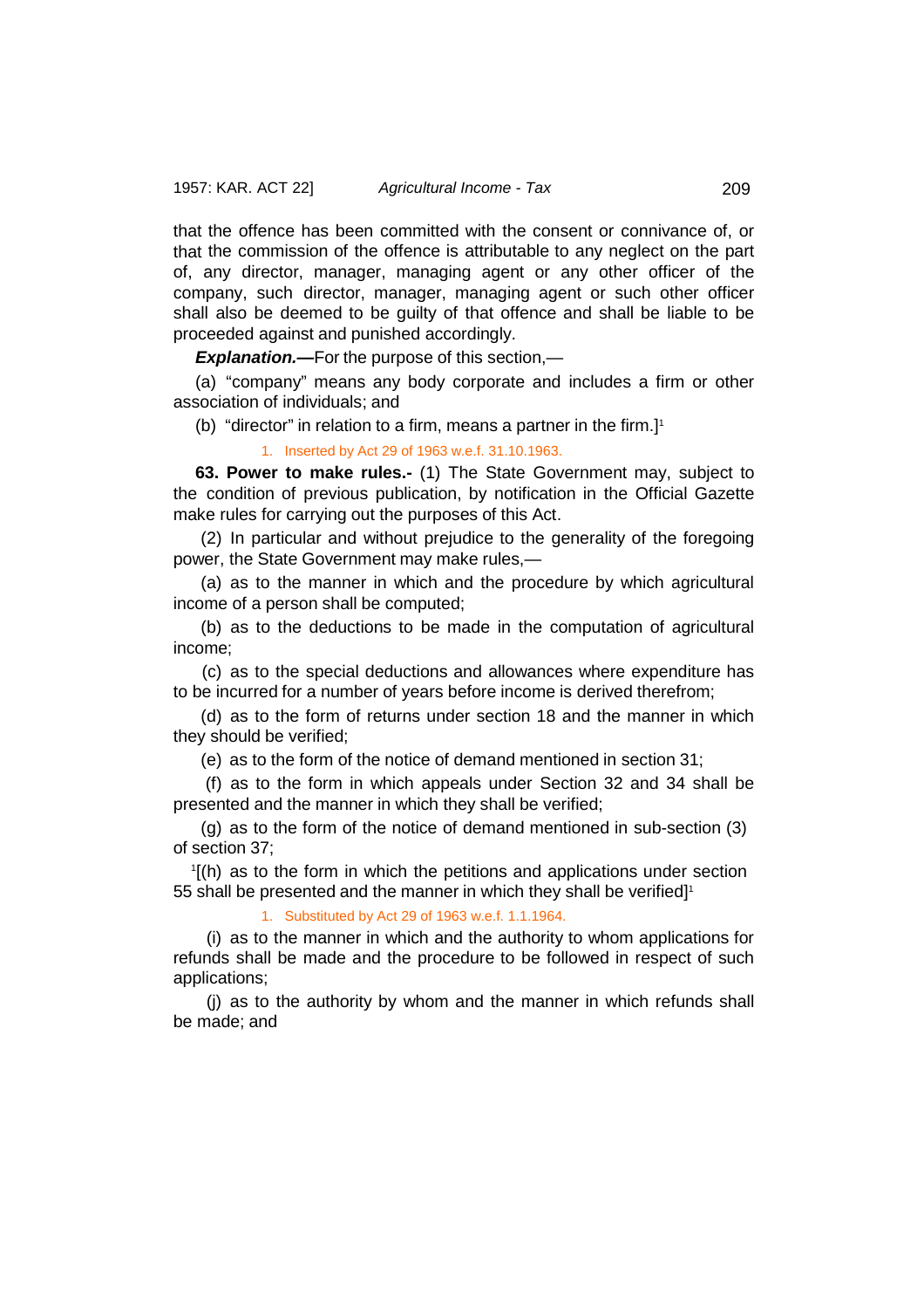that the offence has been committed with the consent or connivance of, or that the commission of the offence is attributable to any neglect on the part of, any director, manager, managing agent or any other officer of the company, such director, manager, managing agent or such other officer shall also be deemed to be guilty of that offence and shall be liable to be proceeded against and punished accordingly.

***Explanation.—***For the purpose of this section,—

(a) "company" means any body corporate and includes a firm or other association of individuals; and

(b) "director" in relation to a firm, means a partner in the firm.][1]

1. Inserted by Act 29 of 1963 w.e.f. 31.10.1963.

**63. Power to make rules.-** (1) The State Government may, subject to the condition of previous publication, by notification in the Official Gazette make rules for carrying out the purposes of this Act.

(2) In particular and without prejudice to the generality of the foregoing power, the State Government may make rules,—

(a) as to the manner in which and the procedure by which agricultural income of a person shall be computed;

(b) as to the deductions to be made in the computation of agricultural income;

(c) as to the special deductions and allowances where expenditure has to be incurred for a number of years before income is derived therefrom;

(d) as to the form of returns under section 18 and the manner in which they should be verified;

(e) as to the form of the notice of demand mentioned in section 31;

(f) as to the form in which appeals under Section 32 and 34 shall be presented and the manner in which they shall be verified;

(g) as to the form of the notice of demand mentioned in sub-section (3) of section 37;

[1][(h) as to the form in which the petitions and applications under section 55 shall be presented and the manner in which they shall be verified][1]

1. Substituted by Act 29 of 1963 w.e.f. 1.1.1964.

(i) as to the manner in which and the authority to whom applications for refunds shall be made and the procedure to be followed in respect of such applications;

(j) as to the authority by whom and the manner in which refunds shall be made; and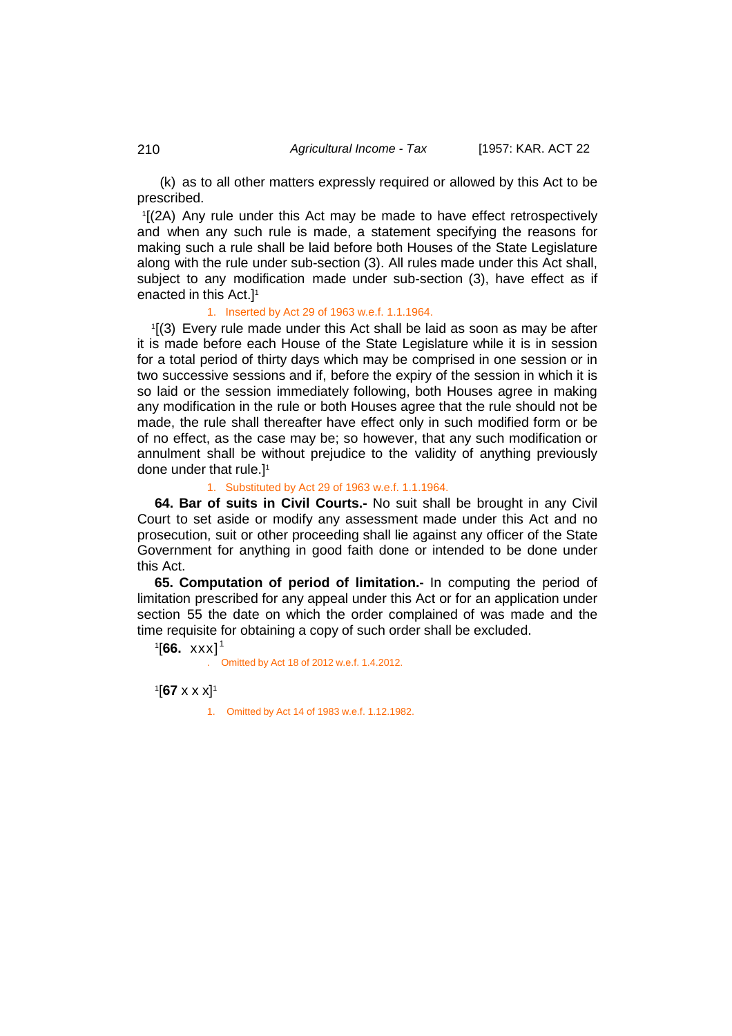(k) as to all other matters expressly required or allowed by this Act to be prescribed.

[1][(2A) Any rule under this Act may be made to have effect retrospectively and when any such rule is made, a statement specifying the reasons for making such a rule shall be laid before both Houses of the State Legislature along with the rule under sub-section (3). All rules made under this Act shall, subject to any modification made under sub-section (3), have effect as if enacted in this Act.][1]

1. Inserted by Act 29 of 1963 w.e.f. 1.1.1964.

[1][(3) Every rule made under this Act shall be laid as soon as may be after it is made before each House of the State Legislature while it is in session for a total period of thirty days which may be comprised in one session or in two successive sessions and if, before the expiry of the session in which it is so laid or the session immediately following, both Houses agree in making any modification in the rule or both Houses agree that the rule should not be made, the rule shall thereafter have effect only in such modified form or be of no effect, as the case may be; so however, that any such modification or annulment shall be without prejudice to the validity of anything previously done under that rule.][1]

1. Substituted by Act 29 of 1963 w.e.f. 1.1.1964.

**64. Bar of suits in Civil Courts.-** No suit shall be brought in any Civil Court to set aside or modify any assessment made under this Act and no prosecution, suit or other proceeding shall lie against any officer of the State Government for anything in good faith done or intended to be done under this Act.

**65. Computation of period of limitation.-** In computing the period of limitation prescribed for any appeal under this Act or for an application under section 55 the date on which the order complained of was made and the time requisite for obtaining a copy of such order shall be excluded.

[1][**66.** xxx][1]

. Omitted by Act 18 of 2012 w.e.f. 1.4.2012.

[1][**67** x x x][1]

1. Omitted by Act 14 of 1983 w.e.f. 1.12.1982.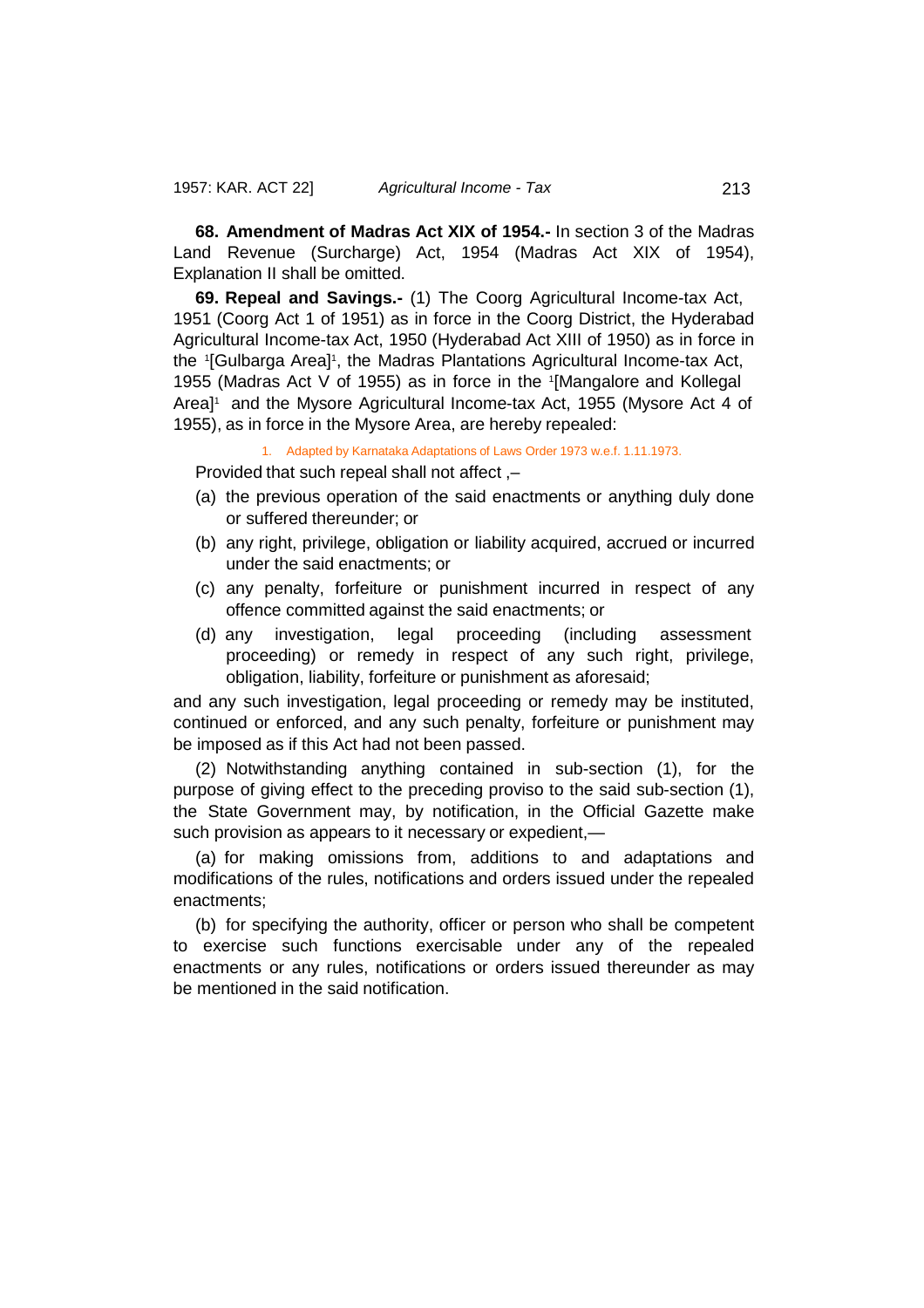**68. Amendment of Madras Act XIX of 1954.-** In section 3 of the Madras Land Revenue (Surcharge) Act, 1954 (Madras Act XIX of 1954), Explanation II shall be omitted.

**69. Repeal and Savings.-** (1) The Coorg Agricultural Income-tax Act, 1951 (Coorg Act 1 of 1951) as in force in the Coorg District, the Hyderabad Agricultural Income-tax Act, 1950 (Hyderabad Act XIII of 1950) as in force in the [1][Gulbarga Area][1], the Madras Plantations Agricultural Income-tax Act, 1955 (Madras Act V of 1955) as in force in the [1][Mangalore and Kollegal Area][1] and the Mysore Agricultural Income-tax Act, 1955 (Mysore Act 4 of 1955), as in force in the Mysore Area, are hereby repealed:

1. Adapted by Karnataka Adaptations of Laws Order 1973 w.e.f. 1.11.1973.

Provided that such repeal shall not affect ,–

(a) the previous operation of the said enactments or anything duly done or suffered thereunder; or

(b) any right, privilege, obligation or liability acquired, accrued or incurred under the said enactments; or

(c) any penalty, forfeiture or punishment incurred in respect of any offence committed against the said enactments; or

(d) any investigation, legal proceeding (including assessment proceeding) or remedy in respect of any such right, privilege, obligation, liability, forfeiture or punishment as aforesaid;

and any such investigation, legal proceeding or remedy may be instituted, continued or enforced, and any such penalty, forfeiture or punishment may be imposed as if this Act had not been passed.

(2) Notwithstanding anything contained in sub-section (1), for the purpose of giving effect to the preceding proviso to the said sub-section (1), the State Government may, by notification, in the Official Gazette make such provision as appears to it necessary or expedient,—

(a) for making omissions from, additions to and adaptations and modifications of the rules, notifications and orders issued under the repealed enactments;

(b) for specifying the authority, officer or person who shall be competent to exercise such functions exercisable under any of the repealed enactments or any rules, notifications or orders issued thereunder as may be mentioned in the said notification.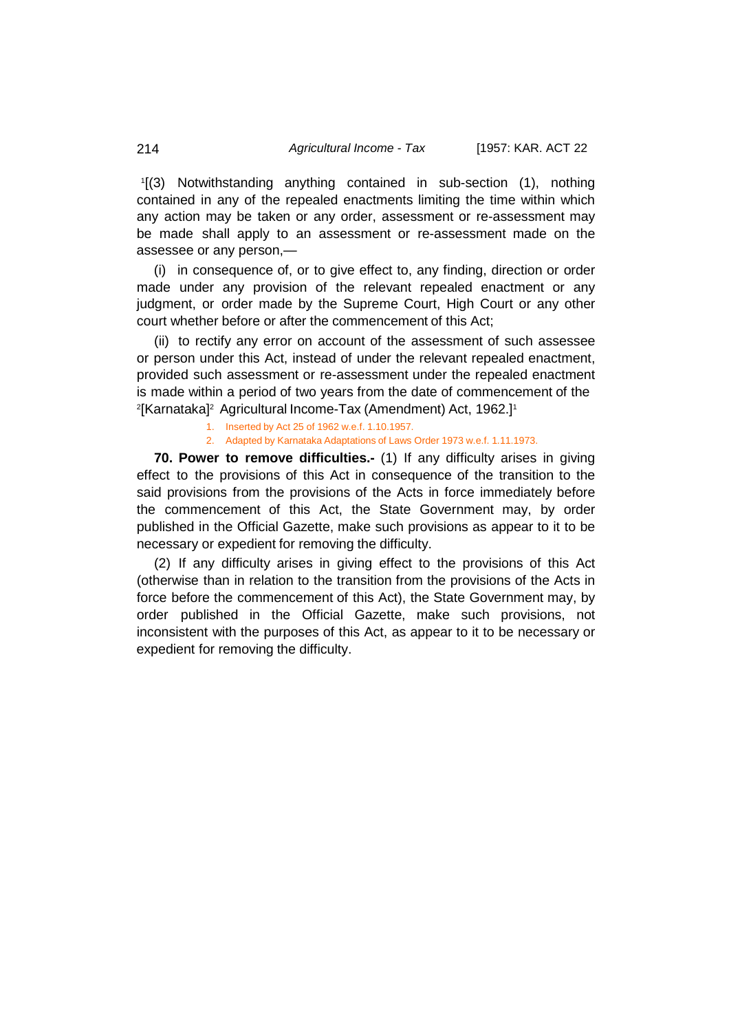[1][(3) Notwithstanding anything contained in sub-section (1), nothing contained in any of the repealed enactments limiting the time within which any action may be taken or any order, assessment or re-assessment may be made shall apply to an assessment or re-assessment made on the assessee or any person,—

(i) in consequence of, or to give effect to, any finding, direction or order made under any provision of the relevant repealed enactment or any judgment, or order made by the Supreme Court, High Court or any other court whether before or after the commencement of this Act;

(ii) to rectify any error on account of the assessment of such assessee or person under this Act, instead of under the relevant repealed enactment, provided such assessment or re-assessment under the repealed enactment is made within a period of two years from the date of commencement of the [2][Karnataka][2] Agricultural Income-Tax (Amendment) Act, 1962.][1]

1. Inserted by Act 25 of 1962 w.e.f. 1.10.1957.
2. Adapted by Karnataka Adaptations of Laws Order 1973 w.e.f. 1.11.1973.

**70. Power to remove difficulties.-** (1) If any difficulty arises in giving effect to the provisions of this Act in consequence of the transition to the said provisions from the provisions of the Acts in force immediately before the commencement of this Act, the State Government may, by order published in the Official Gazette, make such provisions as appear to it to be necessary or expedient for removing the difficulty.

(2) If any difficulty arises in giving effect to the provisions of this Act (otherwise than in relation to the transition from the provisions of the Acts in force before the commencement of this Act), the State Government may, by order published in the Official Gazette, make such provisions, not inconsistent with the purposes of this Act, as appear to it to be necessary or expedient for removing the difficulty.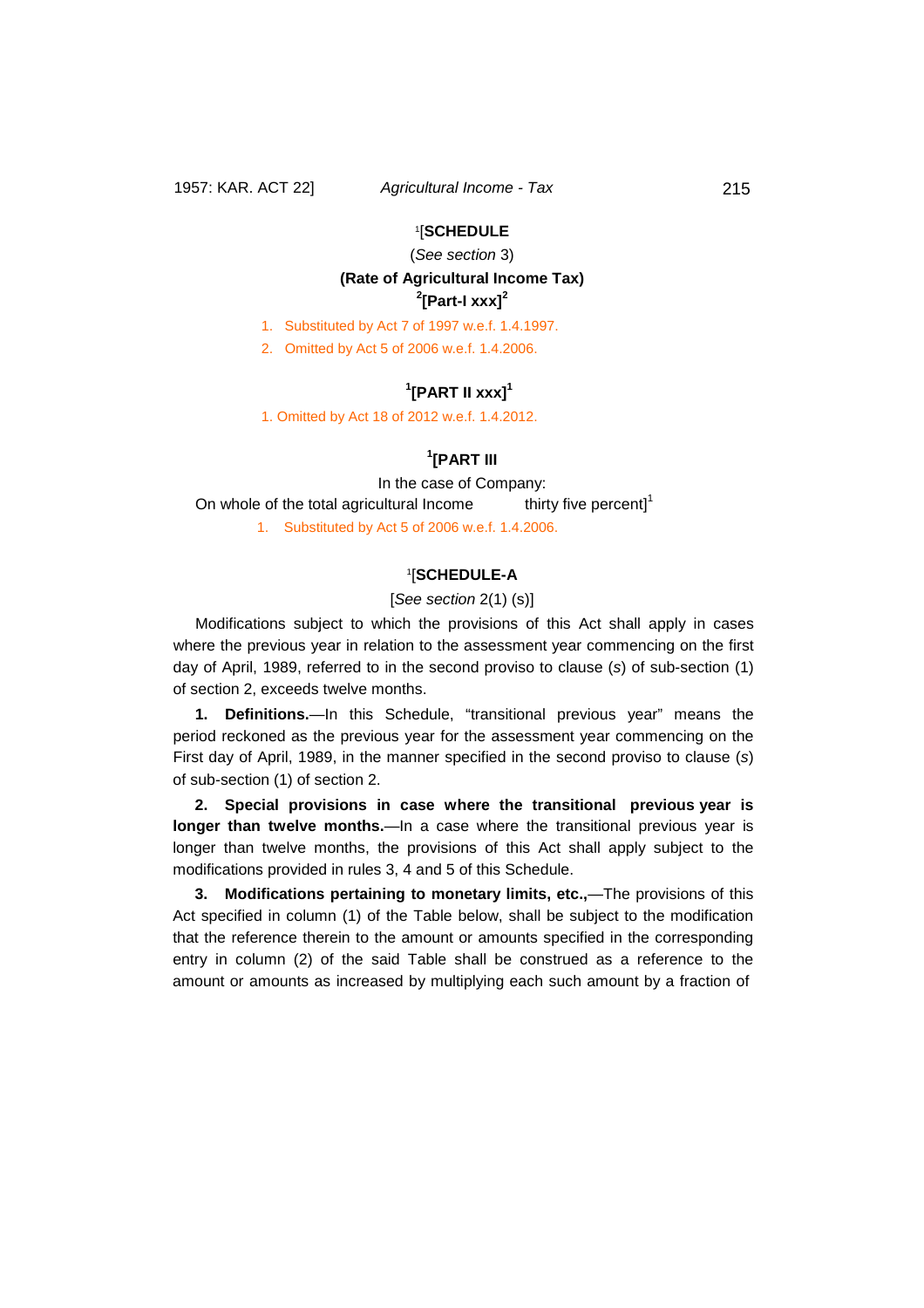## [1][SCHEDULE

(*See section* 3)

**(Rate of Agricultural Income Tax)**

**[2][Part-I xxx][2]**

1. Substituted by Act 7 of 1997 w.e.f. 1.4.1997.
2. Omitted by Act 5 of 2006 w.e.f. 1.4.2006.

**[1][PART II xxx][1]**

1. Omitted by Act 18 of 2012 w.e.f. 1.4.2012.

**[1][PART III**

In the case of Company:

On whole of the total agricultural Income thirty five percent][1]

1. Substituted by Act 5 of 2006 w.e.f. 1.4.2006.

## [1][SCHEDULE-A

[*See section* 2(1) (s)]

Modifications subject to which the provisions of this Act shall apply in cases where the previous year in relation to the assessment year commencing on the first day of April, 1989, referred to in the second proviso to clause (*s*) of sub-section (1) of section 2, exceeds twelve months.

**1. Definitions.**—In this Schedule, "transitional previous year" means the period reckoned as the previous year for the assessment year commencing on the First day of April, 1989, in the manner specified in the second proviso to clause (*s*) of sub-section (1) of section 2.

**2. Special provisions in case where the transitional previous year is longer than twelve months.**—In a case where the transitional previous year is longer than twelve months, the provisions of this Act shall apply subject to the modifications provided in rules 3, 4 and 5 of this Schedule.

**3. Modifications pertaining to monetary limits, etc.,**—The provisions of this Act specified in column (1) of the Table below, shall be subject to the modification that the reference therein to the amount or amounts specified in the corresponding entry in column (2) of the said Table shall be construed as a reference to the amount or amounts as increased by multiplying each such amount by a fraction of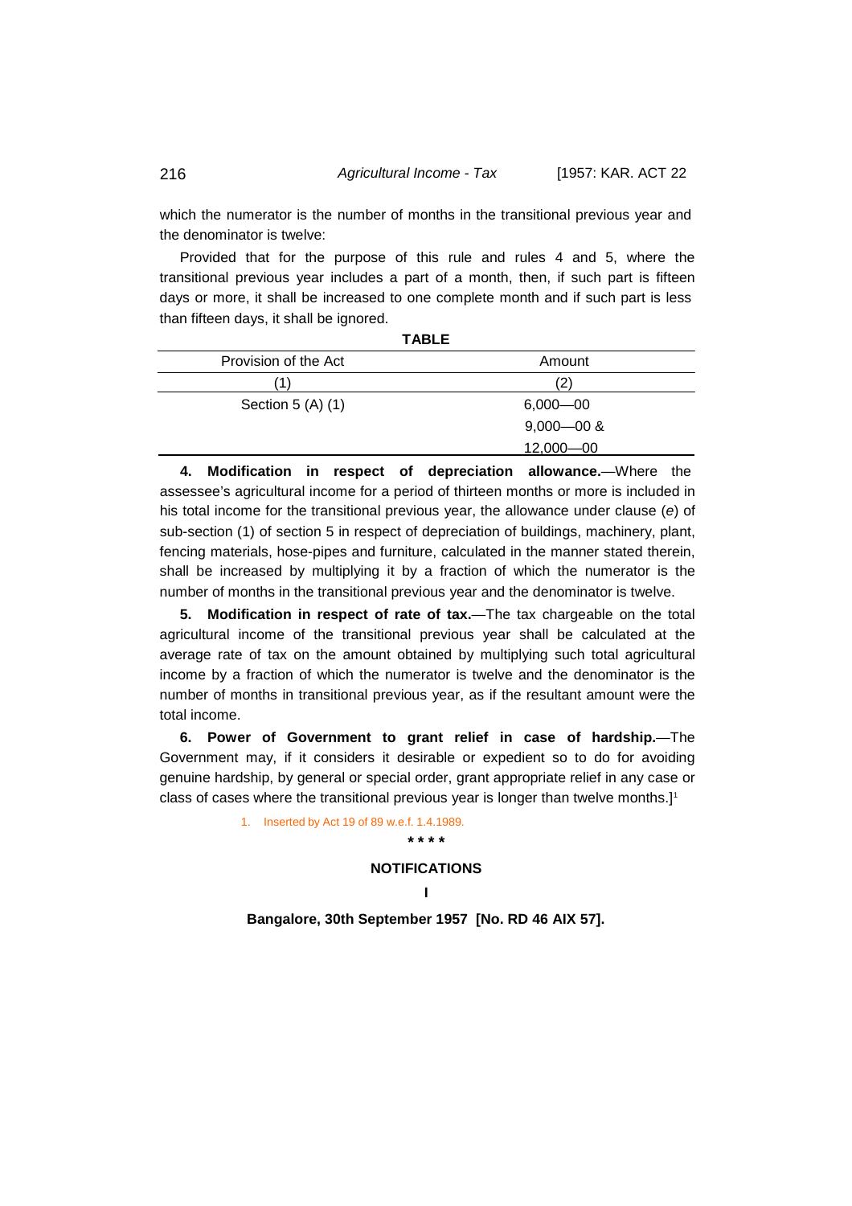which the numerator is the number of months in the transitional previous year and the denominator is twelve:

Provided that for the purpose of this rule and rules 4 and 5, where the transitional previous year includes a part of a month, then, if such part is fifteen days or more, it shall be increased to one complete month and if such part is less than fifteen days, it shall be ignored.

**TABLE**

| Provision of the Act | Amount |
|---|---|
| (1) | (2) |
| Section 5 (A) (1) | 6,000—00 |
| | 9,000—00 & |
| | 12,000—00 |

**4. Modification in respect of depreciation allowance.**—Where the assessee's agricultural income for a period of thirteen months or more is included in his total income for the transitional previous year, the allowance under clause (*e*) of sub-section (1) of section 5 in respect of depreciation of buildings, machinery, plant, fencing materials, hose-pipes and furniture, calculated in the manner stated therein, shall be increased by multiplying it by a fraction of which the numerator is the number of months in the transitional previous year and the denominator is twelve.

**5. Modification in respect of rate of tax.**—The tax chargeable on the total agricultural income of the transitional previous year shall be calculated at the average rate of tax on the amount obtained by multiplying such total agricultural income by a fraction of which the numerator is twelve and the denominator is the number of months in transitional previous year, as if the resultant amount were the total income.

**6. Power of Government to grant relief in case of hardship.**—The Government may, if it considers it desirable or expedient so to do for avoiding genuine hardship, by general or special order, grant appropriate relief in any case or class of cases where the transitional previous year is longer than twelve months.][1]

1. Inserted by Act 19 of 89 w.e.f. 1.4.1989.

\* \* \* \*

**NOTIFICATIONS**

**I**

**Bangalore, 30th September 1957 [No. RD 46 AIX 57].**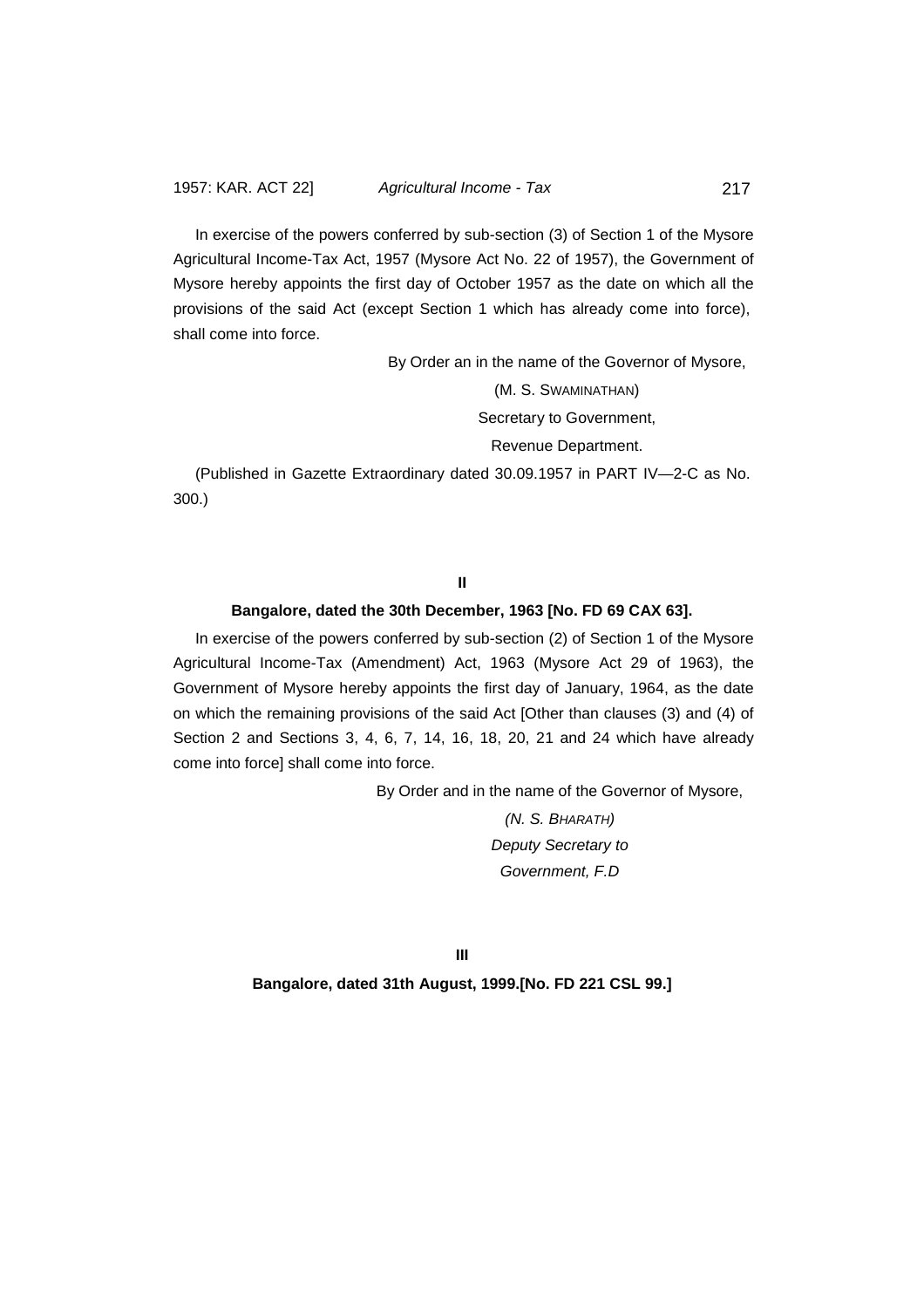In exercise of the powers conferred by sub-section (3) of Section 1 of the Mysore Agricultural Income-Tax Act, 1957 (Mysore Act No. 22 of 1957), the Government of Mysore hereby appoints the first day of October 1957 as the date on which all the provisions of the said Act (except Section 1 which has already come into force), shall come into force.

By Order an in the name of the Governor of Mysore,

(M. S. SWAMINATHAN)

Secretary to Government,

Revenue Department.

(Published in Gazette Extraordinary dated 30.09.1957 in PART IV—2-C as No. 300.)

**II**

**Bangalore, dated the 30th December, 1963 [No. FD 69 CAX 63].**

In exercise of the powers conferred by sub-section (2) of Section 1 of the Mysore Agricultural Income-Tax (Amendment) Act, 1963 (Mysore Act 29 of 1963), the Government of Mysore hereby appoints the first day of January, 1964, as the date on which the remaining provisions of the said Act [Other than clauses (3) and (4) of Section 2 and Sections 3, 4, 6, 7, 14, 16, 18, 20, 21 and 24 which have already come into force] shall come into force.

By Order and in the name of the Governor of Mysore,

*(N. S. BHARATH)*

*Deputy Secretary to*

*Government, F.D*

**III**

**Bangalore, dated 31th August, 1999.[No. FD 221 CSL 99.]**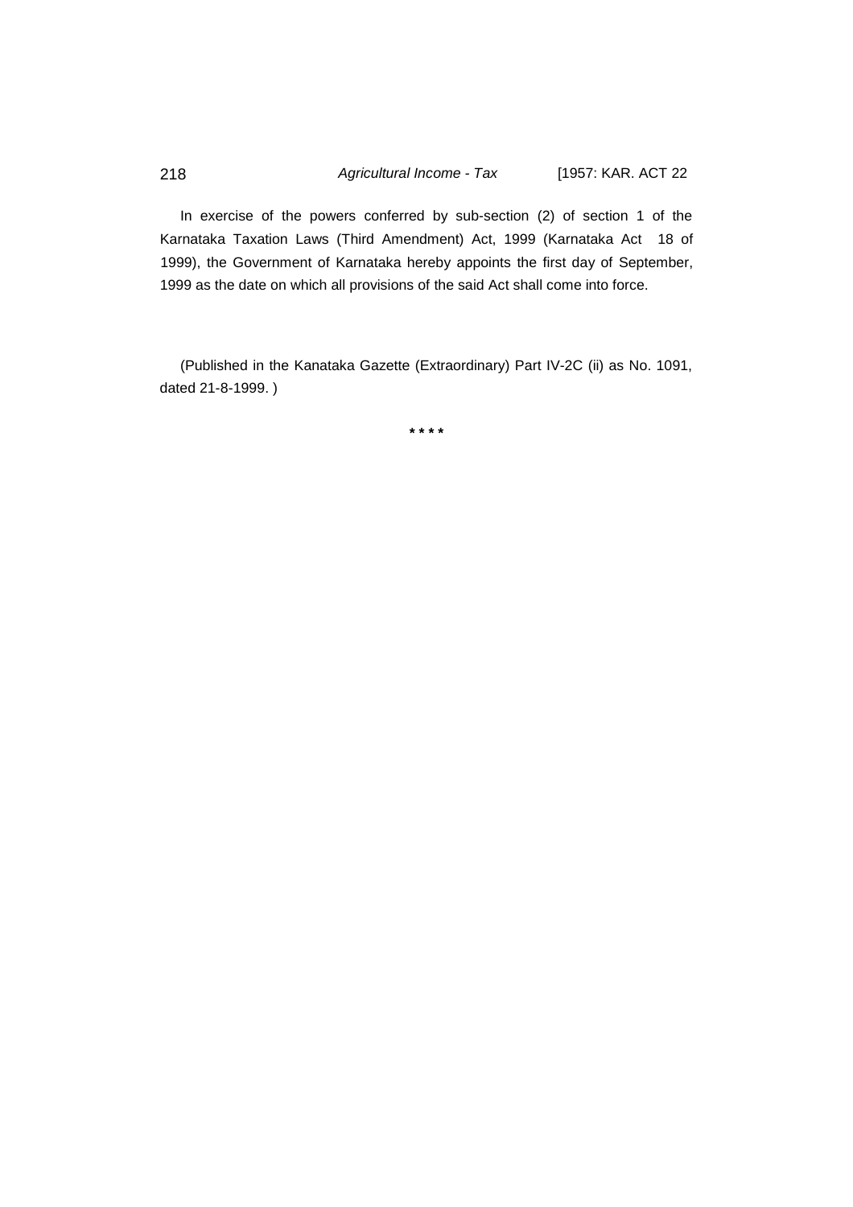In exercise of the powers conferred by sub-section (2) of section 1 of the Karnataka Taxation Laws (Third Amendment) Act, 1999 (Karnataka Act 18 of 1999), the Government of Karnataka hereby appoints the first day of September, 1999 as the date on which all provisions of the said Act shall come into force.

(Published in the Kanataka Gazette (Extraordinary) Part IV-2C (ii) as No. 1091, dated 21-8-1999. )

* * * *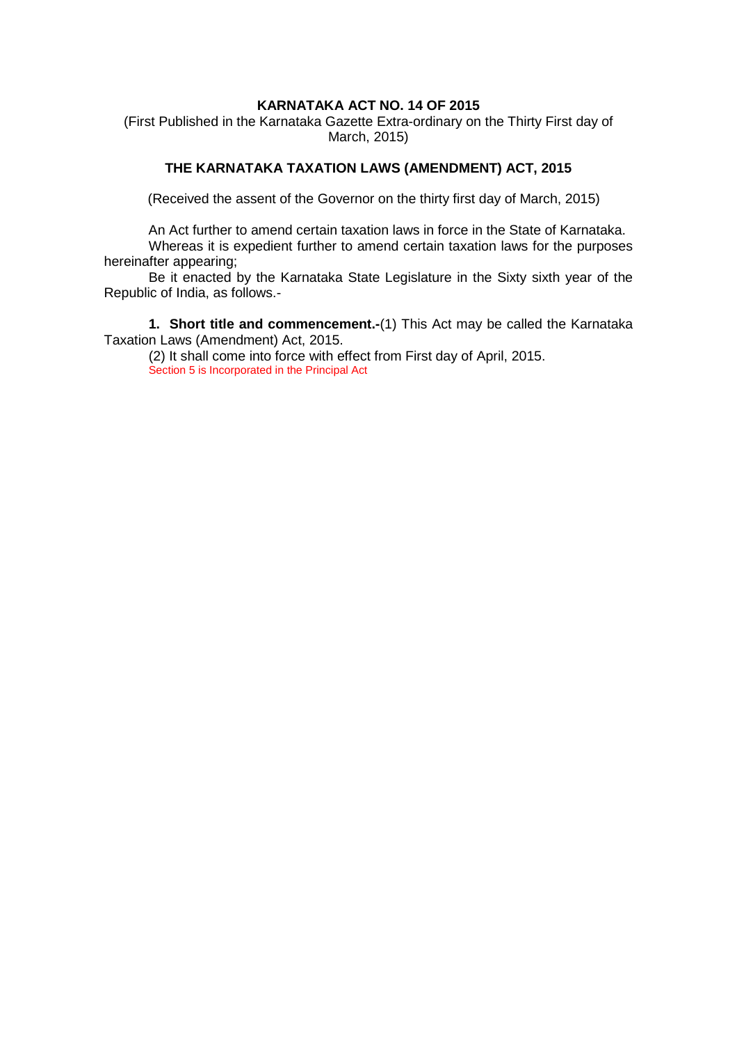**KARNATAKA ACT NO. 14 OF 2015**

(First Published in the Karnataka Gazette Extra-ordinary on the Thirty First day of March, 2015)

**THE KARNATAKA TAXATION LAWS (AMENDMENT) ACT, 2015**

(Received the assent of the Governor on the thirty first day of March, 2015)

An Act further to amend certain taxation laws in force in the State of Karnataka.

Whereas it is expedient further to amend certain taxation laws for the purposes hereinafter appearing;

Be it enacted by the Karnataka State Legislature in the Sixty sixth year of the Republic of India, as follows.-

**1. Short title and commencement.-**(1) This Act may be called the Karnataka Taxation Laws (Amendment) Act, 2015.

(2) It shall come into force with effect from First day of April, 2015.

Section 5 is Incorporated in the Principal Act